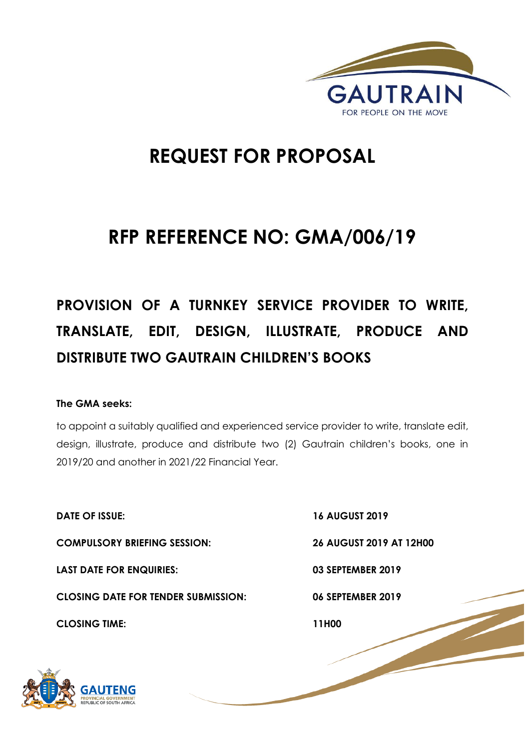GAUTRAIN

FOR PEOPLE ON THE MOVE

# REQUEST FOR PROPOSAL

# RFP REFERENCE NO: GMA/006/19

## PROVISION OF A TURNKEY SERVICE PROVIDER TO WRITE, TRANSLATE, EDIT, DESIGN, ILLUSTRATE, PRODUCE AND DISTRIBUTE TWO GAUTRAIN CHILDREN'S BOOKS

**The GMA seeks:**

to appoint a suitably qualified and experienced service provider to write, translate edit, design, illustrate, produce and distribute two (2) Gautrain children's books, one in 2019/20 and another in 2021/22 Financial Year.

| | |
|---|---|
| **DATE OF ISSUE:** | **16 AUGUST 2019** |
| **COMPULSORY BRIEFING SESSION:** | **26 AUGUST 2019 AT 12H00** |
| **LAST DATE FOR ENQUIRIES:** | **03 SEPTEMBER 2019** |
| **CLOSING DATE FOR TENDER SUBMISSION:** | **06 SEPTEMBER 2019** |
| **CLOSING TIME:** | **11H00** |

GAUTENG PROVINCIAL GOVERNMENT

REPUBLIC OF SOUTH AFRICA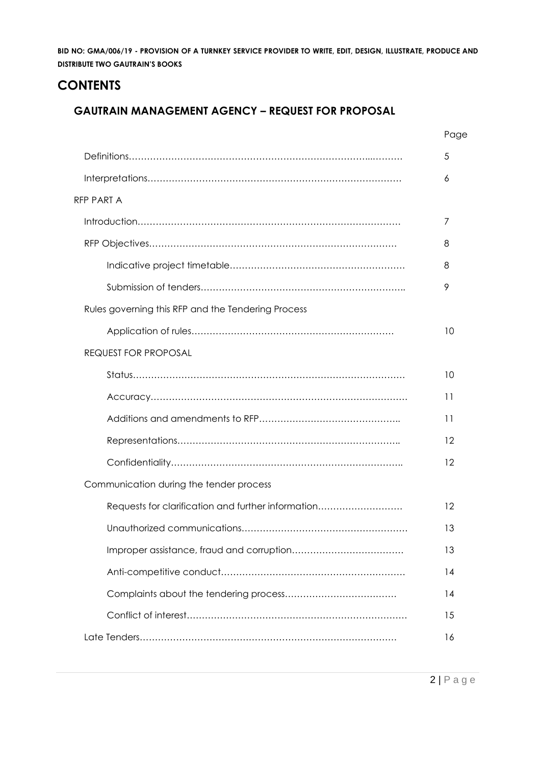# CONTENTS

## GAUTRAIN MANAGEMENT AGENCY – REQUEST FOR PROPOSAL

| | Page |
|---|---|
| Definitions | 5 |
| Interpretations | 6 |
| RFP PART A | |
| Introduction | 7 |
| RFP Objectives | 8 |
| Indicative project timetable | 8 |
| Submission of tenders | 9 |
| Rules governing this RFP and the Tendering Process | |
| Application of rules | 10 |
| REQUEST FOR PROPOSAL | |
| Status | 10 |
| Accuracy | 11 |
| Additions and amendments to RFP | 11 |
| Representations | 12 |
| Confidentiality | 12 |
| Communication during the tender process | |
| Requests for clarification and further information | 12 |
| Unauthorized communications | 13 |
| Improper assistance, fraud and corruption | 13 |
| Anti-competitive conduct | 14 |
| Complaints about the tendering process | 14 |
| Conflict of interest | 15 |
| Late Tenders | 16 |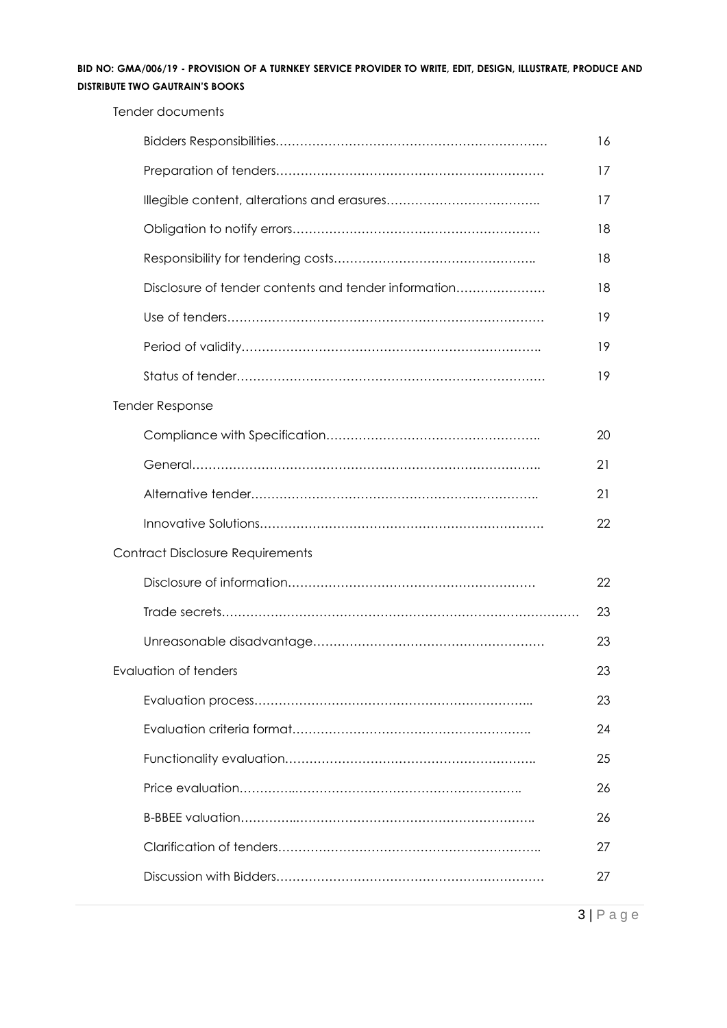Tender documents

| | |
|---|---|
| Bidders Responsibilities | 16 |
| Preparation of tenders | 17 |
| Illegible content, alterations and erasures | 17 |
| Obligation to notify errors | 18 |
| Responsibility for tendering costs | 18 |
| Disclosure of tender contents and tender information | 18 |
| Use of tenders | 19 |
| Period of validity | 19 |
| Status of tender | 19 |

Tender Response

| | |
|---|---|
| Compliance with Specification | 20 |
| General | 21 |
| Alternative tender | 21 |
| Innovative Solutions | 22 |

Contract Disclosure Requirements

| | |
|---|---|
| Disclosure of information | 22 |
| Trade secrets | 23 |
| Unreasonable disadvantage | 23 |

Evaluation of tenders 23

| | |
|---|---|
| Evaluation process | 23 |
| Evaluation criteria format | 24 |
| Functionality evaluation | 25 |
| Price evaluation | 26 |
| B-BBEE valuation | 26 |
| Clarification of tenders | 27 |
| Discussion with Bidders | 27 |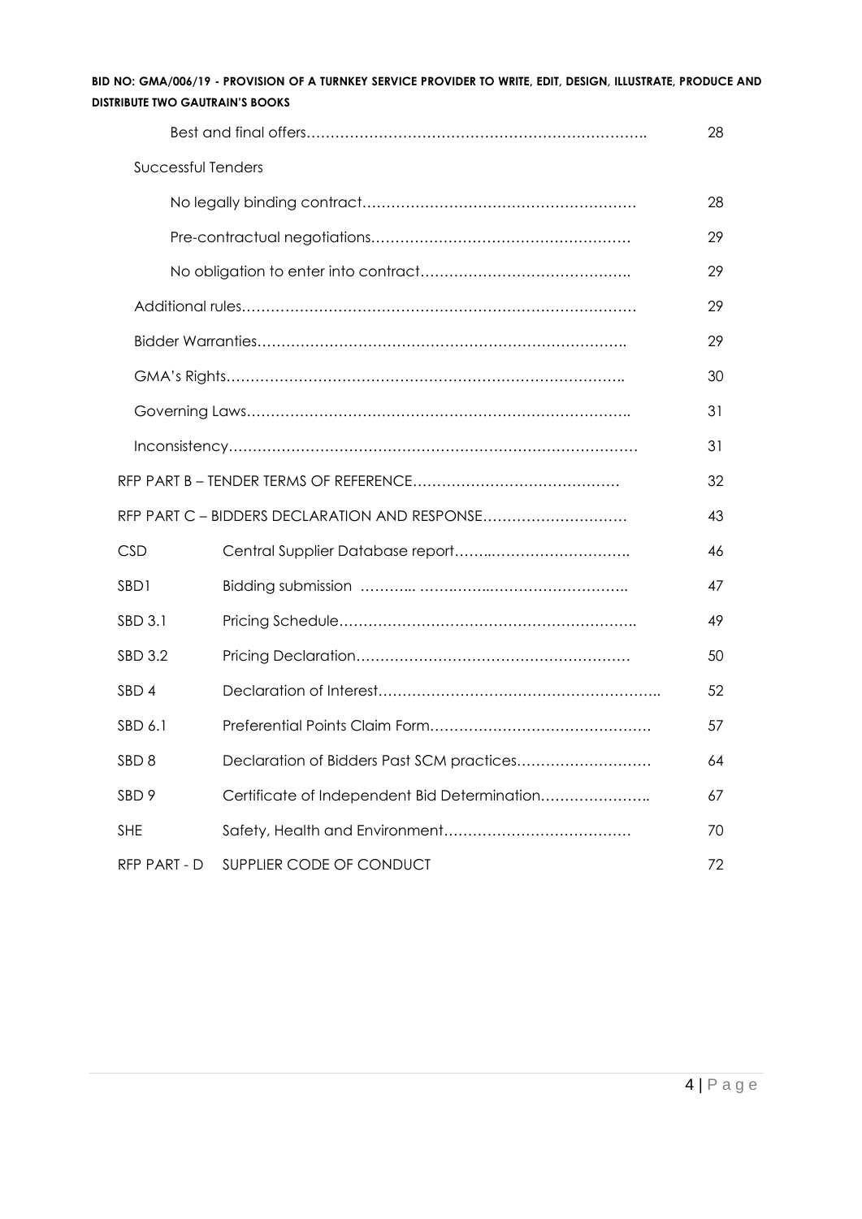| | | |
|---|---|---|
| | Best and final offers……………………………………………………………….. | 28 |
| Successful Tenders | | |
| | No legally binding contract………………………………………………… | 28 |
| | Pre-contractual negotiations……………………………………………… | 29 |
| | No obligation to enter into contract…………………………………….. | 29 |
| | Additional rules……………………………………………………………………… | 29 |
| | Bidder Warranties………………………………………………………………….. | 29 |
| | GMA's Rights……………………………………………………………………….. | 30 |
| | Governing Laws…………………………………………………………………….. | 31 |
| | Inconsistency………………………………………………………………………… | 31 |
| RFP PART B – TENDER TERMS OF REFERENCE…………………………………… | | 32 |
| RFP PART C – BIDDERS DECLARATION AND RESPONSE………………………… | | 43 |
| CSD | Central Supplier Database report……..……………………….. | 46 |
| SBD1 | Bidding submission ……….. ………..…………………………. | 47 |
| SBD 3.1 | Pricing Schedule………………………………………………….. | 49 |
| SBD 3.2 | Pricing Declaration……………………………………………… | 50 |
| SBD 4 | Declaration of Interest………………………………………………….. | 52 |
| SBD 6.1 | Preferential Points Claim Form………………………………………. | 57 |
| SBD 8 | Declaration of Bidders Past SCM practices……………………… | 64 |
| SBD 9 | Certificate of Independent Bid Determination………………….. | 67 |
| SHE | Safety, Health and Environment………………………………… | 70 |
| RFP PART - D | SUPPLIER CODE OF CONDUCT | 72 |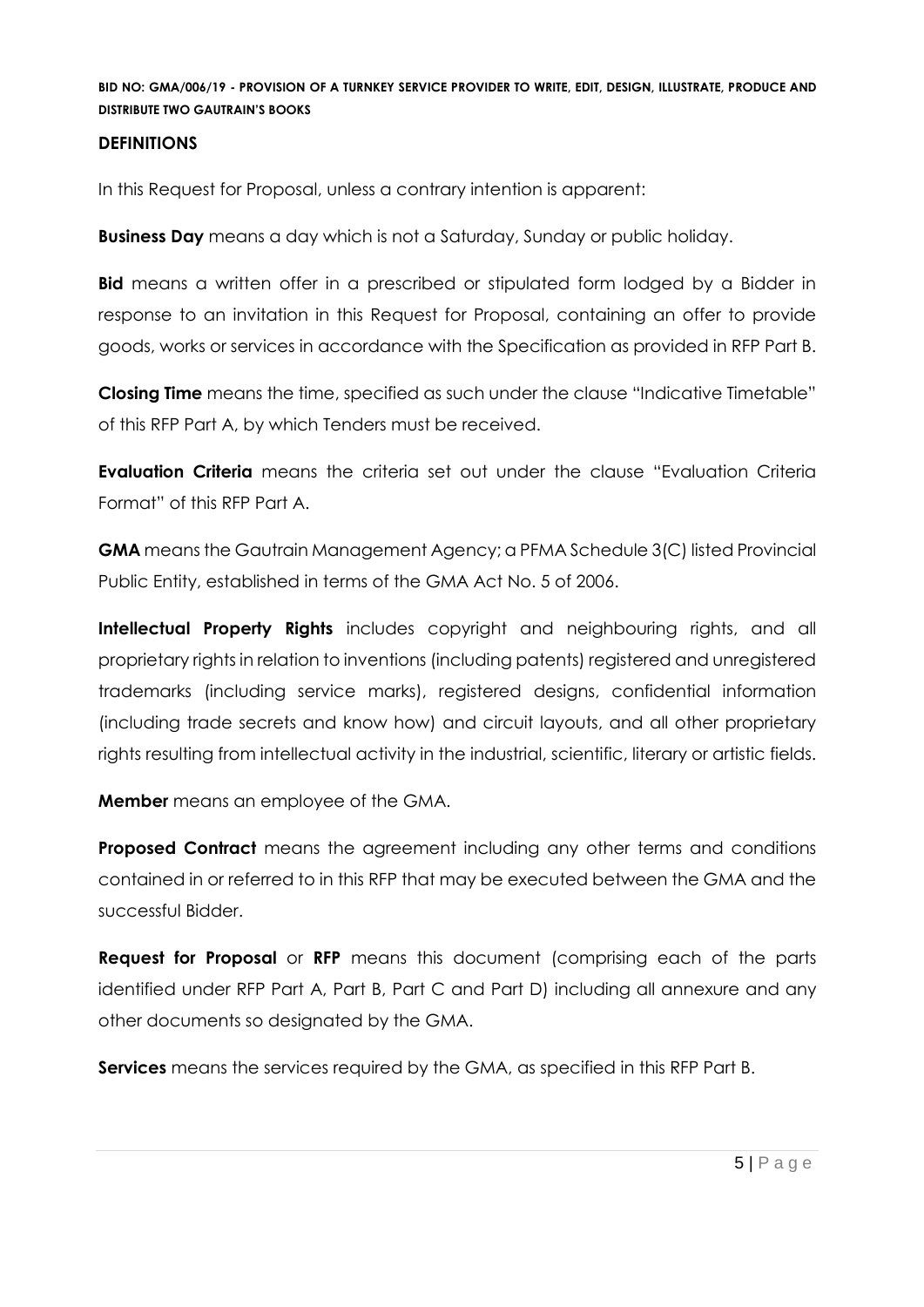## DEFINITIONS

In this Request for Proposal, unless a contrary intention is apparent:

**Business Day** means a day which is not a Saturday, Sunday or public holiday.

**Bid** means a written offer in a prescribed or stipulated form lodged by a Bidder in response to an invitation in this Request for Proposal, containing an offer to provide goods, works or services in accordance with the Specification as provided in RFP Part B.

**Closing Time** means the time, specified as such under the clause "Indicative Timetable" of this RFP Part A, by which Tenders must be received.

**Evaluation Criteria** means the criteria set out under the clause "Evaluation Criteria Format" of this RFP Part A.

**GMA** means the Gautrain Management Agency; a PFMA Schedule 3(C) listed Provincial Public Entity, established in terms of the GMA Act No. 5 of 2006.

**Intellectual Property Rights** includes copyright and neighbouring rights, and all proprietary rights in relation to inventions (including patents) registered and unregistered trademarks (including service marks), registered designs, confidential information (including trade secrets and know how) and circuit layouts, and all other proprietary rights resulting from intellectual activity in the industrial, scientific, literary or artistic fields.

**Member** means an employee of the GMA.

**Proposed Contract** means the agreement including any other terms and conditions contained in or referred to in this RFP that may be executed between the GMA and the successful Bidder.

**Request for Proposal** or **RFP** means this document (comprising each of the parts identified under RFP Part A, Part B, Part C and Part D) including all annexure and any other documents so designated by the GMA.

**Services** means the services required by the GMA, as specified in this RFP Part B.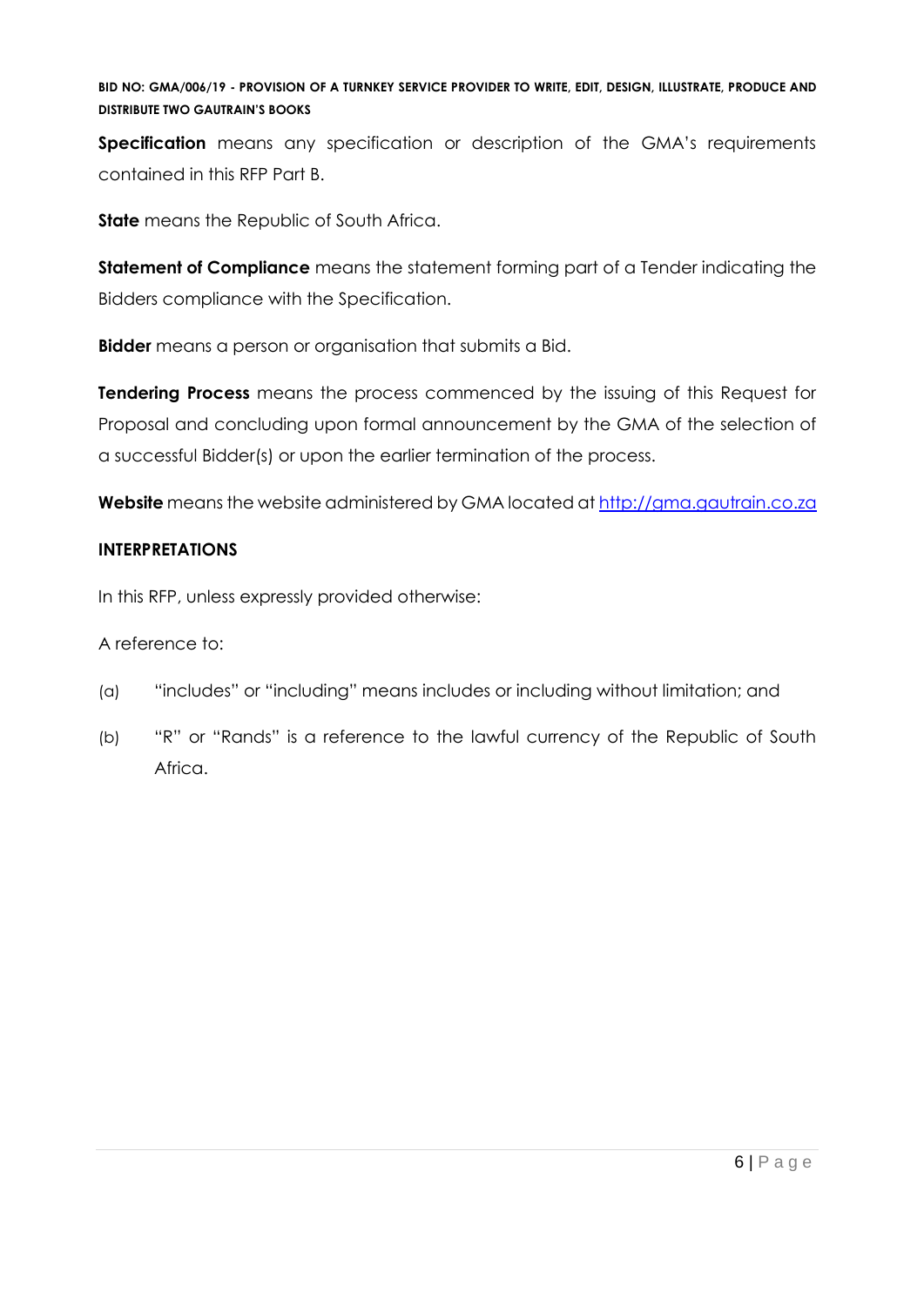**Specification** means any specification or description of the GMA's requirements contained in this RFP Part B.

**State** means the Republic of South Africa.

**Statement of Compliance** means the statement forming part of a Tender indicating the Bidders compliance with the Specification.

**Bidder** means a person or organisation that submits a Bid.

**Tendering Process** means the process commenced by the issuing of this Request for Proposal and concluding upon formal announcement by the GMA of the selection of a successful Bidder(s) or upon the earlier termination of the process.

**Website** means the website administered by GMA located at [http://gma.gautrain.co.za](http://gma.gautrain.co.za)

**INTERPRETATIONS**

In this RFP, unless expressly provided otherwise:

A reference to:

(a) "includes" or "including" means includes or including without limitation; and

(b) "R" or "Rands" is a reference to the lawful currency of the Republic of South Africa.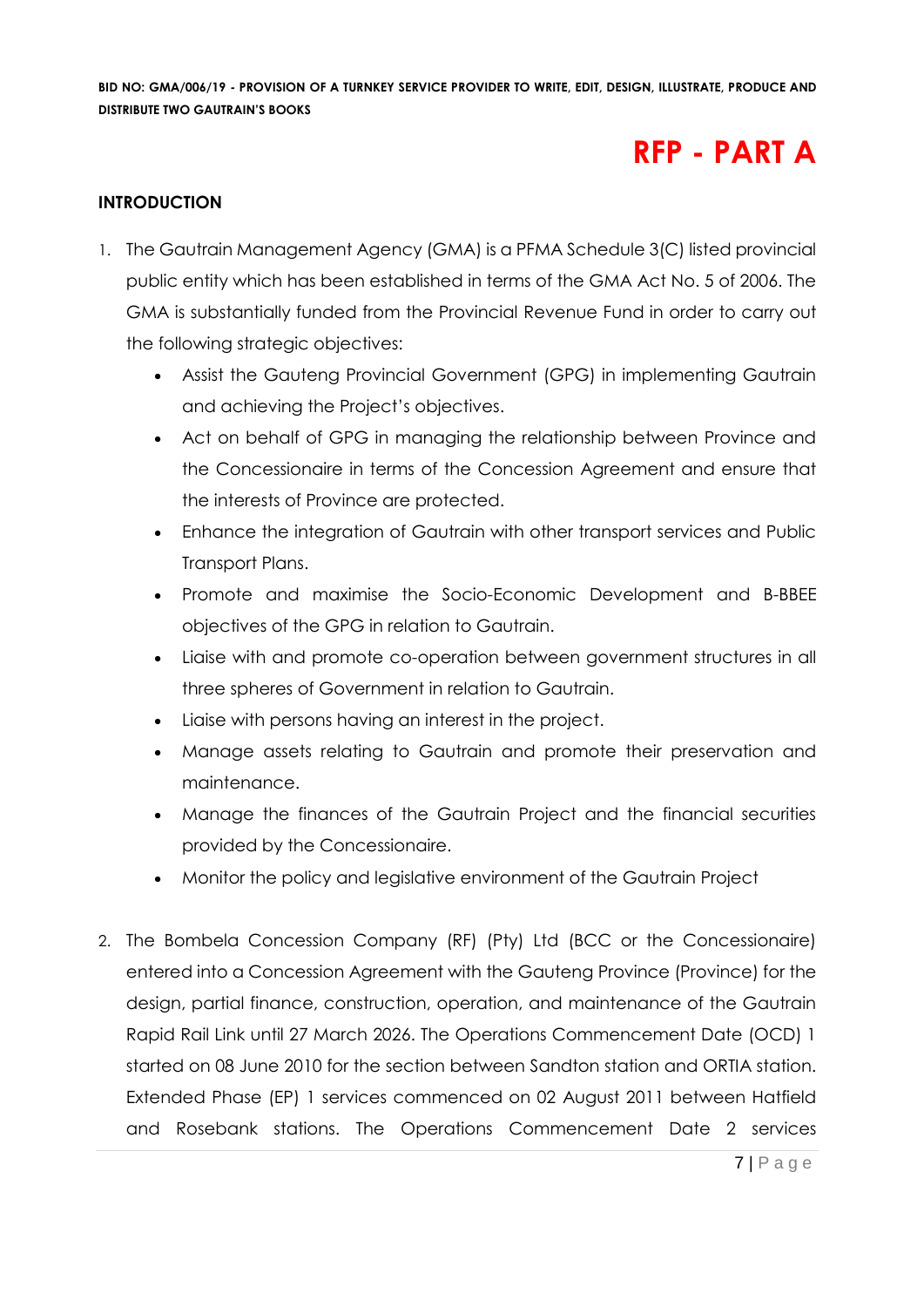# RFP - PART A

**INTRODUCTION**

1. The Gautrain Management Agency (GMA) is a PFMA Schedule 3(C) listed provincial public entity which has been established in terms of the GMA Act No. 5 of 2006. The GMA is substantially funded from the Provincial Revenue Fund in order to carry out the following strategic objectives:
   - Assist the Gauteng Provincial Government (GPG) in implementing Gautrain and achieving the Project's objectives.
   - Act on behalf of GPG in managing the relationship between Province and the Concessionaire in terms of the Concession Agreement and ensure that the interests of Province are protected.
   - Enhance the integration of Gautrain with other transport services and Public Transport Plans.
   - Promote and maximise the Socio-Economic Development and B-BBEE objectives of the GPG in relation to Gautrain.
   - Liaise with and promote co-operation between government structures in all three spheres of Government in relation to Gautrain.
   - Liaise with persons having an interest in the project.
   - Manage assets relating to Gautrain and promote their preservation and maintenance.
   - Manage the finances of the Gautrain Project and the financial securities provided by the Concessionaire.
   - Monitor the policy and legislative environment of the Gautrain Project

2. The Bombela Concession Company (RF) (Pty) Ltd (BCC or the Concessionaire) entered into a Concession Agreement with the Gauteng Province (Province) for the design, partial finance, construction, operation, and maintenance of the Gautrain Rapid Rail Link until 27 March 2026. The Operations Commencement Date (OCD) 1 started on 08 June 2010 for the section between Sandton station and ORTIA station. Extended Phase (EP) 1 services commenced on 02 August 2011 between Hatfield and Rosebank stations. The Operations Commencement Date 2 services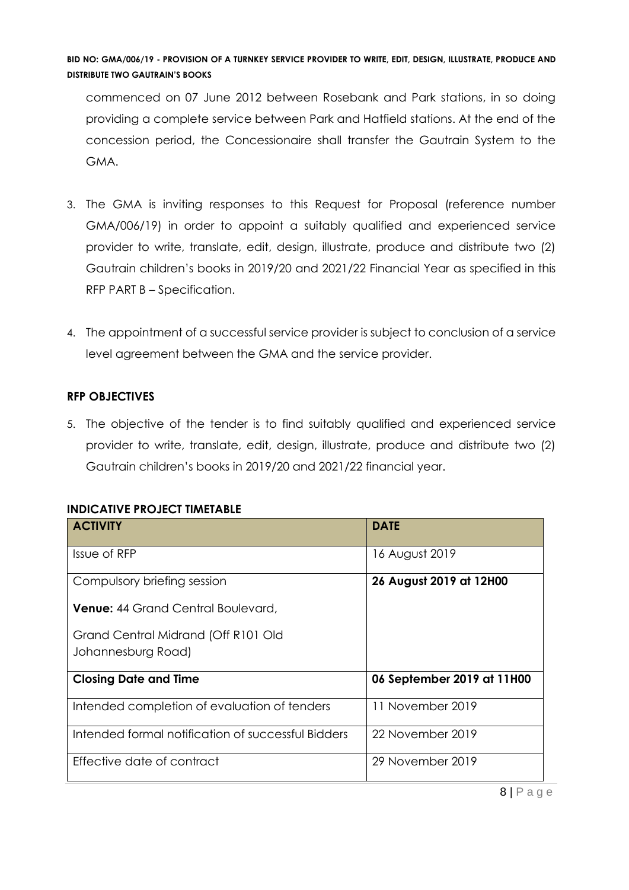commenced on 07 June 2012 between Rosebank and Park stations, in so doing providing a complete service between Park and Hatfield stations. At the end of the concession period, the Concessionaire shall transfer the Gautrain System to the GMA.

3. The GMA is inviting responses to this Request for Proposal (reference number GMA/006/19) in order to appoint a suitably qualified and experienced service provider to write, translate, edit, design, illustrate, produce and distribute two (2) Gautrain children's books in 2019/20 and 2021/22 Financial Year as specified in this RFP PART B – Specification.

4. The appointment of a successful service provider is subject to conclusion of a service level agreement between the GMA and the service provider.

**RFP OBJECTIVES**

5. The objective of the tender is to find suitably qualified and experienced service provider to write, translate, edit, design, illustrate, produce and distribute two (2) Gautrain children's books in 2019/20 and 2021/22 financial year.

**INDICATIVE PROJECT TIMETABLE**

| ACTIVITY | DATE |
|---|---|
| Issue of RFP | 16 August 2019 |
| Compulsory briefing session<br><br>**Venue:** 44 Grand Central Boulevard,<br><br>Grand Central Midrand (Off R101 Old Johannesburg Road) | **26 August 2019 at 12H00** |
| **Closing Date and Time** | **06 September 2019 at 11H00** |
| Intended completion of evaluation of tenders | 11 November 2019 |
| Intended formal notification of successful Bidders | 22 November 2019 |
| Effective date of contract | 29 November 2019 |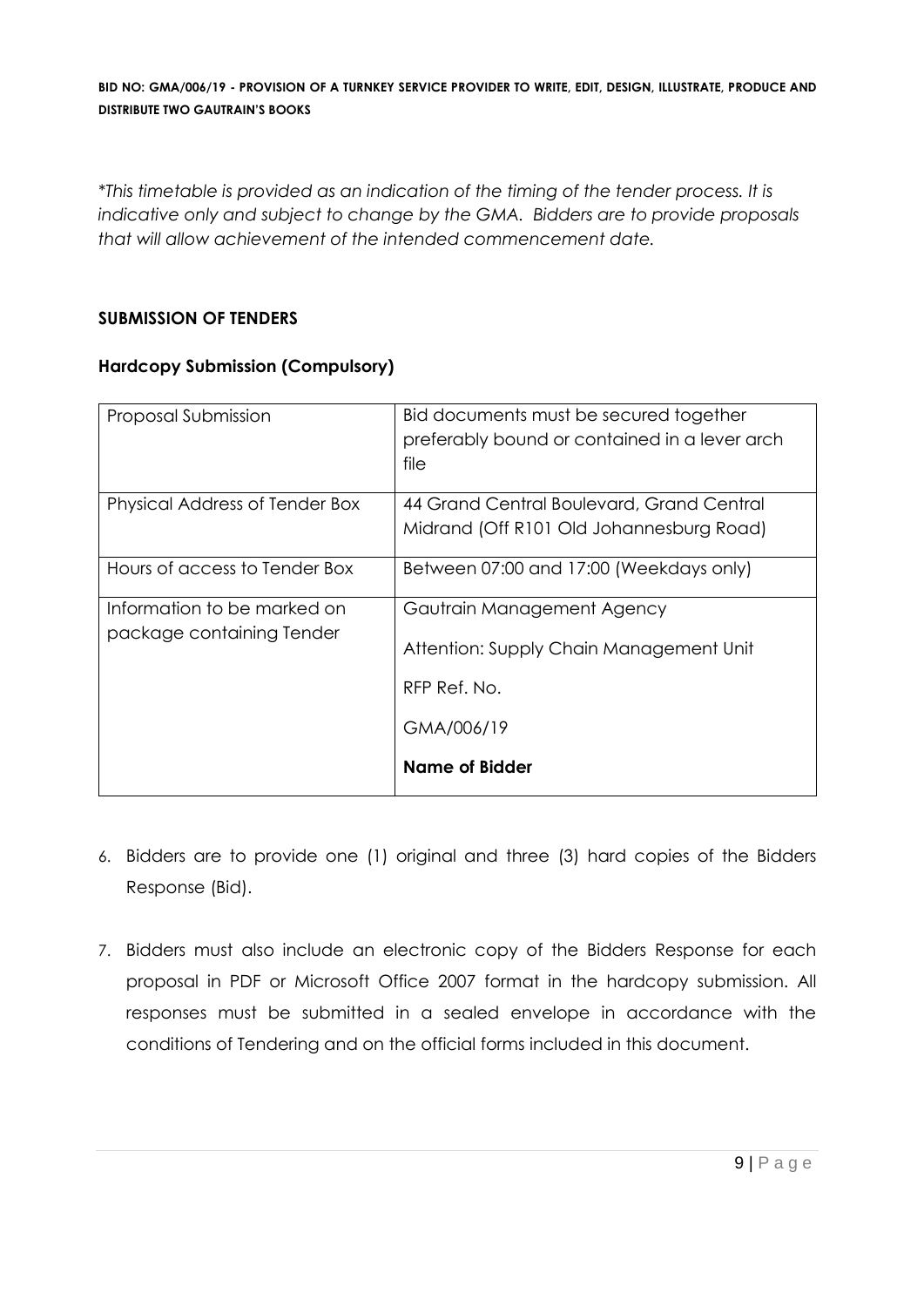*\*This timetable is provided as an indication of the timing of the tender process. It is indicative only and subject to change by the GMA. Bidders are to provide proposals that will allow achievement of the intended commencement date.*

## SUBMISSION OF TENDERS

### Hardcopy Submission (Compulsory)

| Proposal Submission | Bid documents must be secured together preferably bound or contained in a lever arch file |
|---|---|
| Physical Address of Tender Box | 44 Grand Central Boulevard, Grand Central Midrand (Off R101 Old Johannesburg Road) |
| Hours of access to Tender Box | Between 07:00 and 17:00 (Weekdays only) |
| Information to be marked on package containing Tender | Gautrain Management Agency<br><br>Attention: Supply Chain Management Unit<br><br>RFP Ref. No.<br><br>GMA/006/19<br><br>**Name of Bidder** |

6. Bidders are to provide one (1) original and three (3) hard copies of the Bidders Response (Bid).

7. Bidders must also include an electronic copy of the Bidders Response for each proposal in PDF or Microsoft Office 2007 format in the hardcopy submission. All responses must be submitted in a sealed envelope in accordance with the conditions of Tendering and on the official forms included in this document.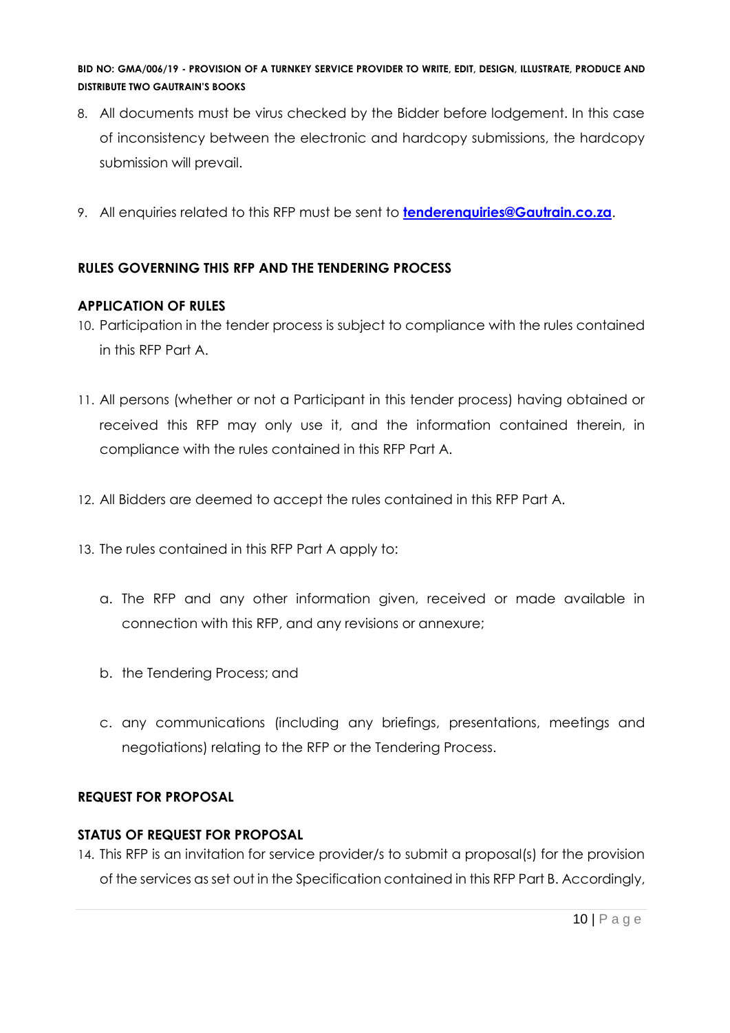8. All documents must be virus checked by the Bidder before lodgement. In this case of inconsistency between the electronic and hardcopy submissions, the hardcopy submission will prevail.

9. All enquiries related to this RFP must be sent to **tenderenquiries@Gautrain.co.za**.

## RULES GOVERNING THIS RFP AND THE TENDERING PROCESS

### APPLICATION OF RULES

10. Participation in the tender process is subject to compliance with the rules contained in this RFP Part A.

11. All persons (whether or not a Participant in this tender process) having obtained or received this RFP may only use it, and the information contained therein, in compliance with the rules contained in this RFP Part A.

12. All Bidders are deemed to accept the rules contained in this RFP Part A.

13. The rules contained in this RFP Part A apply to:

    a. The RFP and any other information given, received or made available in connection with this RFP, and any revisions or annexure;

    b. the Tendering Process; and

    c. any communications (including any briefings, presentations, meetings and negotiations) relating to the RFP or the Tendering Process.

## REQUEST FOR PROPOSAL

### STATUS OF REQUEST FOR PROPOSAL

14. This RFP is an invitation for service provider/s to submit a proposal(s) for the provision of the services as set out in the Specification contained in this RFP Part B. Accordingly,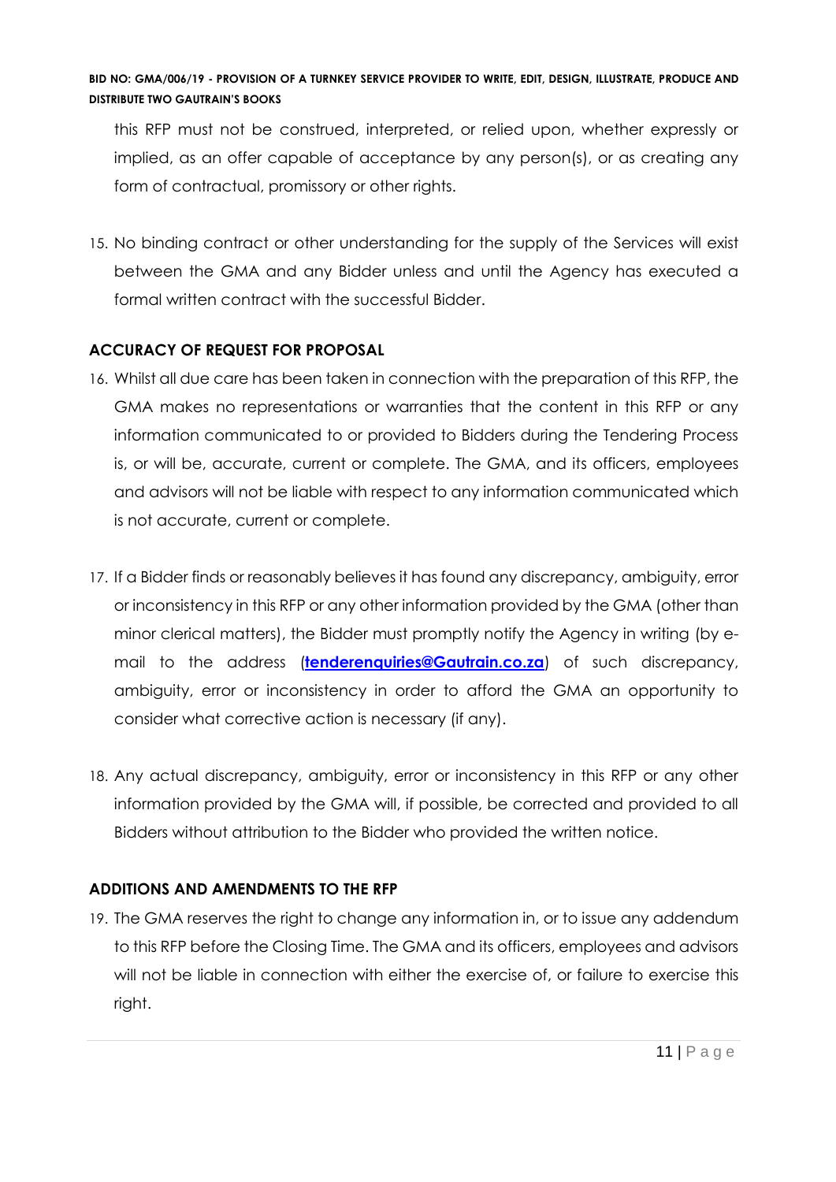this RFP must not be construed, interpreted, or relied upon, whether expressly or implied, as an offer capable of acceptance by any person(s), or as creating any form of contractual, promissory or other rights.

15. No binding contract or other understanding for the supply of the Services will exist between the GMA and any Bidder unless and until the Agency has executed a formal written contract with the successful Bidder.

**ACCURACY OF REQUEST FOR PROPOSAL**

16. Whilst all due care has been taken in connection with the preparation of this RFP, the GMA makes no representations or warranties that the content in this RFP or any information communicated to or provided to Bidders during the Tendering Process is, or will be, accurate, current or complete. The GMA, and its officers, employees and advisors will not be liable with respect to any information communicated which is not accurate, current or complete.

17. If a Bidder finds or reasonably believes it has found any discrepancy, ambiguity, error or inconsistency in this RFP or any other information provided by the GMA (other than minor clerical matters), the Bidder must promptly notify the Agency in writing (by e-mail to the address (**tenderenquiries@Gautrain.co.za**) of such discrepancy, ambiguity, error or inconsistency in order to afford the GMA an opportunity to consider what corrective action is necessary (if any).

18. Any actual discrepancy, ambiguity, error or inconsistency in this RFP or any other information provided by the GMA will, if possible, be corrected and provided to all Bidders without attribution to the Bidder who provided the written notice.

**ADDITIONS AND AMENDMENTS TO THE RFP**

19. The GMA reserves the right to change any information in, or to issue any addendum to this RFP before the Closing Time. The GMA and its officers, employees and advisors will not be liable in connection with either the exercise of, or failure to exercise this right.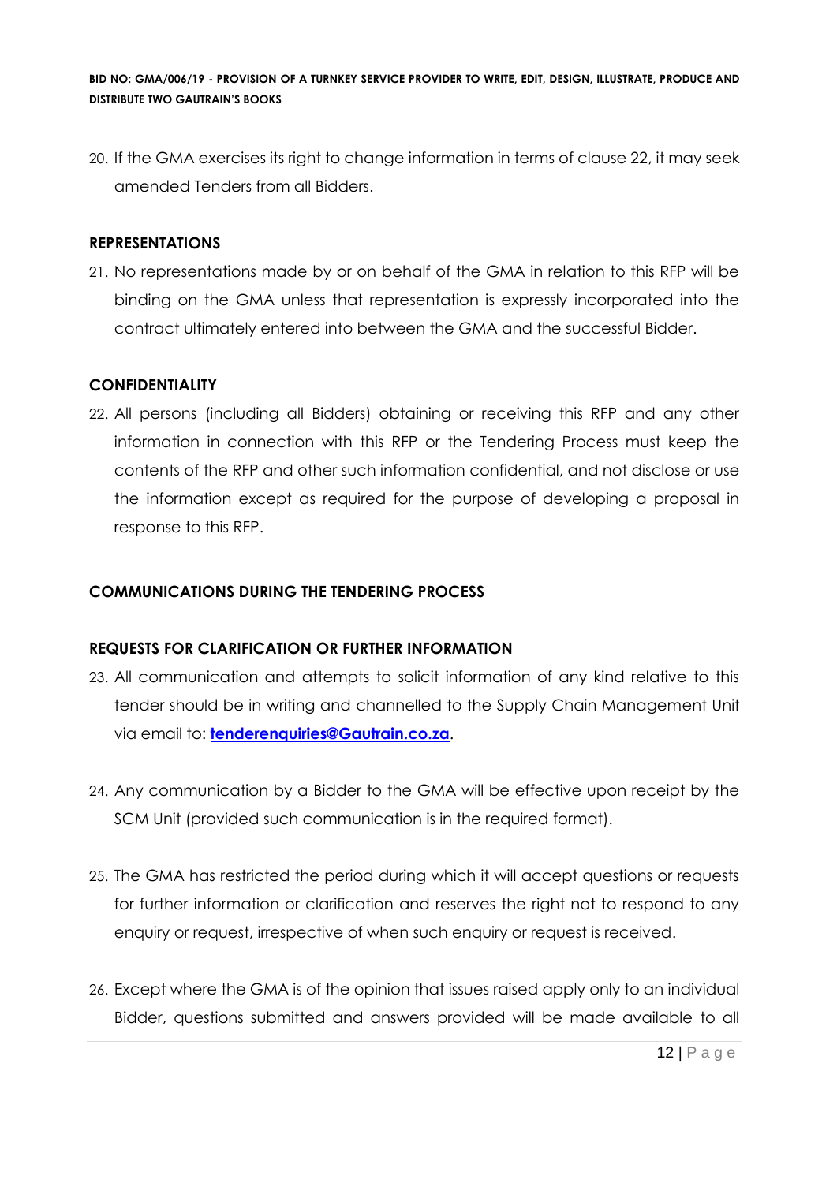20. If the GMA exercises its right to change information in terms of clause 22, it may seek amended Tenders from all Bidders.

**REPRESENTATIONS**

21. No representations made by or on behalf of the GMA in relation to this RFP will be binding on the GMA unless that representation is expressly incorporated into the contract ultimately entered into between the GMA and the successful Bidder.

**CONFIDENTIALITY**

22. All persons (including all Bidders) obtaining or receiving this RFP and any other information in connection with this RFP or the Tendering Process must keep the contents of the RFP and other such information confidential, and not disclose or use the information except as required for the purpose of developing a proposal in response to this RFP.

**COMMUNICATIONS DURING THE TENDERING PROCESS**

**REQUESTS FOR CLARIFICATION OR FURTHER INFORMATION**

23. All communication and attempts to solicit information of any kind relative to this tender should be in writing and channelled to the Supply Chain Management Unit via email to: **tenderenquiries@Gautrain.co.za**.

24. Any communication by a Bidder to the GMA will be effective upon receipt by the SCM Unit (provided such communication is in the required format).

25. The GMA has restricted the period during which it will accept questions or requests for further information or clarification and reserves the right not to respond to any enquiry or request, irrespective of when such enquiry or request is received.

26. Except where the GMA is of the opinion that issues raised apply only to an individual Bidder, questions submitted and answers provided will be made available to all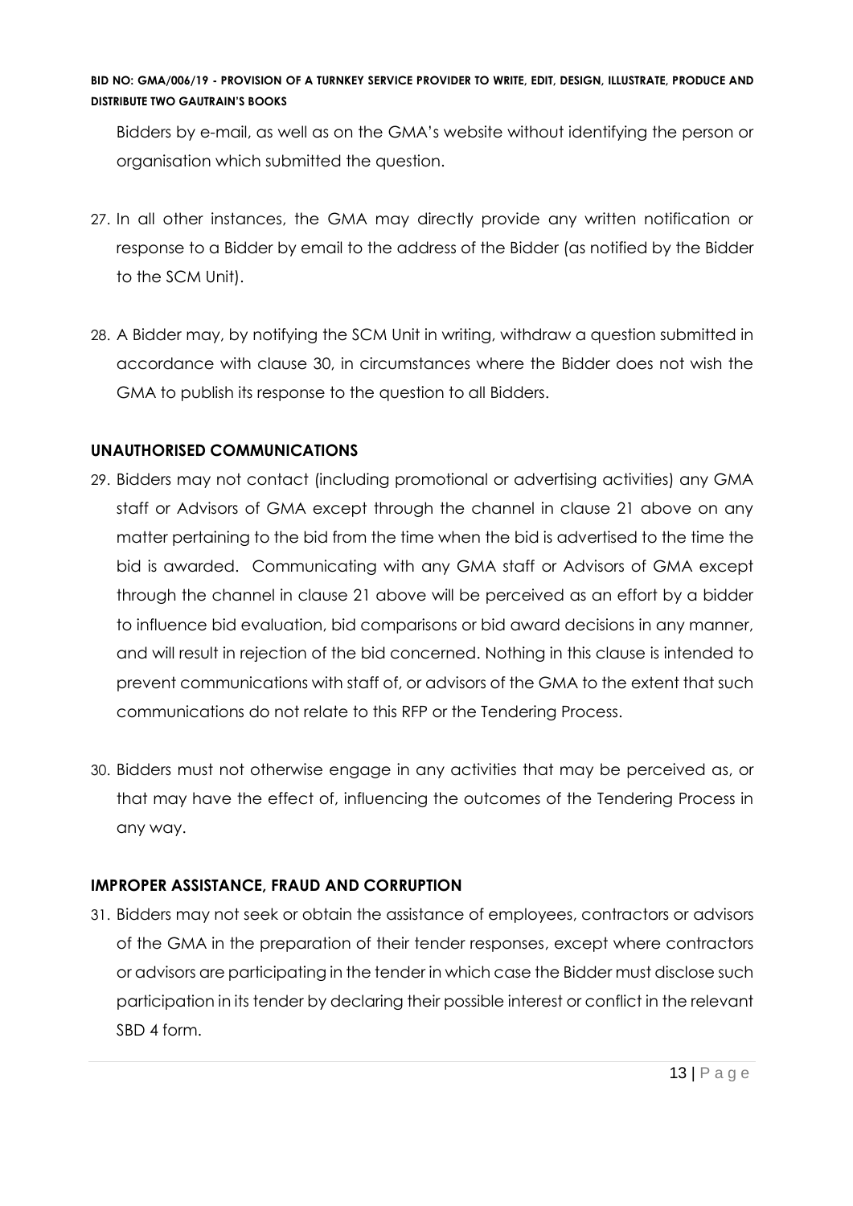Bidders by e-mail, as well as on the GMA's website without identifying the person or organisation which submitted the question.

27. In all other instances, the GMA may directly provide any written notification or response to a Bidder by email to the address of the Bidder (as notified by the Bidder to the SCM Unit).

28. A Bidder may, by notifying the SCM Unit in writing, withdraw a question submitted in accordance with clause 30, in circumstances where the Bidder does not wish the GMA to publish its response to the question to all Bidders.

**UNAUTHORISED COMMUNICATIONS**

29. Bidders may not contact (including promotional or advertising activities) any GMA staff or Advisors of GMA except through the channel in clause 21 above on any matter pertaining to the bid from the time when the bid is advertised to the time the bid is awarded. Communicating with any GMA staff or Advisors of GMA except through the channel in clause 21 above will be perceived as an effort by a bidder to influence bid evaluation, bid comparisons or bid award decisions in any manner, and will result in rejection of the bid concerned. Nothing in this clause is intended to prevent communications with staff of, or advisors of the GMA to the extent that such communications do not relate to this RFP or the Tendering Process.

30. Bidders must not otherwise engage in any activities that may be perceived as, or that may have the effect of, influencing the outcomes of the Tendering Process in any way.

**IMPROPER ASSISTANCE, FRAUD AND CORRUPTION**

31. Bidders may not seek or obtain the assistance of employees, contractors or advisors of the GMA in the preparation of their tender responses, except where contractors or advisors are participating in the tender in which case the Bidder must disclose such participation in its tender by declaring their possible interest or conflict in the relevant SBD 4 form.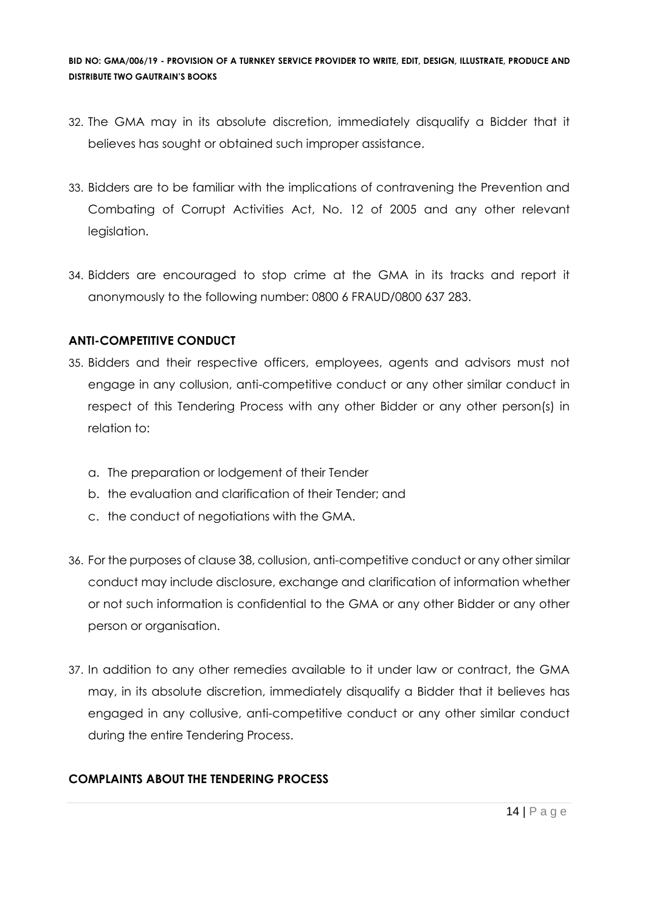32. The GMA may in its absolute discretion, immediately disqualify a Bidder that it believes has sought or obtained such improper assistance.

33. Bidders are to be familiar with the implications of contravening the Prevention and Combating of Corrupt Activities Act, No. 12 of 2005 and any other relevant legislation.

34. Bidders are encouraged to stop crime at the GMA in its tracks and report it anonymously to the following number: 0800 6 FRAUD/0800 637 283.

**ANTI-COMPETITIVE CONDUCT**

35. Bidders and their respective officers, employees, agents and advisors must not engage in any collusion, anti-competitive conduct or any other similar conduct in respect of this Tendering Process with any other Bidder or any other person(s) in relation to:

    a. The preparation or lodgement of their Tender
    b. the evaluation and clarification of their Tender; and
    c. the conduct of negotiations with the GMA.

36. For the purposes of clause 38, collusion, anti-competitive conduct or any other similar conduct may include disclosure, exchange and clarification of information whether or not such information is confidential to the GMA or any other Bidder or any other person or organisation.

37. In addition to any other remedies available to it under law or contract, the GMA may, in its absolute discretion, immediately disqualify a Bidder that it believes has engaged in any collusive, anti-competitive conduct or any other similar conduct during the entire Tendering Process.

**COMPLAINTS ABOUT THE TENDERING PROCESS**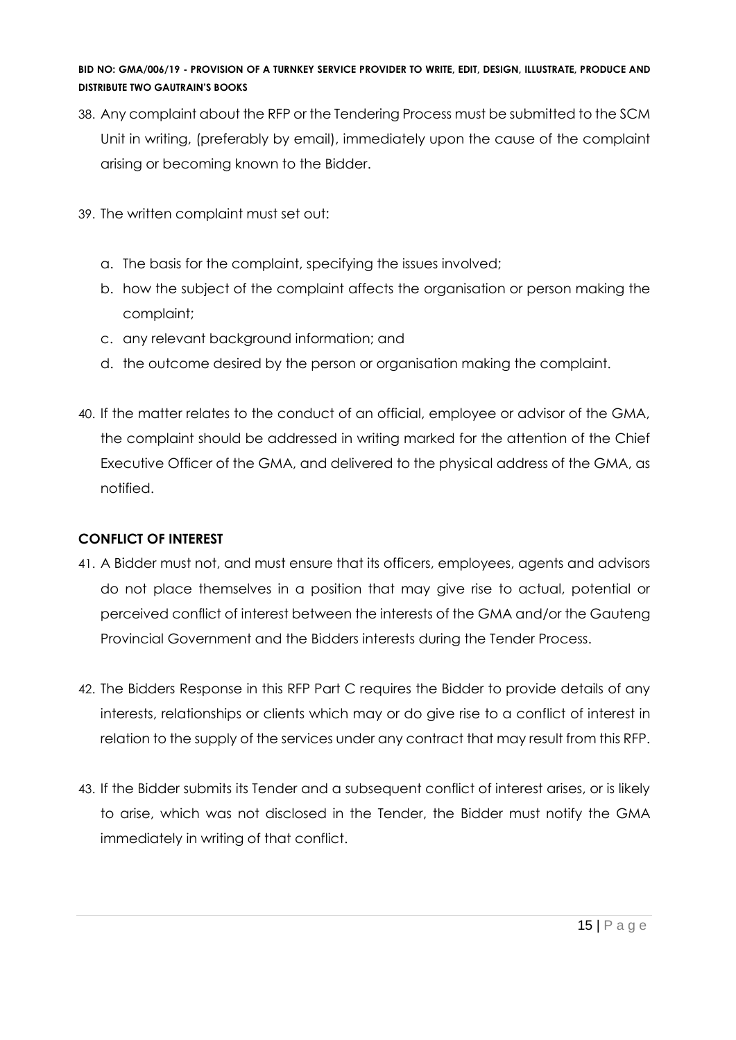38. Any complaint about the RFP or the Tendering Process must be submitted to the SCM Unit in writing, (preferably by email), immediately upon the cause of the complaint arising or becoming known to the Bidder.

39. The written complaint must set out:

    a. The basis for the complaint, specifying the issues involved;
    b. how the subject of the complaint affects the organisation or person making the complaint;
    c. any relevant background information; and
    d. the outcome desired by the person or organisation making the complaint.

40. If the matter relates to the conduct of an official, employee or advisor of the GMA, the complaint should be addressed in writing marked for the attention of the Chief Executive Officer of the GMA, and delivered to the physical address of the GMA, as notified.

**CONFLICT OF INTEREST**

41. A Bidder must not, and must ensure that its officers, employees, agents and advisors do not place themselves in a position that may give rise to actual, potential or perceived conflict of interest between the interests of the GMA and/or the Gauteng Provincial Government and the Bidders interests during the Tender Process.

42. The Bidders Response in this RFP Part C requires the Bidder to provide details of any interests, relationships or clients which may or do give rise to a conflict of interest in relation to the supply of the services under any contract that may result from this RFP.

43. If the Bidder submits its Tender and a subsequent conflict of interest arises, or is likely to arise, which was not disclosed in the Tender, the Bidder must notify the GMA immediately in writing of that conflict.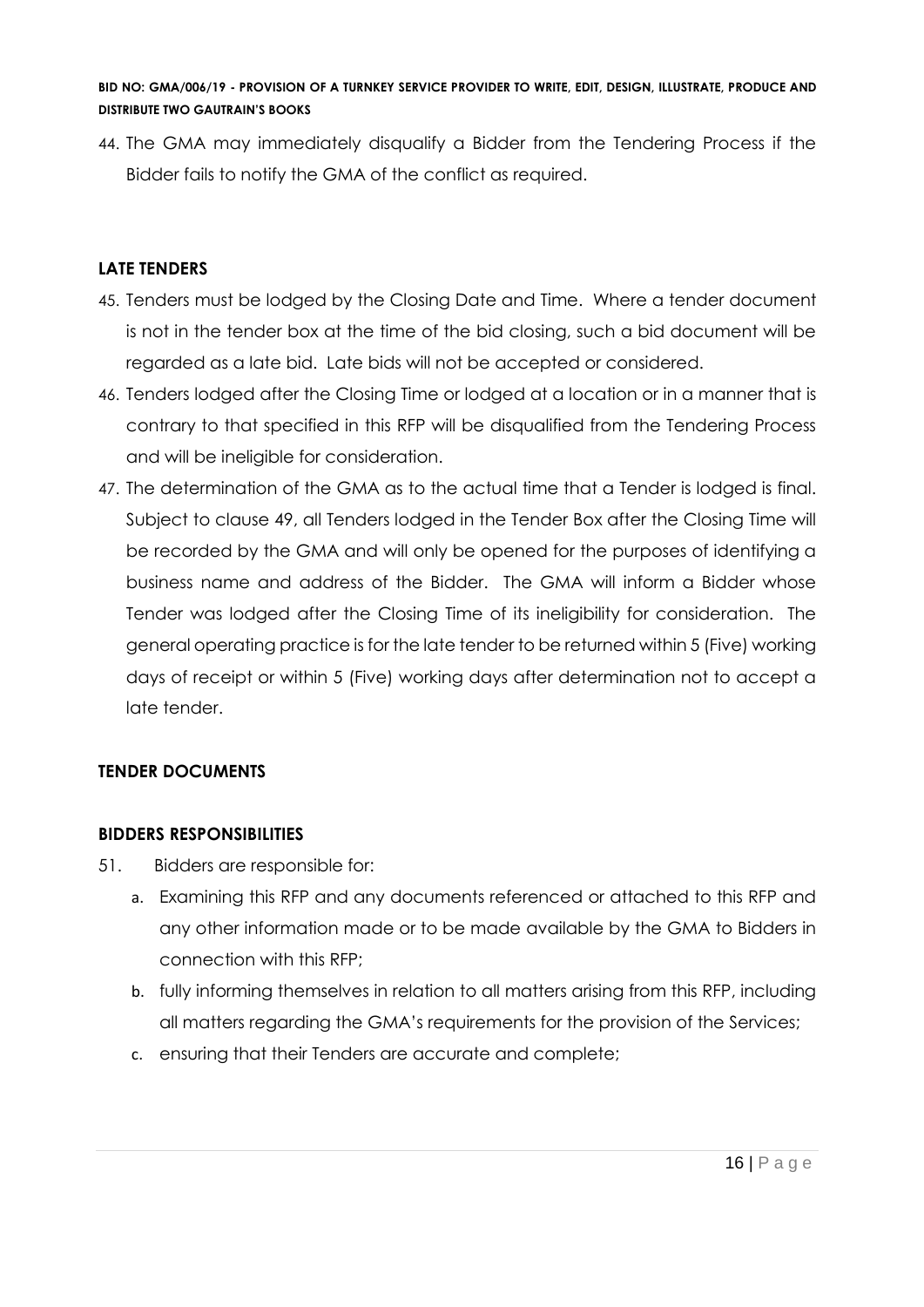44. The GMA may immediately disqualify a Bidder from the Tendering Process if the Bidder fails to notify the GMA of the conflict as required.

**LATE TENDERS**

45. Tenders must be lodged by the Closing Date and Time. Where a tender document is not in the tender box at the time of the bid closing, such a bid document will be regarded as a late bid. Late bids will not be accepted or considered.
46. Tenders lodged after the Closing Time or lodged at a location or in a manner that is contrary to that specified in this RFP will be disqualified from the Tendering Process and will be ineligible for consideration.
47. The determination of the GMA as to the actual time that a Tender is lodged is final. Subject to clause 49, all Tenders lodged in the Tender Box after the Closing Time will be recorded by the GMA and will only be opened for the purposes of identifying a business name and address of the Bidder. The GMA will inform a Bidder whose Tender was lodged after the Closing Time of its ineligibility for consideration. The general operating practice is for the late tender to be returned within 5 (Five) working days of receipt or within 5 (Five) working days after determination not to accept a late tender.

**TENDER DOCUMENTS**

**BIDDERS RESPONSIBILITIES**

51. Bidders are responsible for:
    a. Examining this RFP and any documents referenced or attached to this RFP and any other information made or to be made available by the GMA to Bidders in connection with this RFP;
    b. fully informing themselves in relation to all matters arising from this RFP, including all matters regarding the GMA's requirements for the provision of the Services;
    c. ensuring that their Tenders are accurate and complete;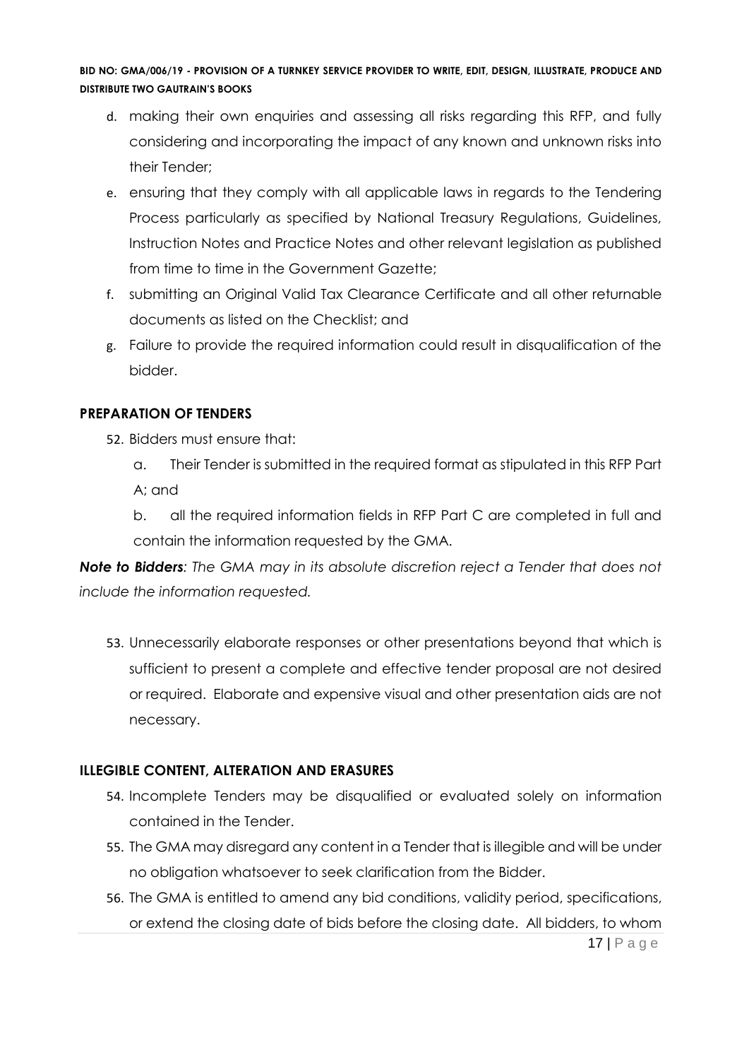d. making their own enquiries and assessing all risks regarding this RFP, and fully considering and incorporating the impact of any known and unknown risks into their Tender;

e. ensuring that they comply with all applicable laws in regards to the Tendering Process particularly as specified by National Treasury Regulations, Guidelines, Instruction Notes and Practice Notes and other relevant legislation as published from time to time in the Government Gazette;

f. submitting an Original Valid Tax Clearance Certificate and all other returnable documents as listed on the Checklist; and

g. Failure to provide the required information could result in disqualification of the bidder.

## PREPARATION OF TENDERS

52. Bidders must ensure that:

    a. Their Tender is submitted in the required format as stipulated in this RFP Part A; and

    b. all the required information fields in RFP Part C are completed in full and contain the information requested by the GMA.

***Note to Bidders**: The GMA may in its absolute discretion reject a Tender that does not include the information requested.*

53. Unnecessarily elaborate responses or other presentations beyond that which is sufficient to present a complete and effective tender proposal are not desired or required. Elaborate and expensive visual and other presentation aids are not necessary.

## ILLEGIBLE CONTENT, ALTERATION AND ERASURES

54. Incomplete Tenders may be disqualified or evaluated solely on information contained in the Tender.
55. The GMA may disregard any content in a Tender that is illegible and will be under no obligation whatsoever to seek clarification from the Bidder.
56. The GMA is entitled to amend any bid conditions, validity period, specifications, or extend the closing date of bids before the closing date. All bidders, to whom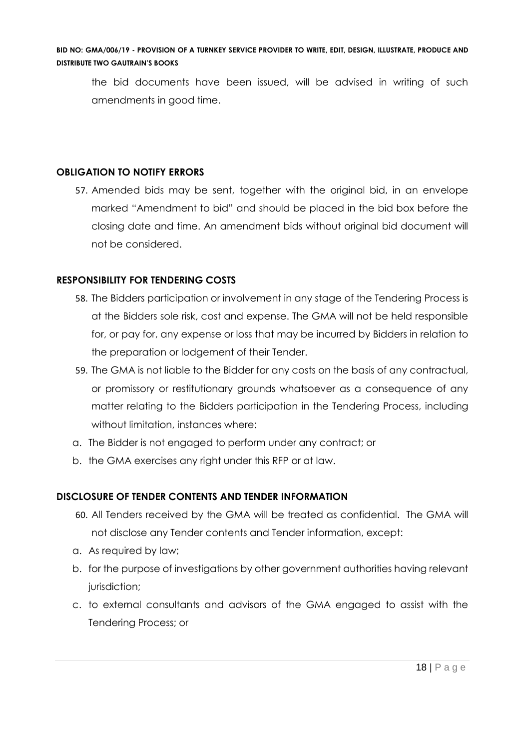the bid documents have been issued, will be advised in writing of such amendments in good time.

**OBLIGATION TO NOTIFY ERRORS**

57. Amended bids may be sent, together with the original bid, in an envelope marked "Amendment to bid" and should be placed in the bid box before the closing date and time. An amendment bids without original bid document will not be considered.

**RESPONSIBILITY FOR TENDERING COSTS**

58. The Bidders participation or involvement in any stage of the Tendering Process is at the Bidders sole risk, cost and expense. The GMA will not be held responsible for, or pay for, any expense or loss that may be incurred by Bidders in relation to the preparation or lodgement of their Tender.
59. The GMA is not liable to the Bidder for any costs on the basis of any contractual, or promissory or restitutionary grounds whatsoever as a consequence of any matter relating to the Bidders participation in the Tendering Process, including without limitation, instances where:

a. The Bidder is not engaged to perform under any contract; or
b. the GMA exercises any right under this RFP or at law.

**DISCLOSURE OF TENDER CONTENTS AND TENDER INFORMATION**

60. All Tenders received by the GMA will be treated as confidential. The GMA will not disclose any Tender contents and Tender information, except:

a. As required by law;
b. for the purpose of investigations by other government authorities having relevant jurisdiction;
c. to external consultants and advisors of the GMA engaged to assist with the Tendering Process; or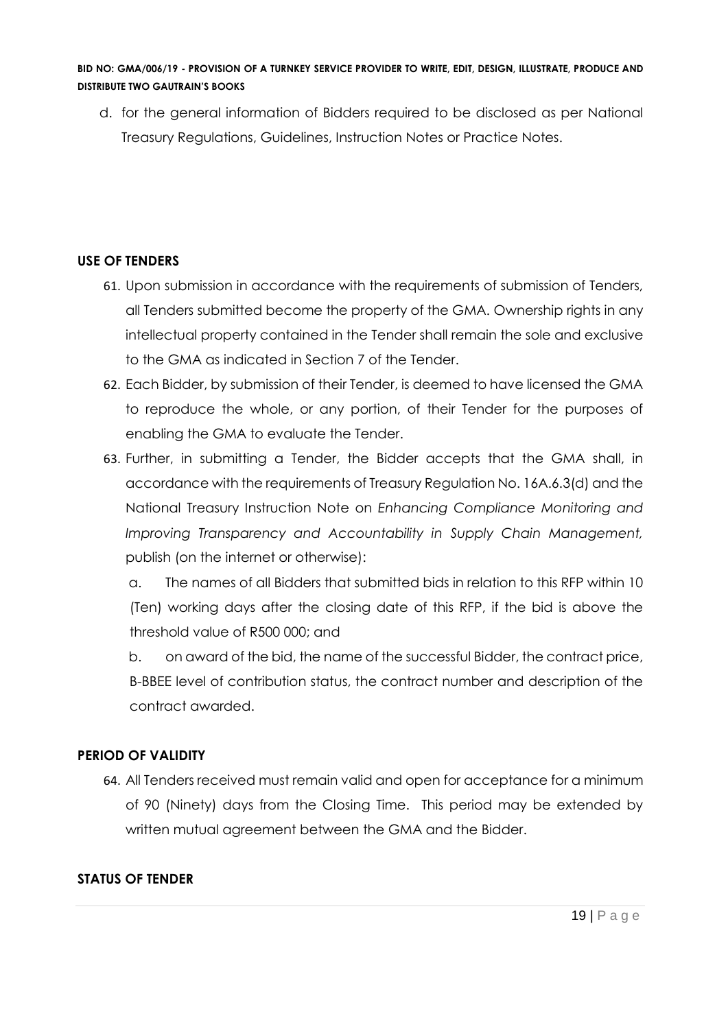d. for the general information of Bidders required to be disclosed as per National Treasury Regulations, Guidelines, Instruction Notes or Practice Notes.

**USE OF TENDERS**

61. Upon submission in accordance with the requirements of submission of Tenders, all Tenders submitted become the property of the GMA. Ownership rights in any intellectual property contained in the Tender shall remain the sole and exclusive to the GMA as indicated in Section 7 of the Tender.
62. Each Bidder, by submission of their Tender, is deemed to have licensed the GMA to reproduce the whole, or any portion, of their Tender for the purposes of enabling the GMA to evaluate the Tender.
63. Further, in submitting a Tender, the Bidder accepts that the GMA shall, in accordance with the requirements of Treasury Regulation No. 16A.6.3(d) and the National Treasury Instruction Note on *Enhancing Compliance Monitoring and Improving Transparency and Accountability in Supply Chain Management,* publish (on the internet or otherwise):

    a. The names of all Bidders that submitted bids in relation to this RFP within 10 (Ten) working days after the closing date of this RFP, if the bid is above the threshold value of R500 000; and

    b. on award of the bid, the name of the successful Bidder, the contract price, B-BBEE level of contribution status, the contract number and description of the contract awarded.

**PERIOD OF VALIDITY**

64. All Tenders received must remain valid and open for acceptance for a minimum of 90 (Ninety) days from the Closing Time. This period may be extended by written mutual agreement between the GMA and the Bidder.

**STATUS OF TENDER**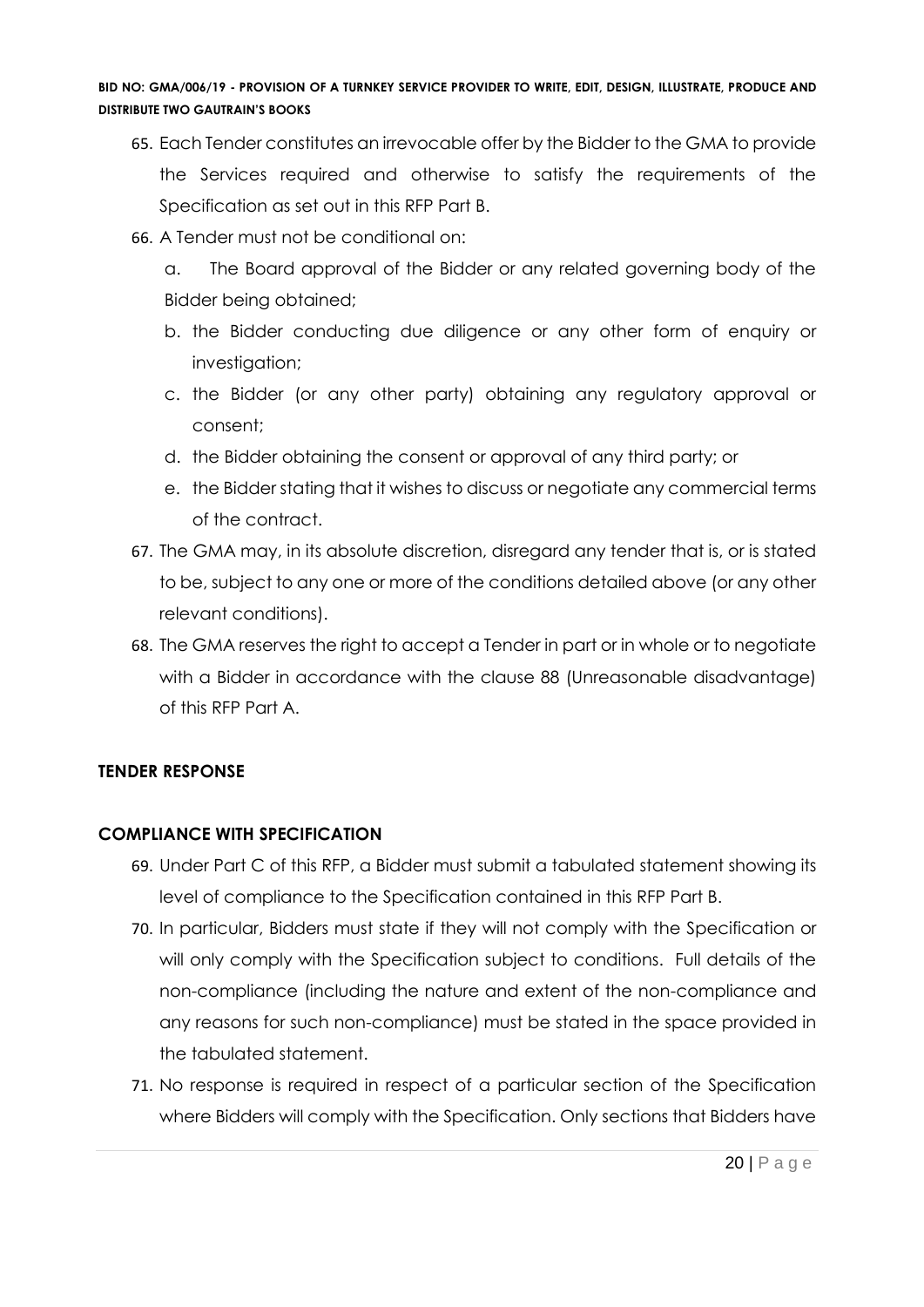65. Each Tender constitutes an irrevocable offer by the Bidder to the GMA to provide the Services required and otherwise to satisfy the requirements of the Specification as set out in this RFP Part B.
66. A Tender must not be conditional on:
    a. The Board approval of the Bidder or any related governing body of the Bidder being obtained;
    b. the Bidder conducting due diligence or any other form of enquiry or investigation;
    c. the Bidder (or any other party) obtaining any regulatory approval or consent;
    d. the Bidder obtaining the consent or approval of any third party; or
    e. the Bidder stating that it wishes to discuss or negotiate any commercial terms of the contract.
67. The GMA may, in its absolute discretion, disregard any tender that is, or is stated to be, subject to any one or more of the conditions detailed above (or any other relevant conditions).
68. The GMA reserves the right to accept a Tender in part or in whole or to negotiate with a Bidder in accordance with the clause 88 (Unreasonable disadvantage) of this RFP Part A.

**TENDER RESPONSE**

**COMPLIANCE WITH SPECIFICATION**

69. Under Part C of this RFP, a Bidder must submit a tabulated statement showing its level of compliance to the Specification contained in this RFP Part B.
70. In particular, Bidders must state if they will not comply with the Specification or will only comply with the Specification subject to conditions. Full details of the non-compliance (including the nature and extent of the non-compliance and any reasons for such non-compliance) must be stated in the space provided in the tabulated statement.
71. No response is required in respect of a particular section of the Specification where Bidders will comply with the Specification. Only sections that Bidders have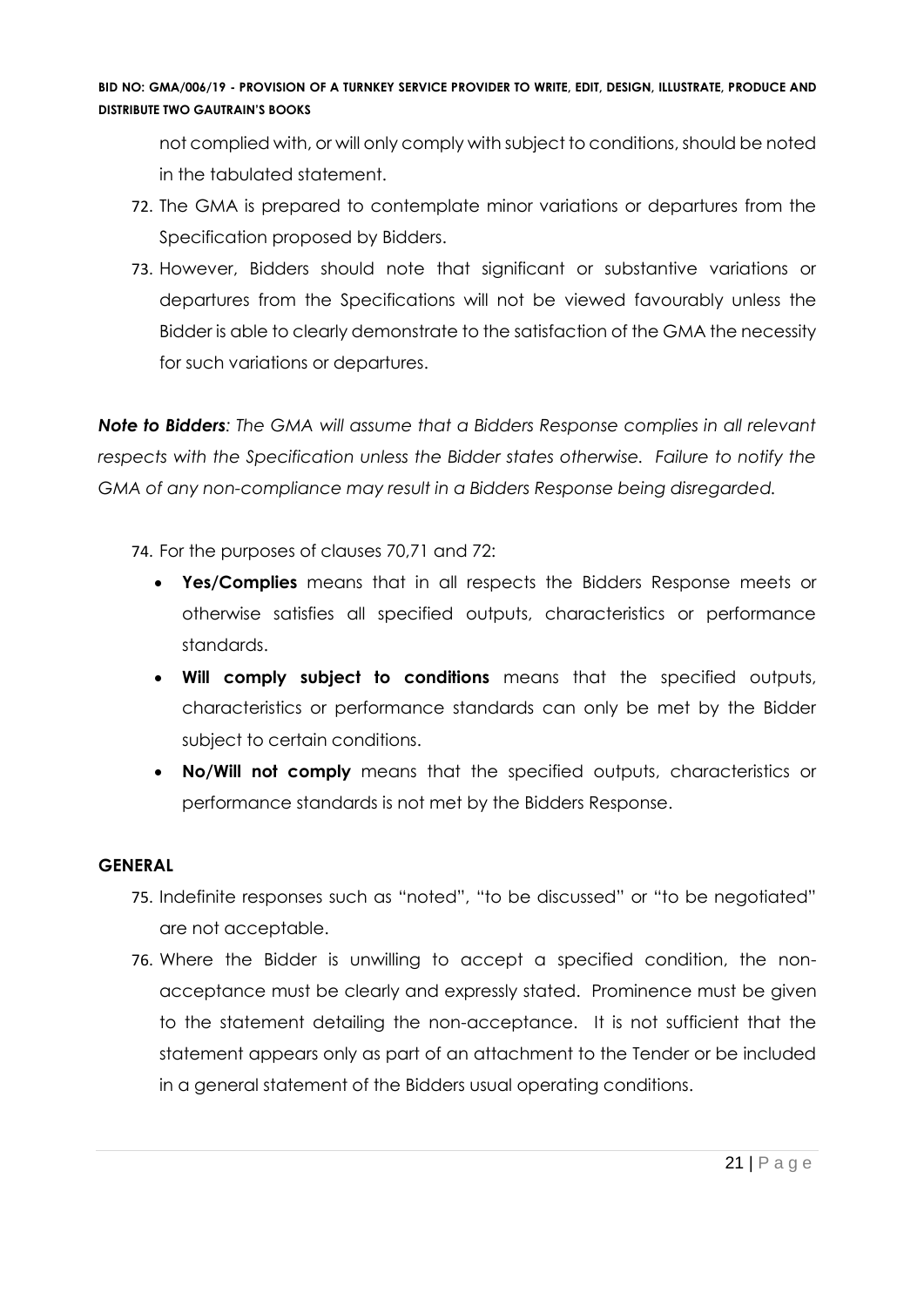not complied with, or will only comply with subject to conditions, should be noted in the tabulated statement.

72. The GMA is prepared to contemplate minor variations or departures from the Specification proposed by Bidders.
73. However, Bidders should note that significant or substantive variations or departures from the Specifications will not be viewed favourably unless the Bidder is able to clearly demonstrate to the satisfaction of the GMA the necessity for such variations or departures.

***Note to Bidders****: The GMA will assume that a Bidders Response complies in all relevant respects with the Specification unless the Bidder states otherwise. Failure to notify the GMA of any non-compliance may result in a Bidders Response being disregarded.*

74. For the purposes of clauses 70,71 and 72:
    - **Yes/Complies** means that in all respects the Bidders Response meets or otherwise satisfies all specified outputs, characteristics or performance standards.
    - **Will comply subject to conditions** means that the specified outputs, characteristics or performance standards can only be met by the Bidder subject to certain conditions.
    - **No/Will not comply** means that the specified outputs, characteristics or performance standards is not met by the Bidders Response.

**GENERAL**

75. Indefinite responses such as "noted", "to be discussed" or "to be negotiated" are not acceptable.
76. Where the Bidder is unwilling to accept a specified condition, the non-acceptance must be clearly and expressly stated. Prominence must be given to the statement detailing the non-acceptance. It is not sufficient that the statement appears only as part of an attachment to the Tender or be included in a general statement of the Bidders usual operating conditions.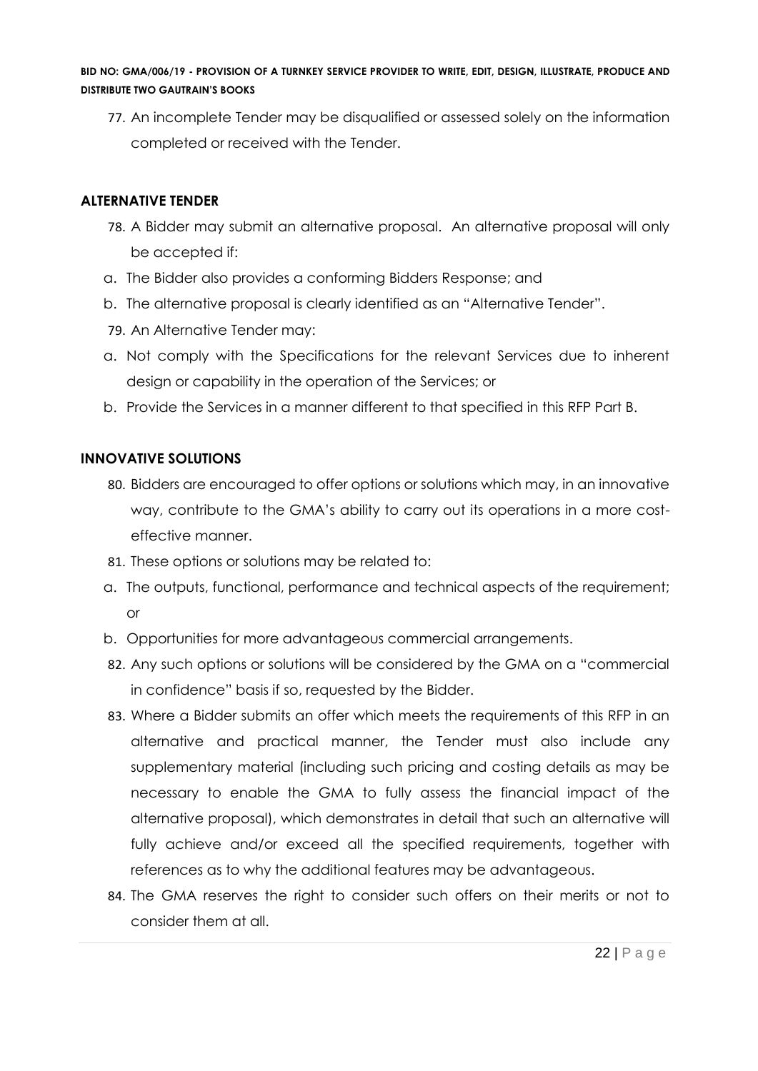77. An incomplete Tender may be disqualified or assessed solely on the information completed or received with the Tender.

## ALTERNATIVE TENDER

78. A Bidder may submit an alternative proposal. An alternative proposal will only be accepted if:

a. The Bidder also provides a conforming Bidders Response; and

b. The alternative proposal is clearly identified as an "Alternative Tender".

79. An Alternative Tender may:

a. Not comply with the Specifications for the relevant Services due to inherent design or capability in the operation of the Services; or

b. Provide the Services in a manner different to that specified in this RFP Part B.

## INNOVATIVE SOLUTIONS

80. Bidders are encouraged to offer options or solutions which may, in an innovative way, contribute to the GMA's ability to carry out its operations in a more cost-effective manner.

81. These options or solutions may be related to:

a. The outputs, functional, performance and technical aspects of the requirement; or

b. Opportunities for more advantageous commercial arrangements.

82. Any such options or solutions will be considered by the GMA on a "commercial in confidence" basis if so, requested by the Bidder.

83. Where a Bidder submits an offer which meets the requirements of this RFP in an alternative and practical manner, the Tender must also include any supplementary material (including such pricing and costing details as may be necessary to enable the GMA to fully assess the financial impact of the alternative proposal), which demonstrates in detail that such an alternative will fully achieve and/or exceed all the specified requirements, together with references as to why the additional features may be advantageous.

84. The GMA reserves the right to consider such offers on their merits or not to consider them at all.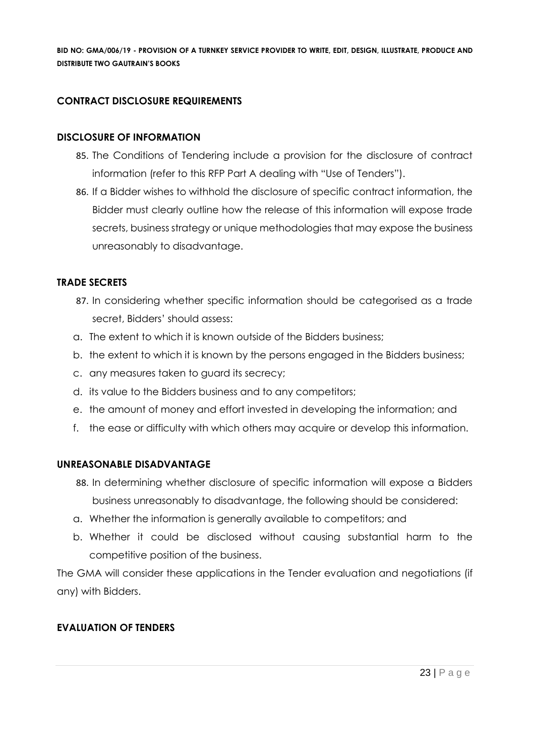## CONTRACT DISCLOSURE REQUIREMENTS

### DISCLOSURE OF INFORMATION

85. The Conditions of Tendering include a provision for the disclosure of contract information (refer to this RFP Part A dealing with "Use of Tenders").
86. If a Bidder wishes to withhold the disclosure of specific contract information, the Bidder must clearly outline how the release of this information will expose trade secrets, business strategy or unique methodologies that may expose the business unreasonably to disadvantage.

### TRADE SECRETS

87. In considering whether specific information should be categorised as a trade secret, Bidders' should assess:

a. The extent to which it is known outside of the Bidders business;
b. the extent to which it is known by the persons engaged in the Bidders business;
c. any measures taken to guard its secrecy;
d. its value to the Bidders business and to any competitors;
e. the amount of money and effort invested in developing the information; and
f. the ease or difficulty with which others may acquire or develop this information.

### UNREASONABLE DISADVANTAGE

88. In determining whether disclosure of specific information will expose a Bidders business unreasonably to disadvantage, the following should be considered:

a. Whether the information is generally available to competitors; and
b. Whether it could be disclosed without causing substantial harm to the competitive position of the business.

The GMA will consider these applications in the Tender evaluation and negotiations (if any) with Bidders.

### EVALUATION OF TENDERS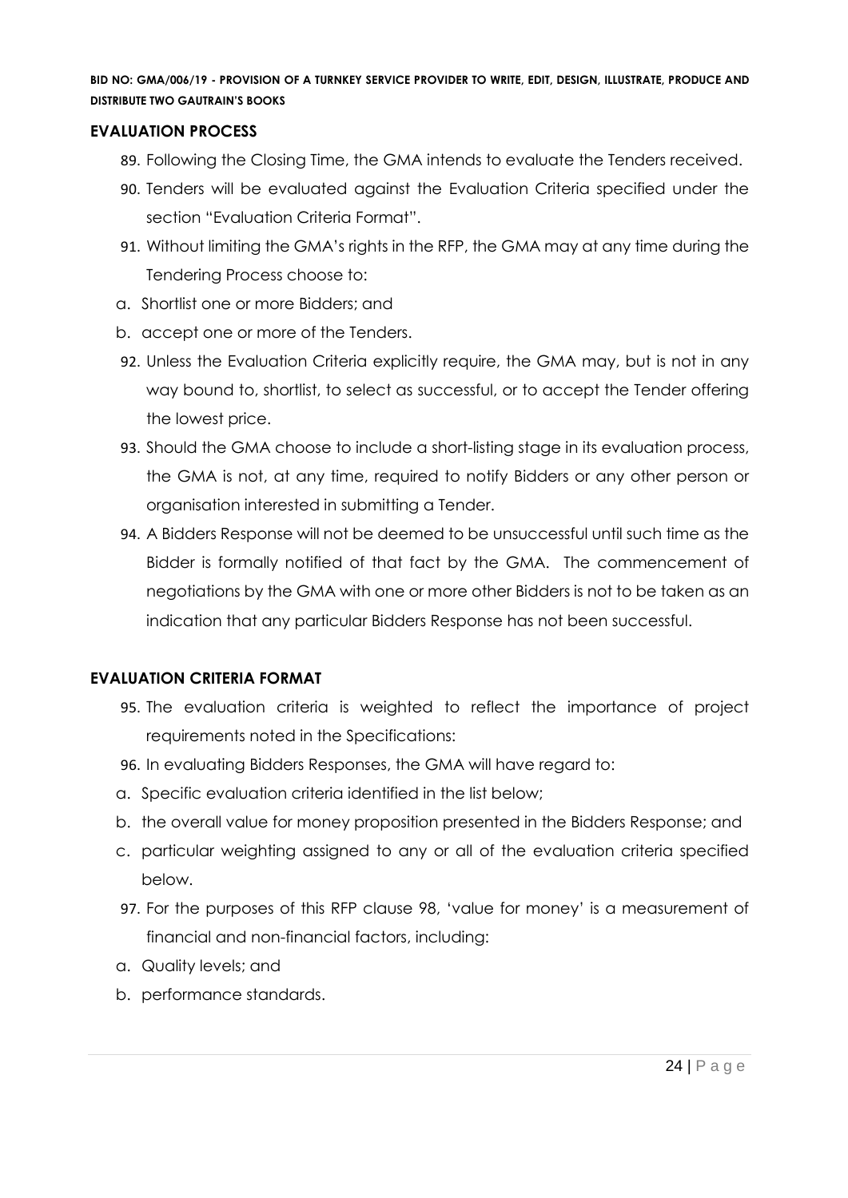## EVALUATION PROCESS

89. Following the Closing Time, the GMA intends to evaluate the Tenders received.
90. Tenders will be evaluated against the Evaluation Criteria specified under the section "Evaluation Criteria Format".
91. Without limiting the GMA's rights in the RFP, the GMA may at any time during the Tendering Process choose to:

a. Shortlist one or more Bidders; and

b. accept one or more of the Tenders.

92. Unless the Evaluation Criteria explicitly require, the GMA may, but is not in any way bound to, shortlist, to select as successful, or to accept the Tender offering the lowest price.
93. Should the GMA choose to include a short-listing stage in its evaluation process, the GMA is not, at any time, required to notify Bidders or any other person or organisation interested in submitting a Tender.
94. A Bidders Response will not be deemed to be unsuccessful until such time as the Bidder is formally notified of that fact by the GMA. The commencement of negotiations by the GMA with one or more other Bidders is not to be taken as an indication that any particular Bidders Response has not been successful.

## EVALUATION CRITERIA FORMAT

95. The evaluation criteria is weighted to reflect the importance of project requirements noted in the Specifications:
96. In evaluating Bidders Responses, the GMA will have regard to:

a. Specific evaluation criteria identified in the list below;

b. the overall value for money proposition presented in the Bidders Response; and

c. particular weighting assigned to any or all of the evaluation criteria specified below.

97. For the purposes of this RFP clause 98, 'value for money' is a measurement of financial and non-financial factors, including:

a. Quality levels; and

b. performance standards.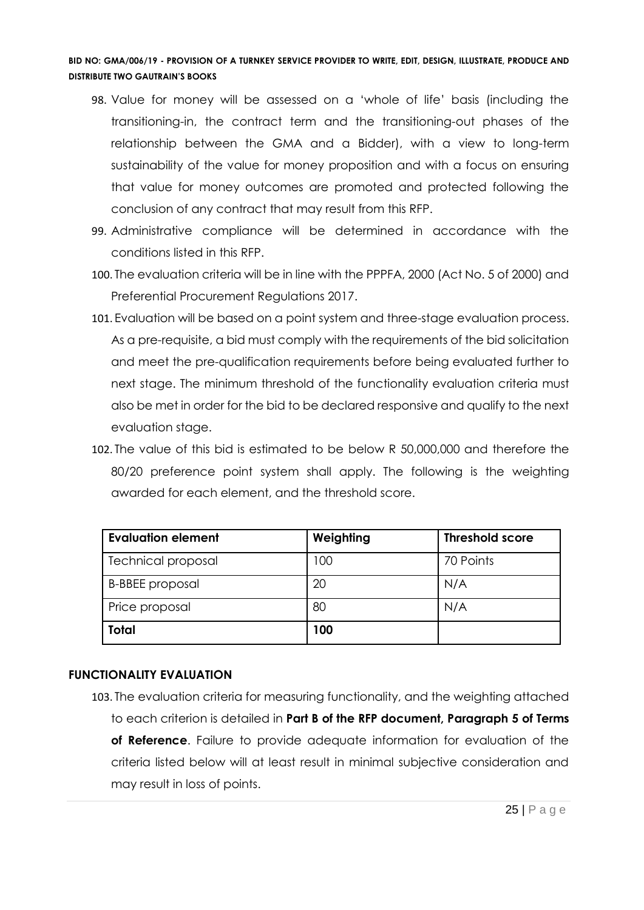98. Value for money will be assessed on a 'whole of life' basis (including the transitioning-in, the contract term and the transitioning-out phases of the relationship between the GMA and a Bidder), with a view to long-term sustainability of the value for money proposition and with a focus on ensuring that value for money outcomes are promoted and protected following the conclusion of any contract that may result from this RFP.
99. Administrative compliance will be determined in accordance with the conditions listed in this RFP.
100. The evaluation criteria will be in line with the PPPFA, 2000 (Act No. 5 of 2000) and Preferential Procurement Regulations 2017.
101. Evaluation will be based on a point system and three-stage evaluation process. As a pre-requisite, a bid must comply with the requirements of the bid solicitation and meet the pre-qualification requirements before being evaluated further to next stage. The minimum threshold of the functionality evaluation criteria must also be met in order for the bid to be declared responsive and qualify to the next evaluation stage.
102. The value of this bid is estimated to be below R 50,000,000 and therefore the 80/20 preference point system shall apply. The following is the weighting awarded for each element, and the threshold score.

| Evaluation element | Weighting | Threshold score |
|---|---|---|
| Technical proposal | 100 | 70 Points |
| B-BBEE proposal | 20 | N/A |
| Price proposal | 80 | N/A |
| **Total** | **100** | |

## FUNCTIONALITY EVALUATION

103. The evaluation criteria for measuring functionality, and the weighting attached to each criterion is detailed in **Part B of the RFP document, Paragraph 5 of Terms of Reference**. Failure to provide adequate information for evaluation of the criteria listed below will at least result in minimal subjective consideration and may result in loss of points.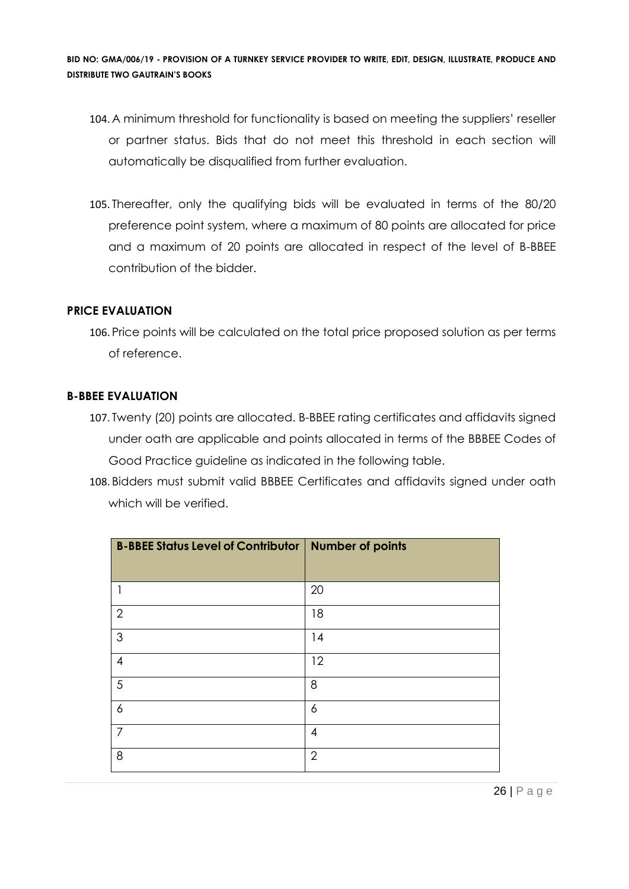104. A minimum threshold for functionality is based on meeting the suppliers' reseller or partner status. Bids that do not meet this threshold in each section will automatically be disqualified from further evaluation.

105. Thereafter, only the qualifying bids will be evaluated in terms of the 80/20 preference point system, where a maximum of 80 points are allocated for price and a maximum of 20 points are allocated in respect of the level of B-BBEE contribution of the bidder.

**PRICE EVALUATION**

106. Price points will be calculated on the total price proposed solution as per terms of reference.

**B-BBEE EVALUATION**

107. Twenty (20) points are allocated. B-BBEE rating certificates and affidavits signed under oath are applicable and points allocated in terms of the BBBEE Codes of Good Practice guideline as indicated in the following table.

108. Bidders must submit valid BBBEE Certificates and affidavits signed under oath which will be verified.

| B-BBEE Status Level of Contributor | Number of points |
|---|---|
| 1 | 20 |
| 2 | 18 |
| 3 | 14 |
| 4 | 12 |
| 5 | 8 |
| 6 | 6 |
| 7 | 4 |
| 8 | 2 |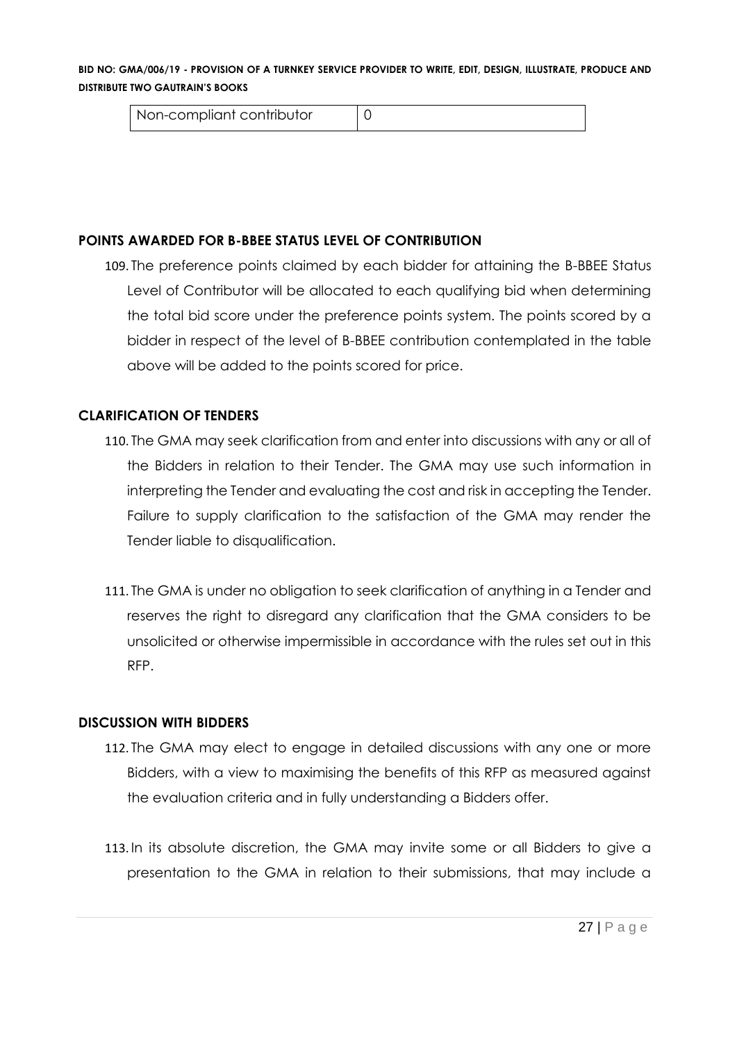| Non-compliant contributor | 0 |
|---|---|

## POINTS AWARDED FOR B-BBEE STATUS LEVEL OF CONTRIBUTION

109. The preference points claimed by each bidder for attaining the B-BBEE Status Level of Contributor will be allocated to each qualifying bid when determining the total bid score under the preference points system. The points scored by a bidder in respect of the level of B-BBEE contribution contemplated in the table above will be added to the points scored for price.

## CLARIFICATION OF TENDERS

110. The GMA may seek clarification from and enter into discussions with any or all of the Bidders in relation to their Tender. The GMA may use such information in interpreting the Tender and evaluating the cost and risk in accepting the Tender. Failure to supply clarification to the satisfaction of the GMA may render the Tender liable to disqualification.

111. The GMA is under no obligation to seek clarification of anything in a Tender and reserves the right to disregard any clarification that the GMA considers to be unsolicited or otherwise impermissible in accordance with the rules set out in this RFP.

## DISCUSSION WITH BIDDERS

112. The GMA may elect to engage in detailed discussions with any one or more Bidders, with a view to maximising the benefits of this RFP as measured against the evaluation criteria and in fully understanding a Bidders offer.

113. In its absolute discretion, the GMA may invite some or all Bidders to give a presentation to the GMA in relation to their submissions, that may include a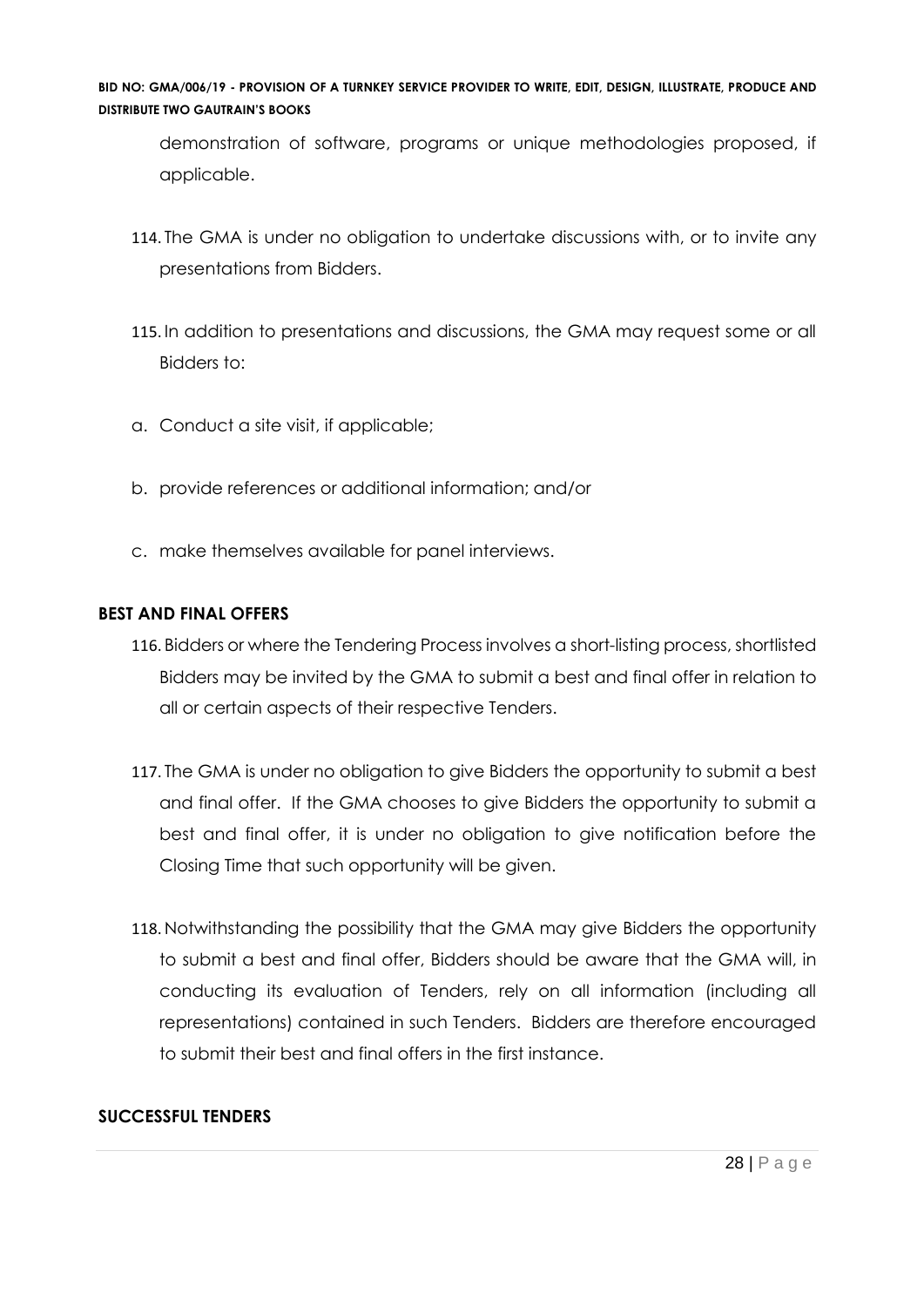demonstration of software, programs or unique methodologies proposed, if applicable.

114. The GMA is under no obligation to undertake discussions with, or to invite any presentations from Bidders.

115. In addition to presentations and discussions, the GMA may request some or all Bidders to:

a. Conduct a site visit, if applicable;

b. provide references or additional information; and/or

c. make themselves available for panel interviews.

**BEST AND FINAL OFFERS**

116. Bidders or where the Tendering Process involves a short-listing process, shortlisted Bidders may be invited by the GMA to submit a best and final offer in relation to all or certain aspects of their respective Tenders.

117. The GMA is under no obligation to give Bidders the opportunity to submit a best and final offer. If the GMA chooses to give Bidders the opportunity to submit a best and final offer, it is under no obligation to give notification before the Closing Time that such opportunity will be given.

118. Notwithstanding the possibility that the GMA may give Bidders the opportunity to submit a best and final offer, Bidders should be aware that the GMA will, in conducting its evaluation of Tenders, rely on all information (including all representations) contained in such Tenders. Bidders are therefore encouraged to submit their best and final offers in the first instance.

**SUCCESSFUL TENDERS**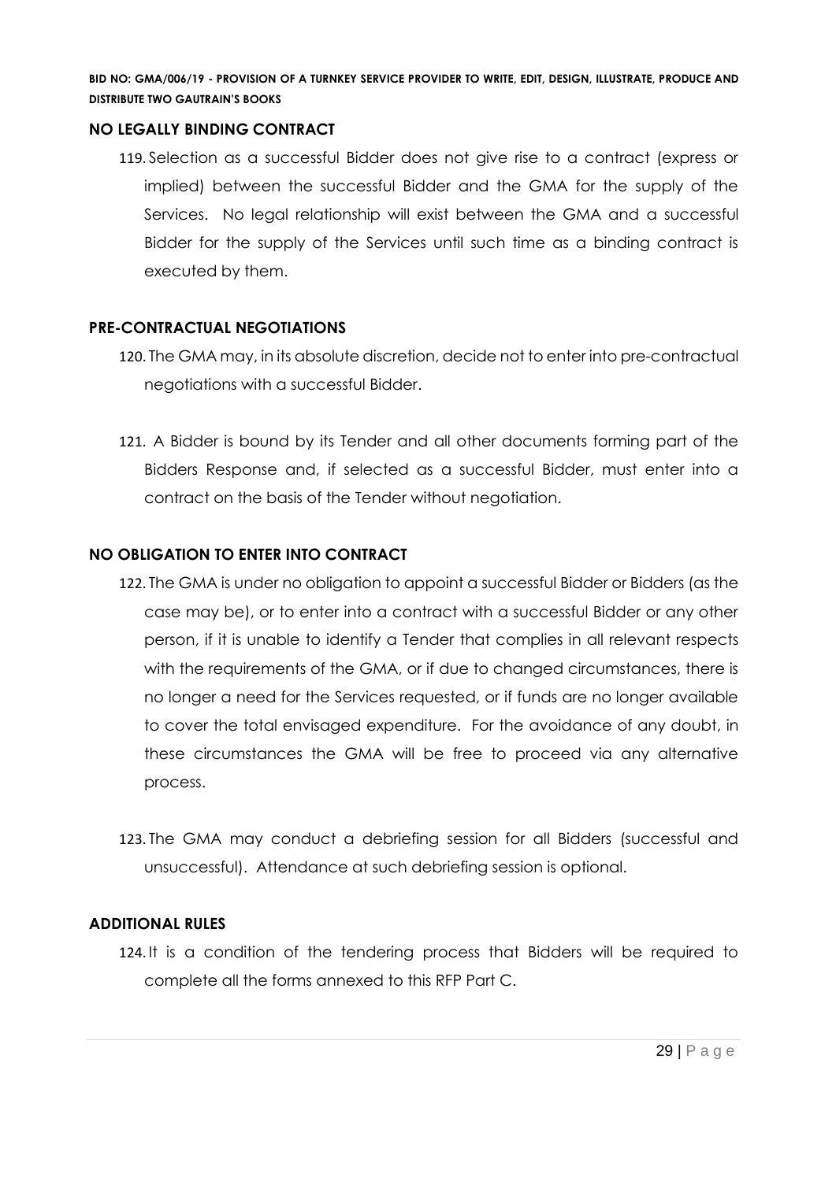## NO LEGALLY BINDING CONTRACT

119. Selection as a successful Bidder does not give rise to a contract (express or implied) between the successful Bidder and the GMA for the supply of the Services. No legal relationship will exist between the GMA and a successful Bidder for the supply of the Services until such time as a binding contract is executed by them.

## PRE-CONTRACTUAL NEGOTIATIONS

120. The GMA may, in its absolute discretion, decide not to enter into pre-contractual negotiations with a successful Bidder.

121. A Bidder is bound by its Tender and all other documents forming part of the Bidders Response and, if selected as a successful Bidder, must enter into a contract on the basis of the Tender without negotiation.

## NO OBLIGATION TO ENTER INTO CONTRACT

122. The GMA is under no obligation to appoint a successful Bidder or Bidders (as the case may be), or to enter into a contract with a successful Bidder or any other person, if it is unable to identify a Tender that complies in all relevant respects with the requirements of the GMA, or if due to changed circumstances, there is no longer a need for the Services requested, or if funds are no longer available to cover the total envisaged expenditure. For the avoidance of any doubt, in these circumstances the GMA will be free to proceed via any alternative process.

123. The GMA may conduct a debriefing session for all Bidders (successful and unsuccessful). Attendance at such debriefing session is optional.

## ADDITIONAL RULES

124. It is a condition of the tendering process that Bidders will be required to complete all the forms annexed to this RFP Part C.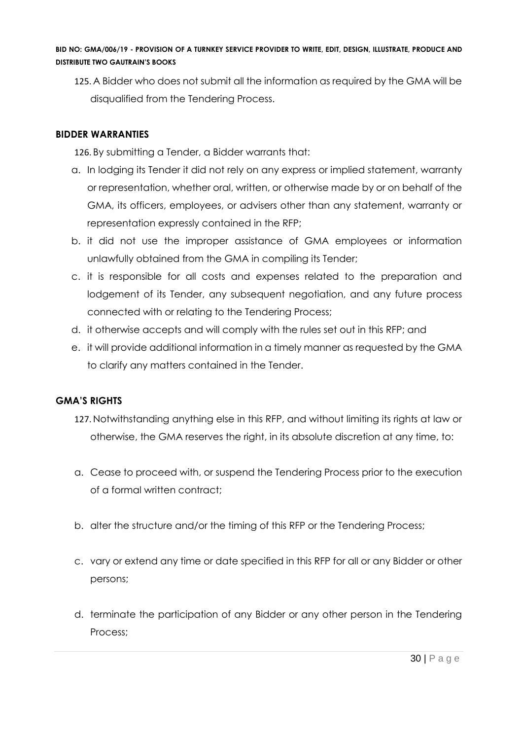125. A Bidder who does not submit all the information as required by the GMA will be disqualified from the Tendering Process.

**BIDDER WARRANTIES**

126. By submitting a Tender, a Bidder warrants that:

a. In lodging its Tender it did not rely on any express or implied statement, warranty or representation, whether oral, written, or otherwise made by or on behalf of the GMA, its officers, employees, or advisers other than any statement, warranty or representation expressly contained in the RFP;

b. it did not use the improper assistance of GMA employees or information unlawfully obtained from the GMA in compiling its Tender;

c. it is responsible for all costs and expenses related to the preparation and lodgement of its Tender, any subsequent negotiation, and any future process connected with or relating to the Tendering Process;

d. it otherwise accepts and will comply with the rules set out in this RFP; and

e. it will provide additional information in a timely manner as requested by the GMA to clarify any matters contained in the Tender.

**GMA'S RIGHTS**

127. Notwithstanding anything else in this RFP, and without limiting its rights at law or otherwise, the GMA reserves the right, in its absolute discretion at any time, to:

a. Cease to proceed with, or suspend the Tendering Process prior to the execution of a formal written contract;

b. alter the structure and/or the timing of this RFP or the Tendering Process;

c. vary or extend any time or date specified in this RFP for all or any Bidder or other persons;

d. terminate the participation of any Bidder or any other person in the Tendering Process;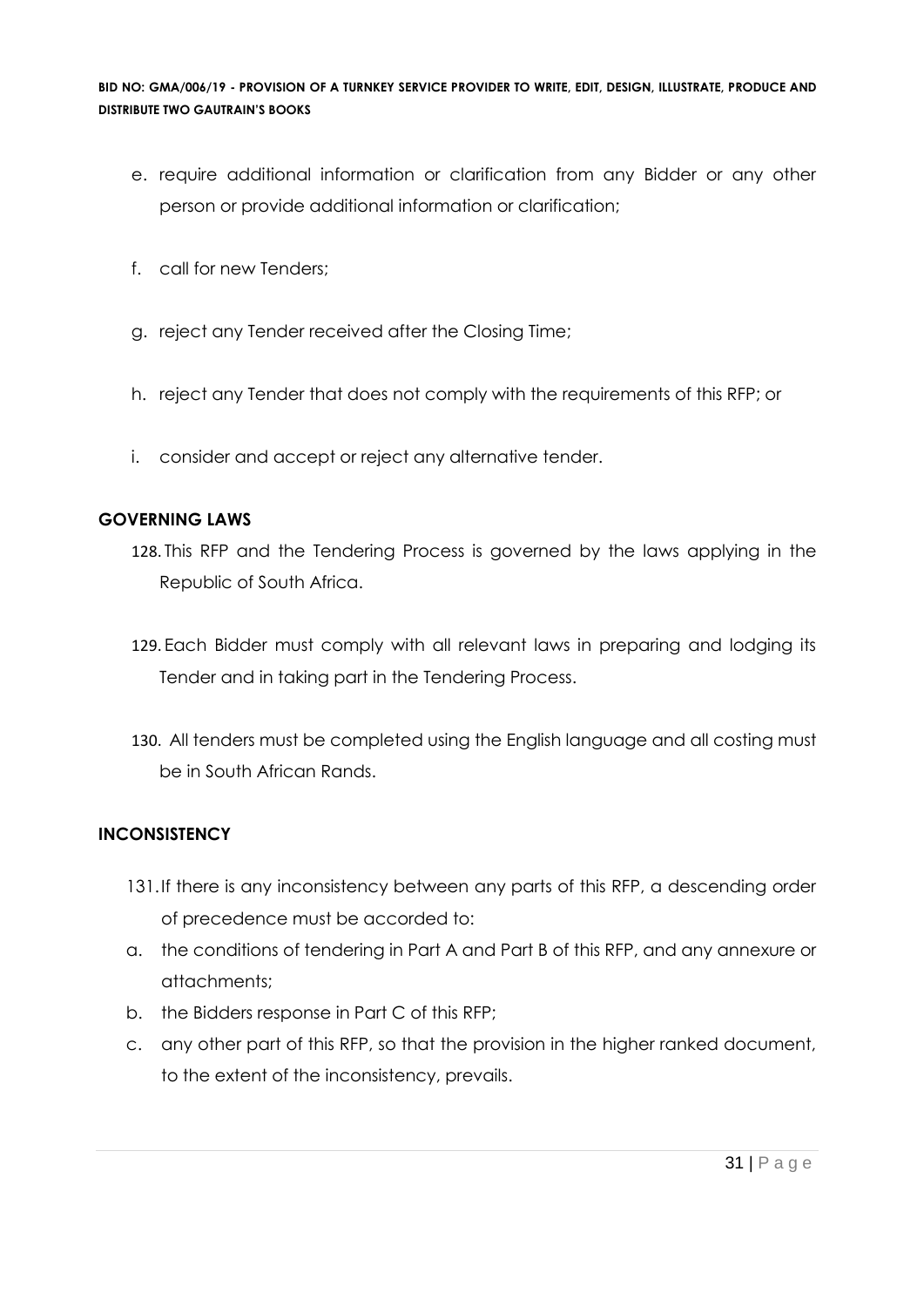e. require additional information or clarification from any Bidder or any other person or provide additional information or clarification;

f. call for new Tenders;

g. reject any Tender received after the Closing Time;

h. reject any Tender that does not comply with the requirements of this RFP; or

i. consider and accept or reject any alternative tender.

## GOVERNING LAWS

128. This RFP and the Tendering Process is governed by the laws applying in the Republic of South Africa.

129. Each Bidder must comply with all relevant laws in preparing and lodging its Tender and in taking part in the Tendering Process.

130. All tenders must be completed using the English language and all costing must be in South African Rands.

## INCONSISTENCY

131. If there is any inconsistency between any parts of this RFP, a descending order of precedence must be accorded to:

a. the conditions of tendering in Part A and Part B of this RFP, and any annexure or attachments;

b. the Bidders response in Part C of this RFP;

c. any other part of this RFP, so that the provision in the higher ranked document, to the extent of the inconsistency, prevails.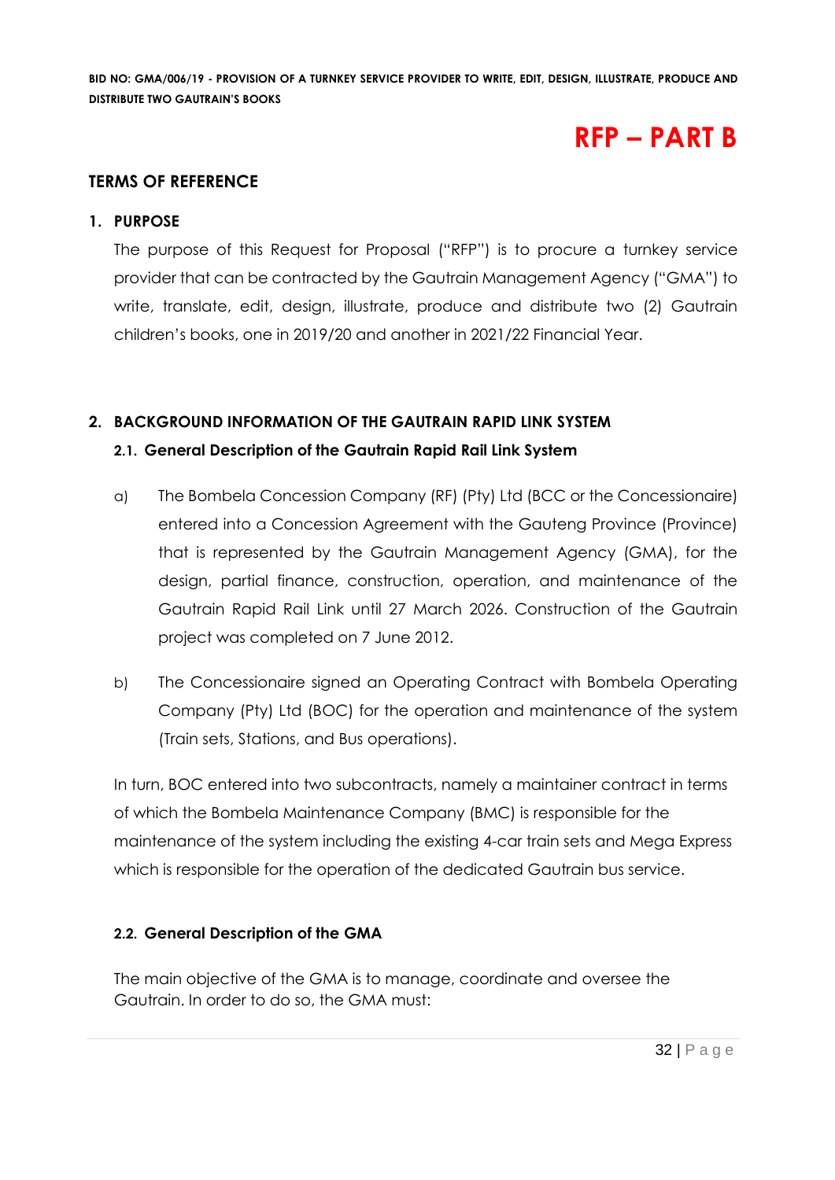# RFP – PART B

## TERMS OF REFERENCE

### 1. PURPOSE

The purpose of this Request for Proposal ("RFP") is to procure a turnkey service provider that can be contracted by the Gautrain Management Agency ("GMA") to write, translate, edit, design, illustrate, produce and distribute two (2) Gautrain children's books, one in 2019/20 and another in 2021/22 Financial Year.

### 2. BACKGROUND INFORMATION OF THE GAUTRAIN RAPID LINK SYSTEM

#### 2.1. General Description of the Gautrain Rapid Rail Link System

a) The Bombela Concession Company (RF) (Pty) Ltd (BCC or the Concessionaire) entered into a Concession Agreement with the Gauteng Province (Province) that is represented by the Gautrain Management Agency (GMA), for the design, partial finance, construction, operation, and maintenance of the Gautrain Rapid Rail Link until 27 March 2026. Construction of the Gautrain project was completed on 7 June 2012.

b) The Concessionaire signed an Operating Contract with Bombela Operating Company (Pty) Ltd (BOC) for the operation and maintenance of the system (Train sets, Stations, and Bus operations).

In turn, BOC entered into two subcontracts, namely a maintainer contract in terms of which the Bombela Maintenance Company (BMC) is responsible for the maintenance of the system including the existing 4-car train sets and Mega Express which is responsible for the operation of the dedicated Gautrain bus service.

#### 2.2. General Description of the GMA

The main objective of the GMA is to manage, coordinate and oversee the Gautrain. In order to do so, the GMA must: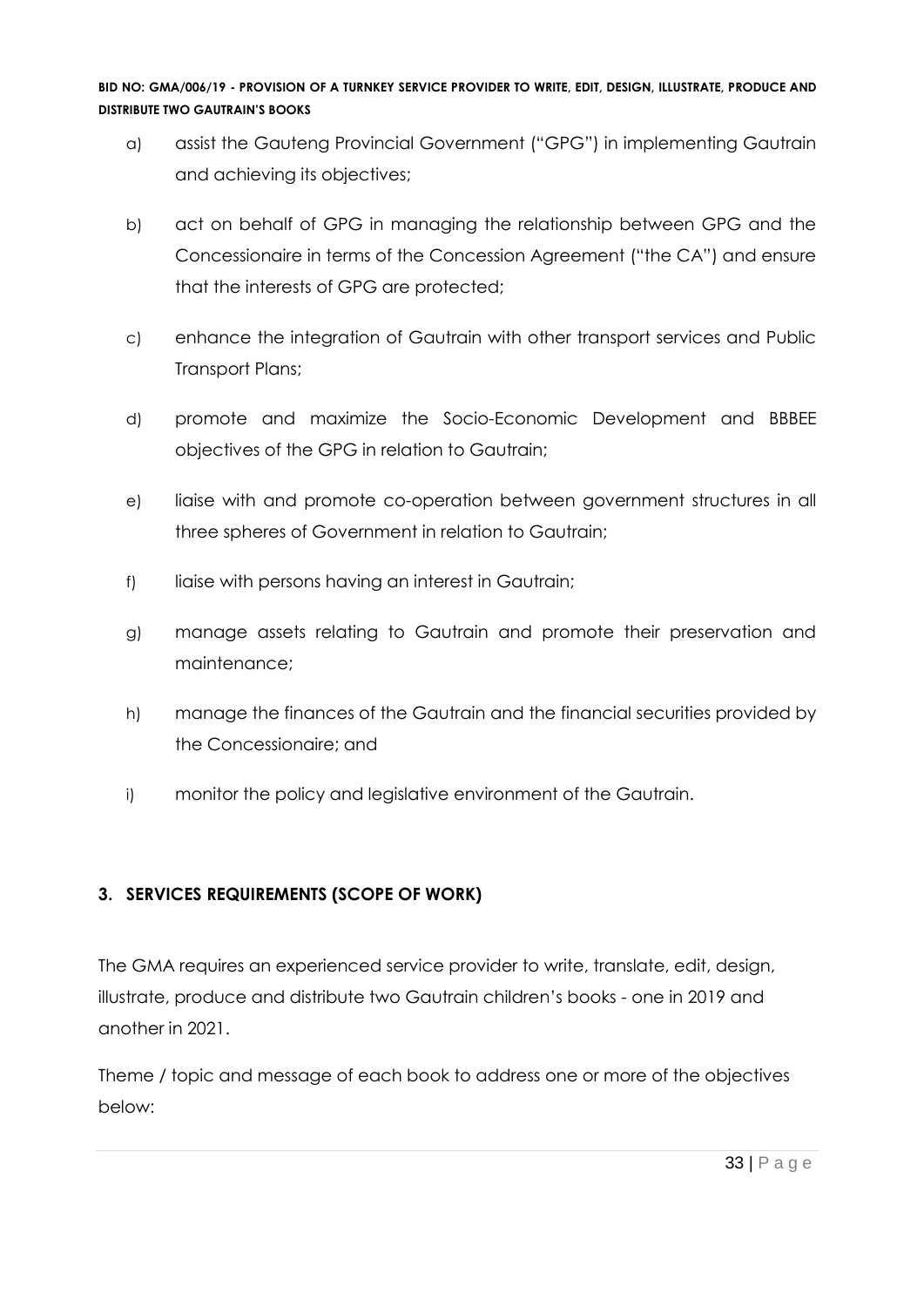a) assist the Gauteng Provincial Government ("GPG") in implementing Gautrain and achieving its objectives;

b) act on behalf of GPG in managing the relationship between GPG and the Concessionaire in terms of the Concession Agreement ("the CA") and ensure that the interests of GPG are protected;

c) enhance the integration of Gautrain with other transport services and Public Transport Plans;

d) promote and maximize the Socio-Economic Development and BBBEE objectives of the GPG in relation to Gautrain;

e) liaise with and promote co-operation between government structures in all three spheres of Government in relation to Gautrain;

f) liaise with persons having an interest in Gautrain;

g) manage assets relating to Gautrain and promote their preservation and maintenance;

h) manage the finances of the Gautrain and the financial securities provided by the Concessionaire; and

i) monitor the policy and legislative environment of the Gautrain.

## 3. SERVICES REQUIREMENTS (SCOPE OF WORK)

The GMA requires an experienced service provider to write, translate, edit, design, illustrate, produce and distribute two Gautrain children's books - one in 2019 and another in 2021.

Theme / topic and message of each book to address one or more of the objectives below: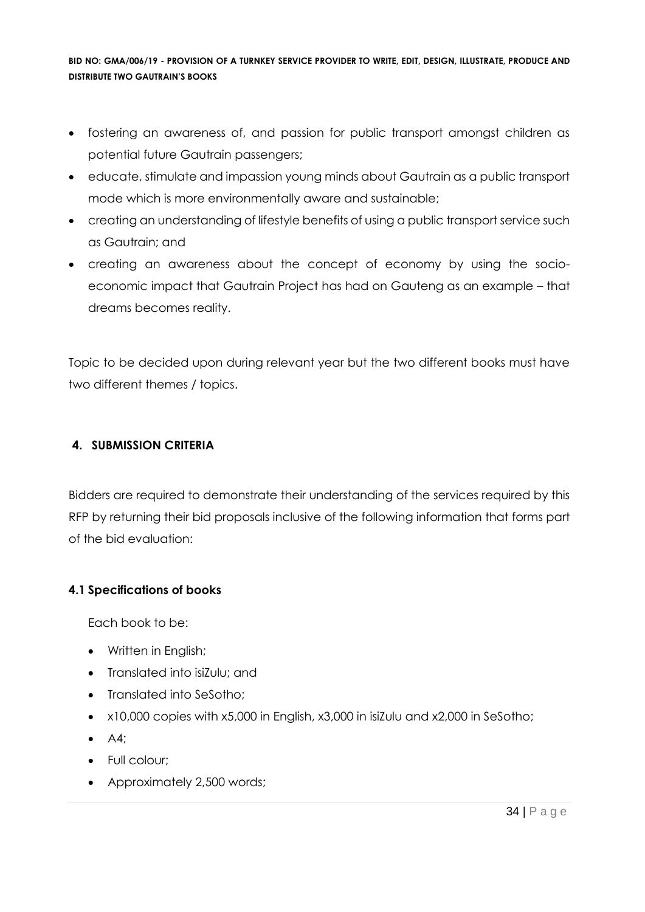- fostering an awareness of, and passion for public transport amongst children as potential future Gautrain passengers;
- educate, stimulate and impassion young minds about Gautrain as a public transport mode which is more environmentally aware and sustainable;
- creating an understanding of lifestyle benefits of using a public transport service such as Gautrain; and
- creating an awareness about the concept of economy by using the socio-economic impact that Gautrain Project has had on Gauteng as an example – that dreams becomes reality.

Topic to be decided upon during relevant year but the two different books must have two different themes / topics.

## 4. SUBMISSION CRITERIA

Bidders are required to demonstrate their understanding of the services required by this RFP by returning their bid proposals inclusive of the following information that forms part of the bid evaluation:

### 4.1 Specifications of books

Each book to be:

- Written in English;
- Translated into isiZulu; and
- Translated into SeSotho;
- x10,000 copies with x5,000 in English, x3,000 in isiZulu and x2,000 in SeSotho;
- A4;
- Full colour;
- Approximately 2,500 words;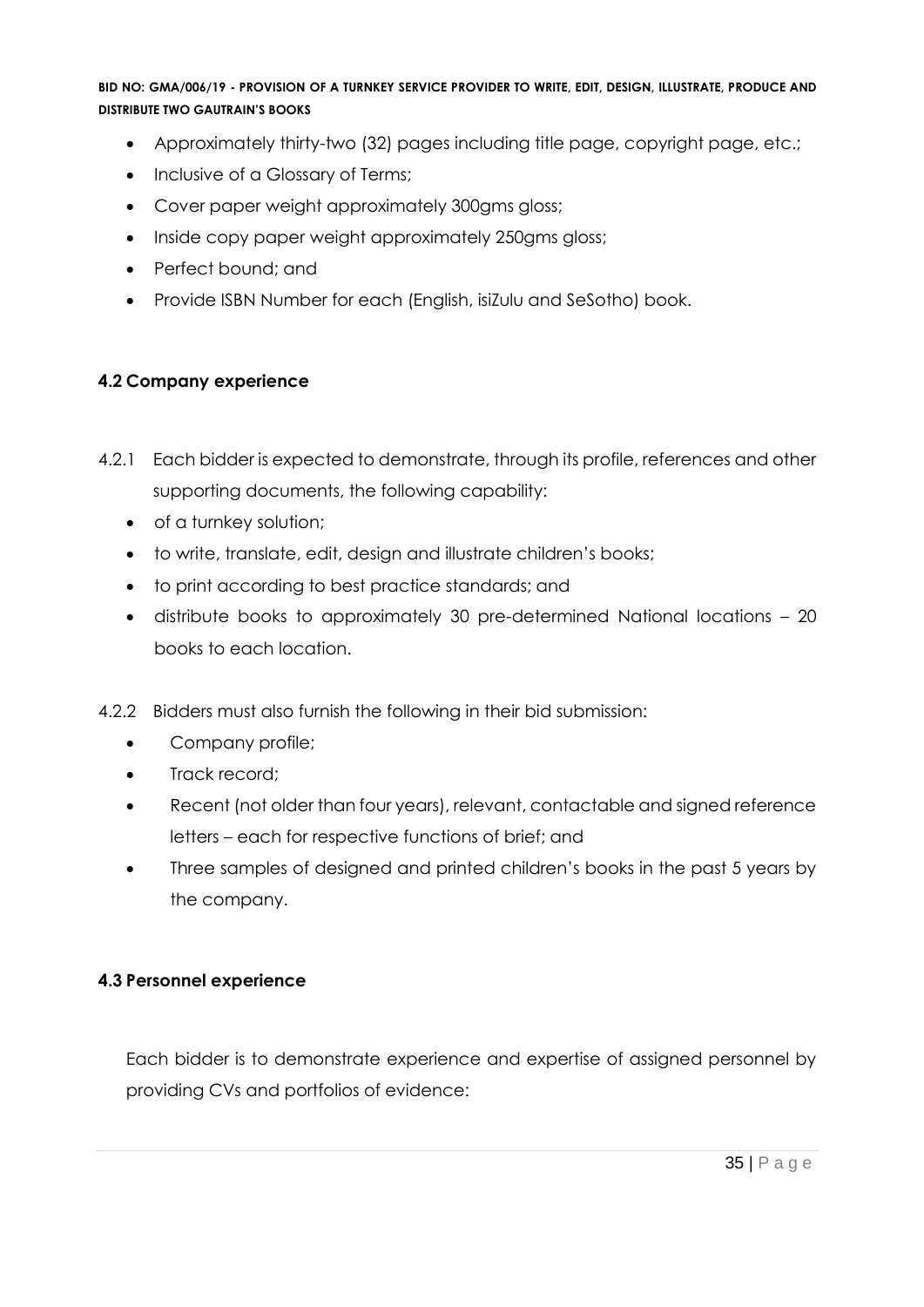- Approximately thirty-two (32) pages including title page, copyright page, etc.;
- Inclusive of a Glossary of Terms;
- Cover paper weight approximately 300gms gloss;
- Inside copy paper weight approximately 250gms gloss;
- Perfect bound; and
- Provide ISBN Number for each (English, isiZulu and SeSotho) book.

### 4.2 Company experience

4.2.1 Each bidder is expected to demonstrate, through its profile, references and other supporting documents, the following capability:

- of a turnkey solution;
- to write, translate, edit, design and illustrate children's books;
- to print according to best practice standards; and
- distribute books to approximately 30 pre-determined National locations – 20 books to each location.

4.2.2 Bidders must also furnish the following in their bid submission:

- Company profile;
- Track record;
- Recent (not older than four years), relevant, contactable and signed reference letters – each for respective functions of brief; and
- Three samples of designed and printed children's books in the past 5 years by the company.

### 4.3 Personnel experience

Each bidder is to demonstrate experience and expertise of assigned personnel by providing CVs and portfolios of evidence: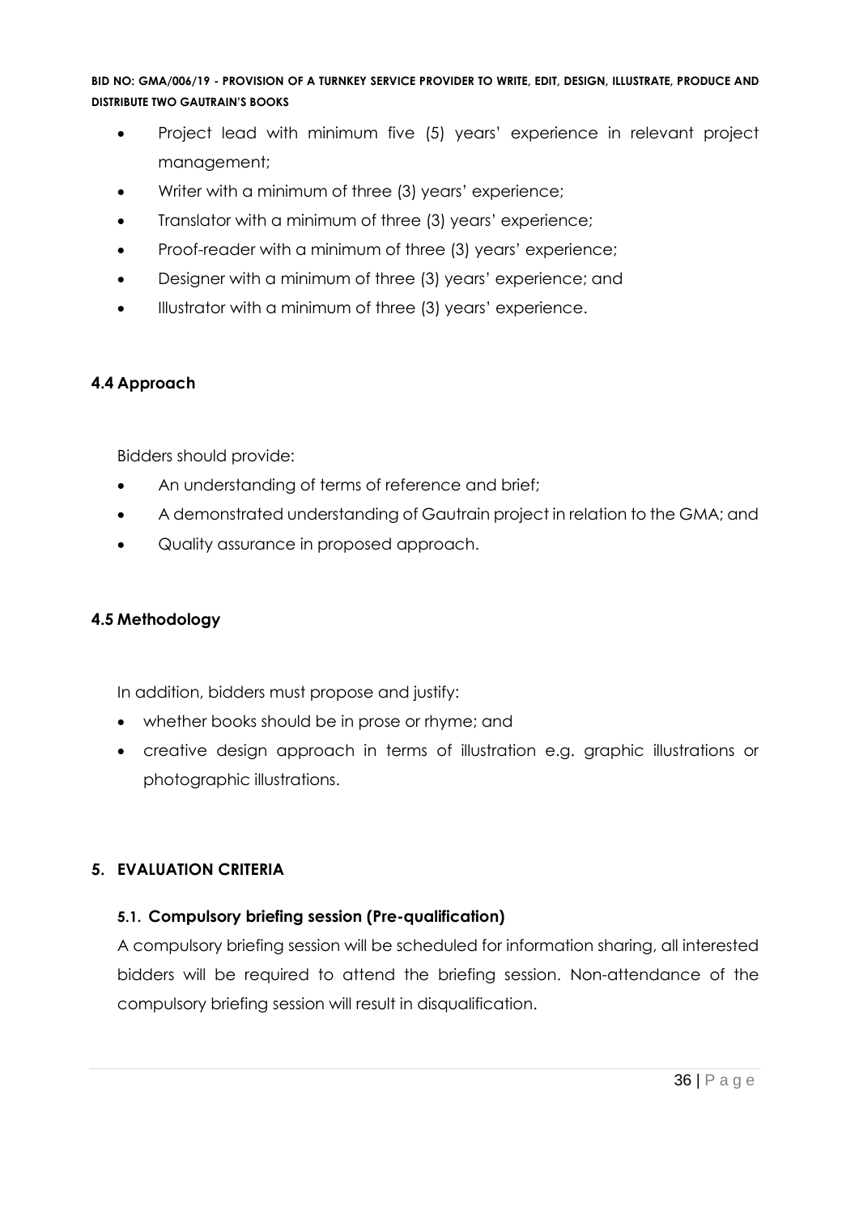- Project lead with minimum five (5) years' experience in relevant project management;
- Writer with a minimum of three (3) years' experience;
- Translator with a minimum of three (3) years' experience;
- Proof-reader with a minimum of three (3) years' experience;
- Designer with a minimum of three (3) years' experience; and
- Illustrator with a minimum of three (3) years' experience.

### 4.4 Approach

Bidders should provide:

- An understanding of terms of reference and brief;
- A demonstrated understanding of Gautrain project in relation to the GMA; and
- Quality assurance in proposed approach.

### 4.5 Methodology

In addition, bidders must propose and justify:

- whether books should be in prose or rhyme; and
- creative design approach in terms of illustration e.g. graphic illustrations or photographic illustrations.

## 5. EVALUATION CRITERIA

### 5.1. Compulsory briefing session (Pre-qualification)

A compulsory briefing session will be scheduled for information sharing, all interested bidders will be required to attend the briefing session. Non-attendance of the compulsory briefing session will result in disqualification.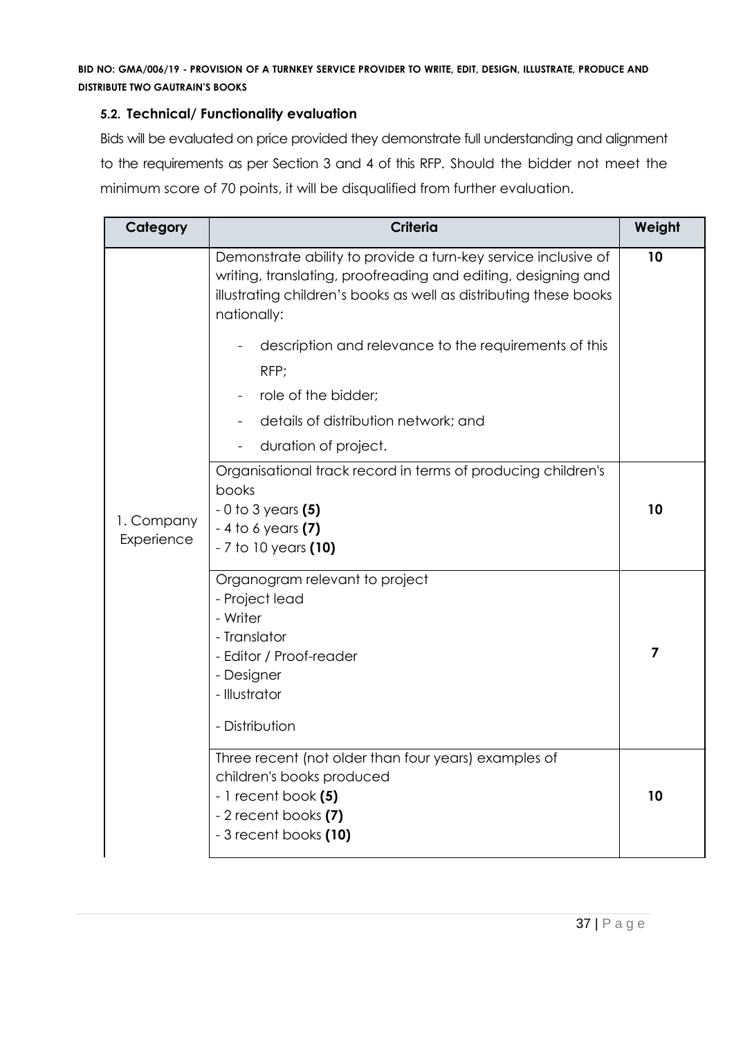### 5.2. Technical/ Functionality evaluation

Bids will be evaluated on price provided they demonstrate full understanding and alignment to the requirements as per Section 3 and 4 of this RFP. Should the bidder not meet the minimum score of 70 points, it will be disqualified from further evaluation.

| Category | Criteria | Weight |
|---|---|---|
| 1. Company Experience | Demonstrate ability to provide a turn-key service inclusive of writing, translating, proofreading and editing, designing and illustrating children's books as well as distributing these books nationally:<br>- description and relevance to the requirements of this RFP;<br>- role of the bidder;<br>- details of distribution network; and<br>- duration of project. | **10** |
| | Organisational track record in terms of producing children's books<br>- 0 to 3 years **(5)**<br>- 4 to 6 years **(7)**<br>- 7 to 10 years **(10)** | **10** |
| | Organogram relevant to project<br>- Project lead<br>- Writer<br>- Translator<br>- Editor / Proof-reader<br>- Designer<br>- Illustrator<br>- Distribution | **7** |
| | Three recent (not older than four years) examples of children's books produced<br>- 1 recent book **(5)**<br>- 2 recent books **(7)**<br>- 3 recent books **(10)** | **10** |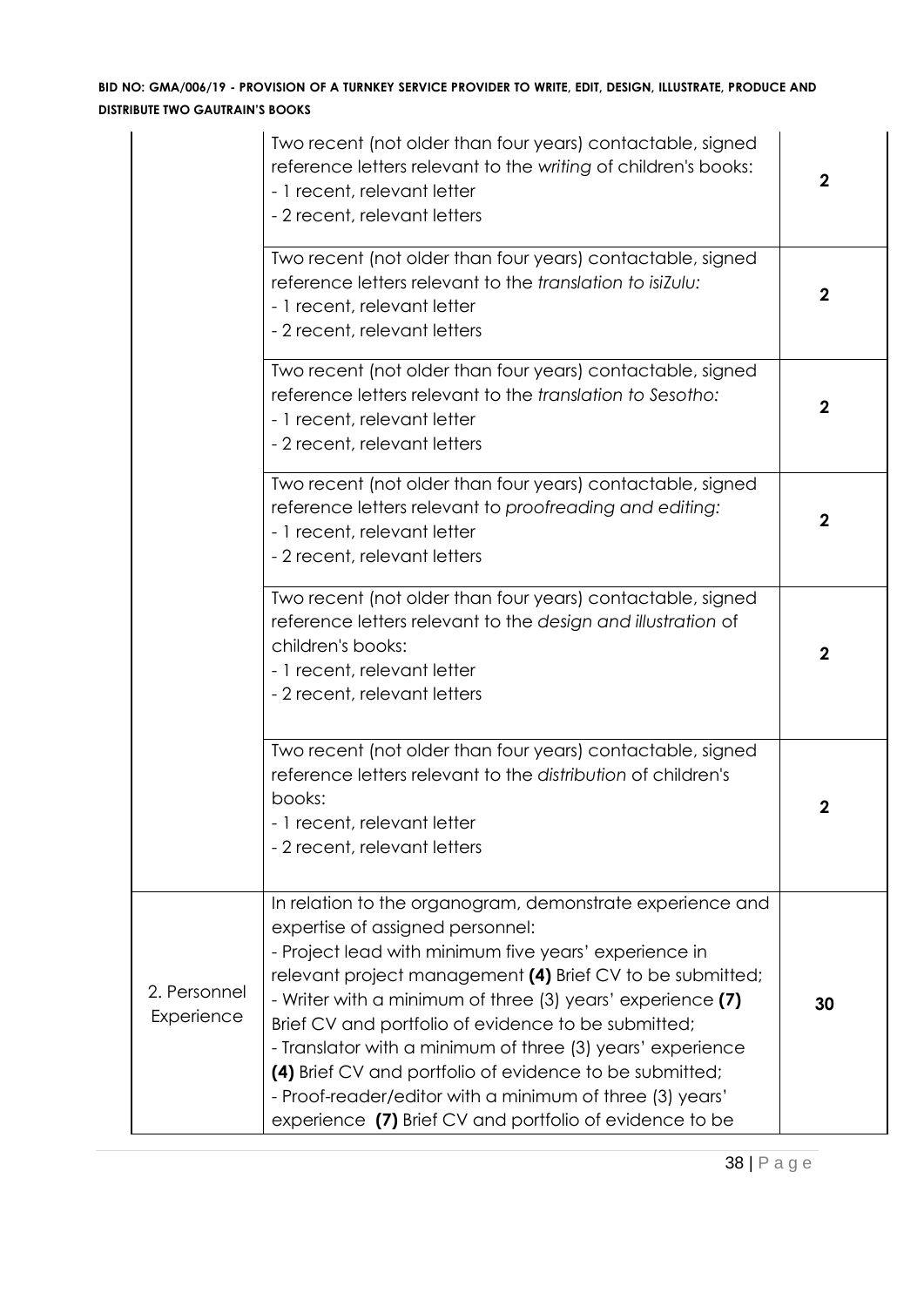| | | |
|---|---|---|
| | Two recent (not older than four years) contactable, signed reference letters relevant to the *writing* of children's books:<br>- 1 recent, relevant letter<br>- 2 recent, relevant letters | **2** |
| | Two recent (not older than four years) contactable, signed reference letters relevant to the *translation to isiZulu:*<br>- 1 recent, relevant letter<br>- 2 recent, relevant letters | **2** |
| | Two recent (not older than four years) contactable, signed reference letters relevant to the *translation to Sesotho:*<br>- 1 recent, relevant letter<br>- 2 recent, relevant letters | **2** |
| | Two recent (not older than four years) contactable, signed reference letters relevant to *proofreading and editing:*<br>- 1 recent, relevant letter<br>- 2 recent, relevant letters | **2** |
| | Two recent (not older than four years) contactable, signed reference letters relevant to the *design and illustration* of children's books:<br>- 1 recent, relevant letter<br>- 2 recent, relevant letters | **2** |
| | Two recent (not older than four years) contactable, signed reference letters relevant to the *distribution* of children's books:<br>- 1 recent, relevant letter<br>- 2 recent, relevant letters | **2** |
| 2. Personnel Experience | In relation to the organogram, demonstrate experience and expertise of assigned personnel:<br>- Project lead with minimum five years' experience in relevant project management **(4)** Brief CV to be submitted;<br>- Writer with a minimum of three (3) years' experience **(7)** Brief CV and portfolio of evidence to be submitted;<br>- Translator with a minimum of three (3) years' experience **(4)** Brief CV and portfolio of evidence to be submitted;<br>- Proof-reader/editor with a minimum of three (3) years' experience **(7)** Brief CV and portfolio of evidence to be | **30** |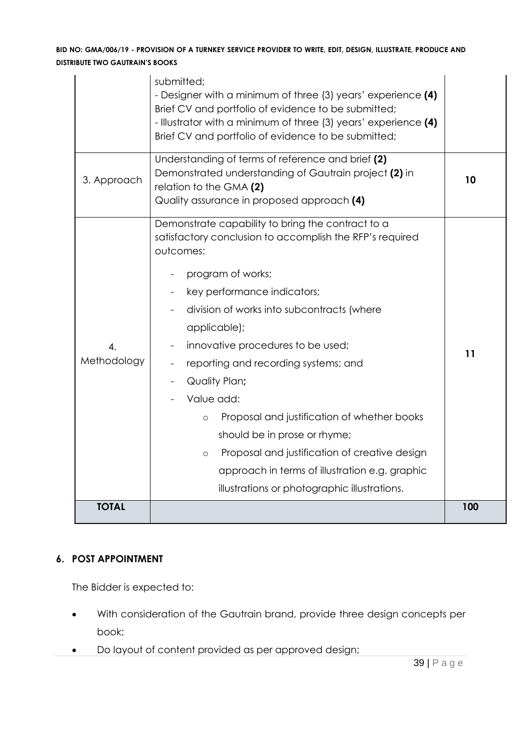| | | |
|---|---|---|
| | submitted;<br>- Designer with a minimum of three (3) years' experience **(4)** Brief CV and portfolio of evidence to be submitted;<br>- Illustrator with a minimum of three (3) years' experience **(4)** Brief CV and portfolio of evidence to be submitted; | |
| 3. Approach | Understanding of terms of reference and brief **(2)**<br>Demonstrated understanding of Gautrain project **(2)** in relation to the GMA **(2)**<br>Quality assurance in proposed approach **(4)** | **10** |
| 4. Methodology | Demonstrate capability to bring the contract to a satisfactory conclusion to accomplish the RFP's required outcomes:<br>- program of works;<br>- key performance indicators;<br>- division of works into subcontracts (where applicable);<br>- innovative procedures to be used;<br>- reporting and recording systems; and<br>- Quality Plan**;**<br>- Value add:<br>o Proposal and justification of whether books should be in prose or rhyme;<br>o Proposal and justification of creative design approach in terms of illustration e.g. graphic illustrations or photographic illustrations. | **11** |
| **TOTAL** | | **100** |

## 6. POST APPOINTMENT

The Bidder is expected to:

- With consideration of the Gautrain brand, provide three design concepts per book;
- Do layout of content provided as per approved design;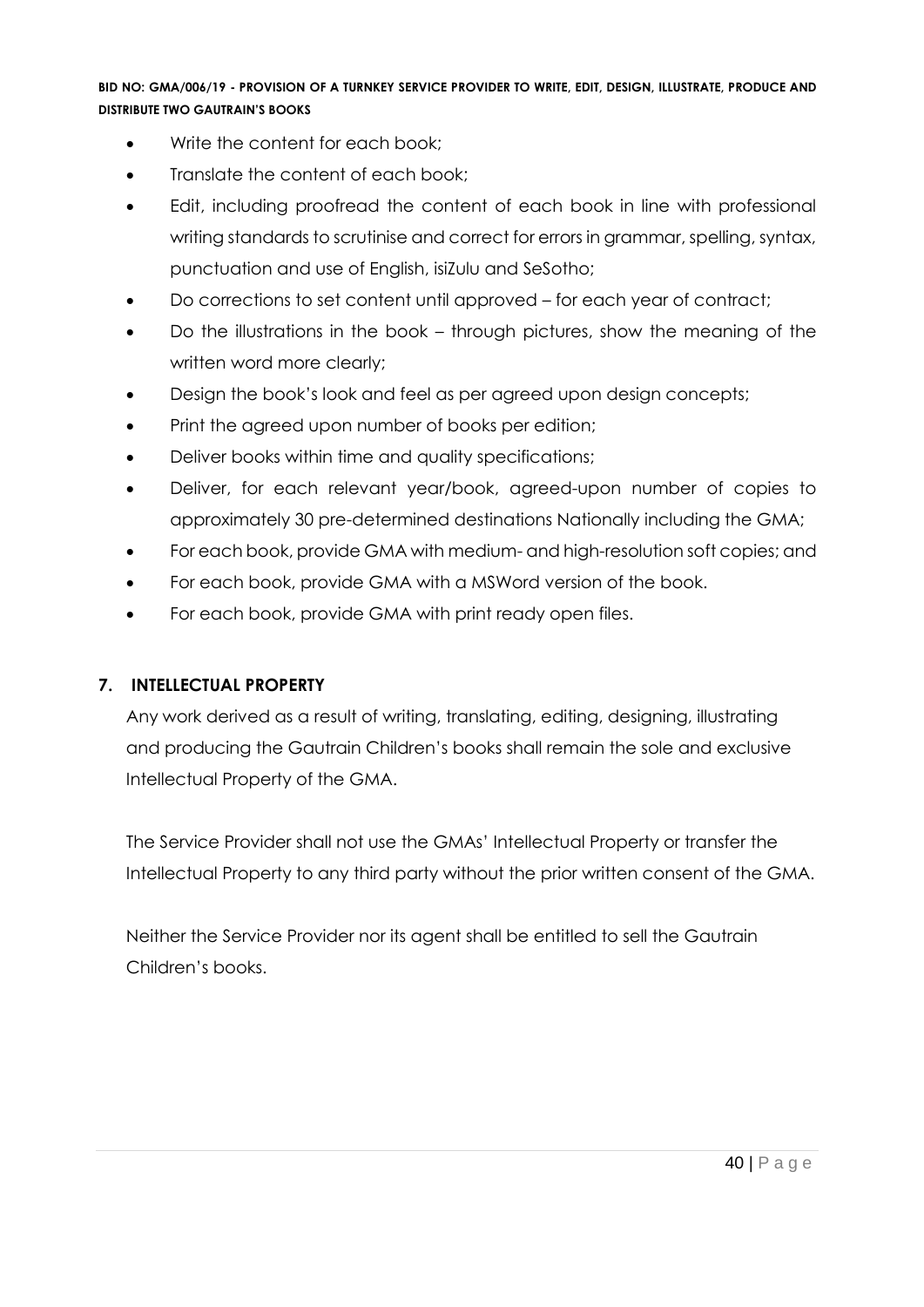- Write the content for each book;
- Translate the content of each book;
- Edit, including proofread the content of each book in line with professional writing standards to scrutinise and correct for errors in grammar, spelling, syntax, punctuation and use of English, isiZulu and SeSotho;
- Do corrections to set content until approved – for each year of contract;
- Do the illustrations in the book – through pictures, show the meaning of the written word more clearly;
- Design the book's look and feel as per agreed upon design concepts;
- Print the agreed upon number of books per edition;
- Deliver books within time and quality specifications;
- Deliver, for each relevant year/book, agreed-upon number of copies to approximately 30 pre-determined destinations Nationally including the GMA;
- For each book, provide GMA with medium- and high-resolution soft copies; and
- For each book, provide GMA with a MSWord version of the book.
- For each book, provide GMA with print ready open files.

## 7. INTELLECTUAL PROPERTY

Any work derived as a result of writing, translating, editing, designing, illustrating and producing the Gautrain Children's books shall remain the sole and exclusive Intellectual Property of the GMA.

The Service Provider shall not use the GMAs' Intellectual Property or transfer the Intellectual Property to any third party without the prior written consent of the GMA.

Neither the Service Provider nor its agent shall be entitled to sell the Gautrain Children's books.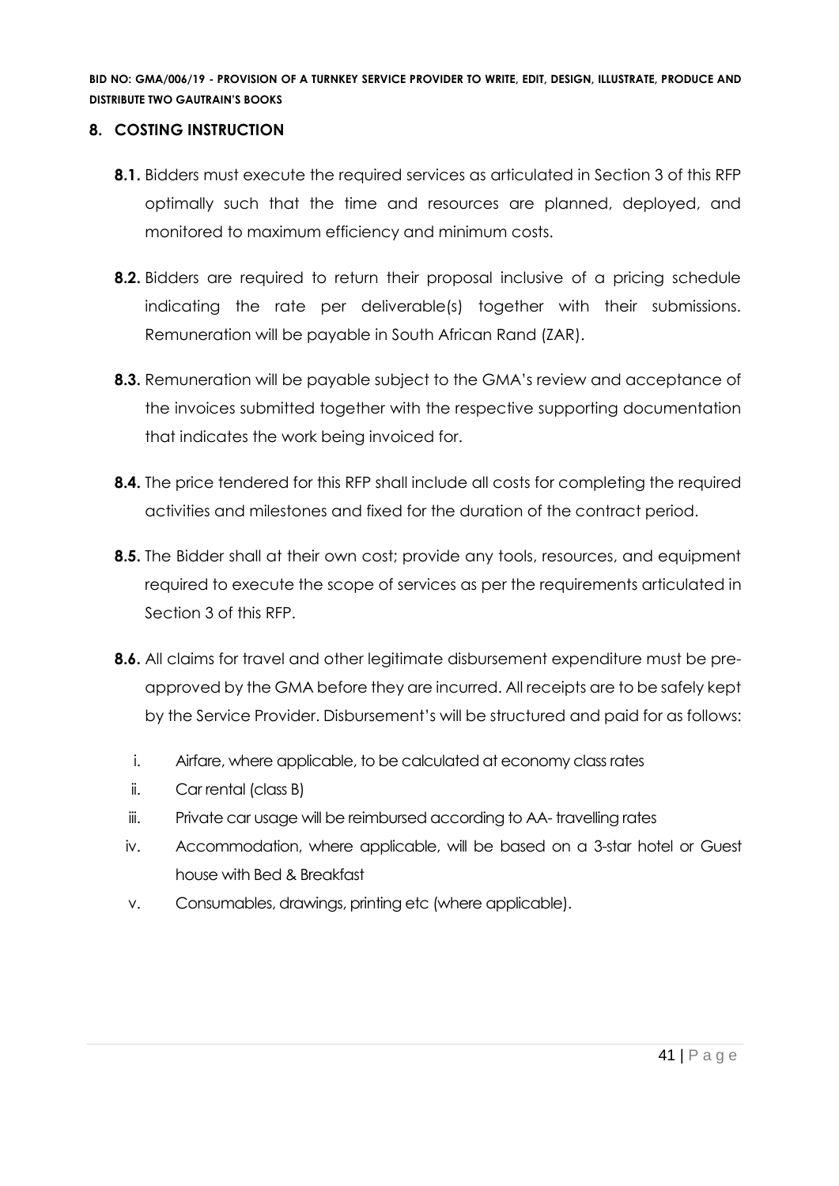## 8. COSTING INSTRUCTION

**8.1.** Bidders must execute the required services as articulated in Section 3 of this RFP optimally such that the time and resources are planned, deployed, and monitored to maximum efficiency and minimum costs.

**8.2.** Bidders are required to return their proposal inclusive of a pricing schedule indicating the rate per deliverable(s) together with their submissions. Remuneration will be payable in South African Rand (ZAR).

**8.3.** Remuneration will be payable subject to the GMA's review and acceptance of the invoices submitted together with the respective supporting documentation that indicates the work being invoiced for.

**8.4.** The price tendered for this RFP shall include all costs for completing the required activities and milestones and fixed for the duration of the contract period.

**8.5.** The Bidder shall at their own cost; provide any tools, resources, and equipment required to execute the scope of services as per the requirements articulated in Section 3 of this RFP.

**8.6.** All claims for travel and other legitimate disbursement expenditure must be pre-approved by the GMA before they are incurred. All receipts are to be safely kept by the Service Provider. Disbursement's will be structured and paid for as follows:

i. Airfare, where applicable, to be calculated at economy class rates

ii. Car rental (class B)

iii. Private car usage will be reimbursed according to AA- travelling rates

iv. Accommodation, where applicable, will be based on a 3-star hotel or Guest house with Bed & Breakfast

v. Consumables, drawings, printing etc (where applicable).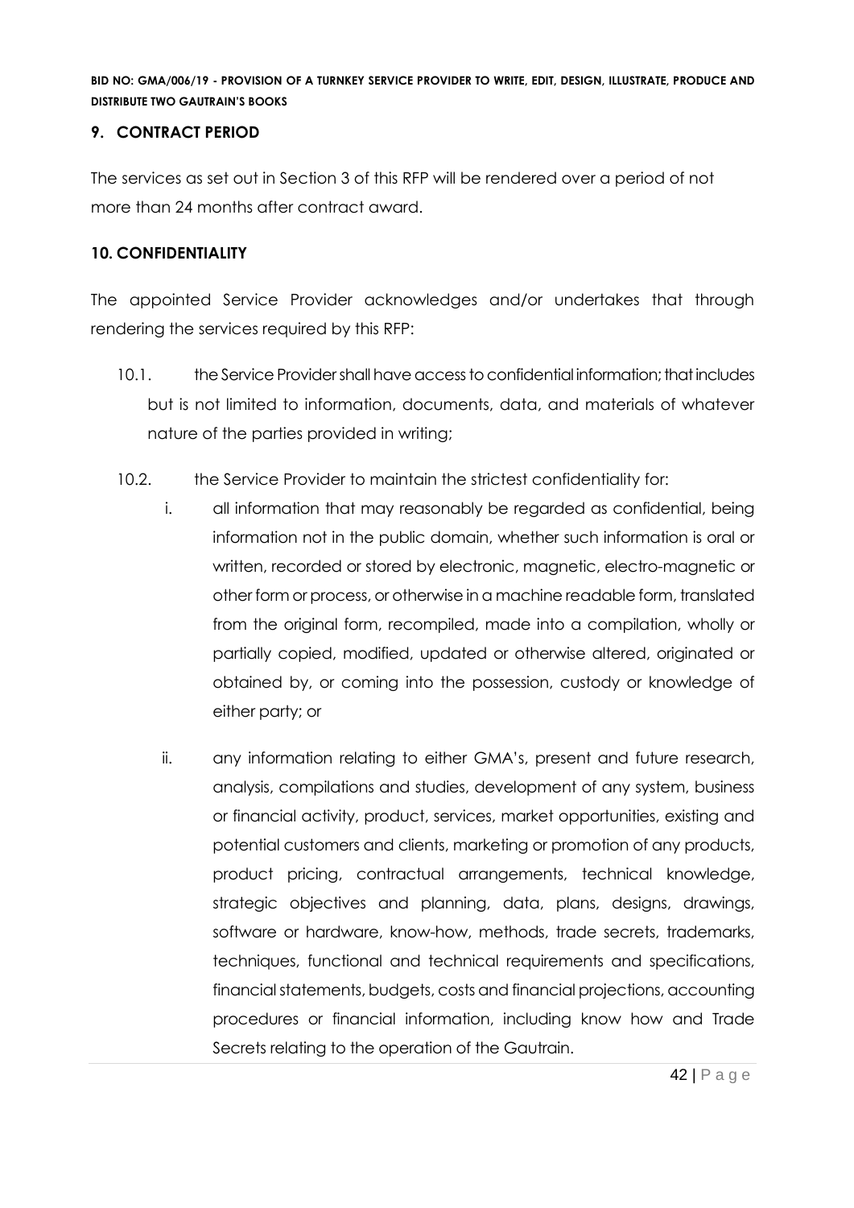## 9. CONTRACT PERIOD

The services as set out in Section 3 of this RFP will be rendered over a period of not more than 24 months after contract award.

## 10. CONFIDENTIALITY

The appointed Service Provider acknowledges and/or undertakes that through rendering the services required by this RFP:

10.1. the Service Provider shall have access to confidential information; that includes but is not limited to information, documents, data, and materials of whatever nature of the parties provided in writing;

10.2. the Service Provider to maintain the strictest confidentiality for:

i. all information that may reasonably be regarded as confidential, being information not in the public domain, whether such information is oral or written, recorded or stored by electronic, magnetic, electro-magnetic or other form or process, or otherwise in a machine readable form, translated from the original form, recompiled, made into a compilation, wholly or partially copied, modified, updated or otherwise altered, originated or obtained by, or coming into the possession, custody or knowledge of either party; or

ii. any information relating to either GMA's, present and future research, analysis, compilations and studies, development of any system, business or financial activity, product, services, market opportunities, existing and potential customers and clients, marketing or promotion of any products, product pricing, contractual arrangements, technical knowledge, strategic objectives and planning, data, plans, designs, drawings, software or hardware, know-how, methods, trade secrets, trademarks, techniques, functional and technical requirements and specifications, financial statements, budgets, costs and financial projections, accounting procedures or financial information, including know how and Trade Secrets relating to the operation of the Gautrain.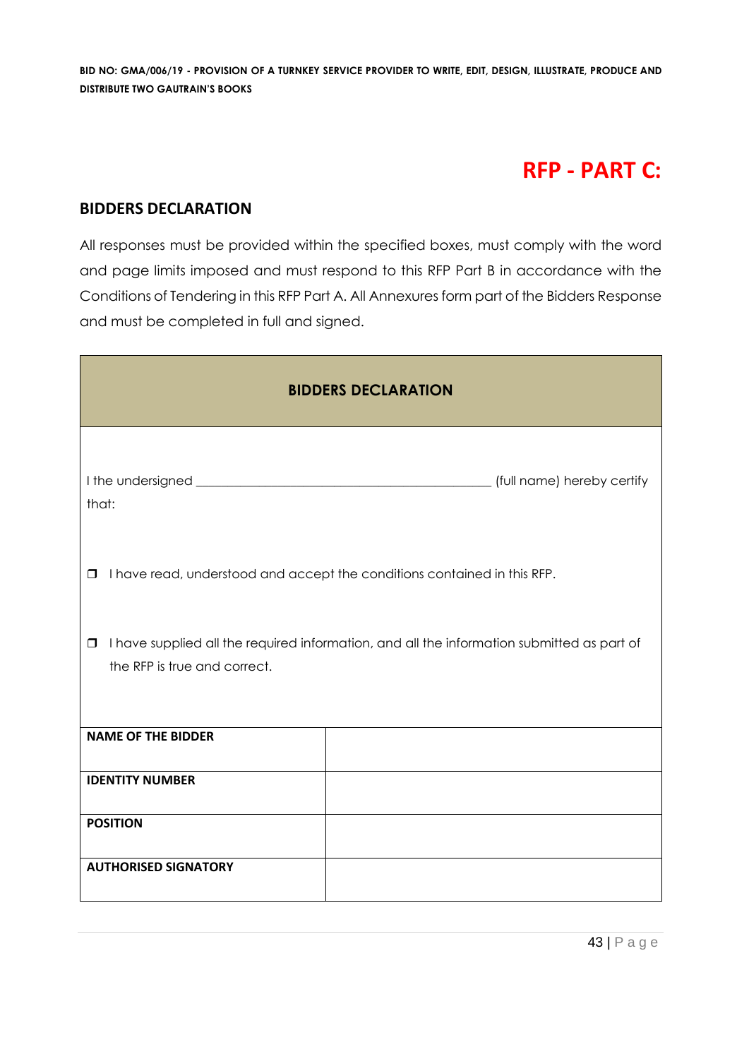# RFP - PART C:

## BIDDERS DECLARATION

All responses must be provided within the specified boxes, must comply with the word and page limits imposed and must respond to this RFP Part B in accordance with the Conditions of Tendering in this RFP Part A. All Annexures form part of the Bidders Response and must be completed in full and signed.

| BIDDERS DECLARATION | |
|---|---|
| I the undersigned _____________________________________________ (full name) hereby certify that:<br><br>☐ I have read, understood and accept the conditions contained in this RFP.<br><br>☐ I have supplied all the required information, and all the information submitted as part of the RFP is true and correct. | |
| **NAME OF THE BIDDER** | |
| **IDENTITY NUMBER** | |
| **POSITION** | |
| **AUTHORISED SIGNATORY** | |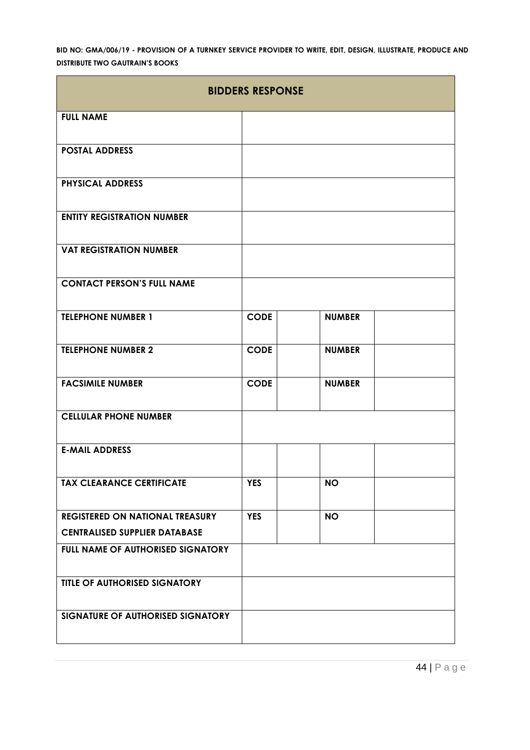| BIDDERS RESPONSE | | | | |
|---|---|---|---|---|
| **FULL NAME** | | | | |
| **POSTAL ADDRESS** | | | | |
| **PHYSICAL ADDRESS** | | | | |
| **ENTITY REGISTRATION NUMBER** | | | | |
| **VAT REGISTRATION NUMBER** | | | | |
| **CONTACT PERSON'S FULL NAME** | | | | |
| **TELEPHONE NUMBER 1** | **CODE** | | **NUMBER** | |
| **TELEPHONE NUMBER 2** | **CODE** | | **NUMBER** | |
| **FACSIMILE NUMBER** | **CODE** | | **NUMBER** | |
| **CELLULAR PHONE NUMBER** | | | | |
| **E-MAIL ADDRESS** | | | | |
| **TAX CLEARANCE CERTIFICATE** | **YES** | | **NO** | |
| **REGISTERED ON NATIONAL TREASURY CENTRALISED SUPPLIER DATABASE** | **YES** | | **NO** | |
| **FULL NAME OF AUTHORISED SIGNATORY** | | | | |
| **TITLE OF AUTHORISED SIGNATORY** | | | | |
| **SIGNATURE OF AUTHORISED SIGNATORY** | | | | |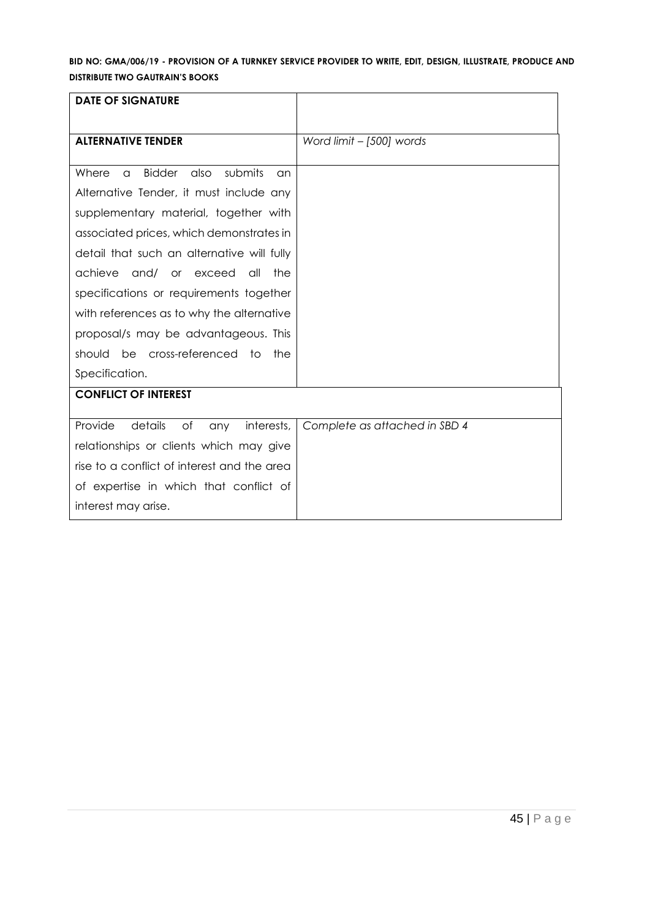| DATE OF SIGNATURE | |
|---|---|
| **ALTERNATIVE TENDER** | *Word limit – [500] words* |
| Where a Bidder also submits an Alternative Tender, it must include any supplementary material, together with associated prices, which demonstrates in detail that such an alternative will fully achieve and/ or exceed all the specifications or requirements together with references as to why the alternative proposal/s may be advantageous. This should be cross-referenced to the Specification. | |
| **CONFLICT OF INTEREST** | |
| Provide details of any interests, relationships or clients which may give rise to a conflict of interest and the area of expertise in which that conflict of interest may arise. | *Complete as attached in SBD 4* |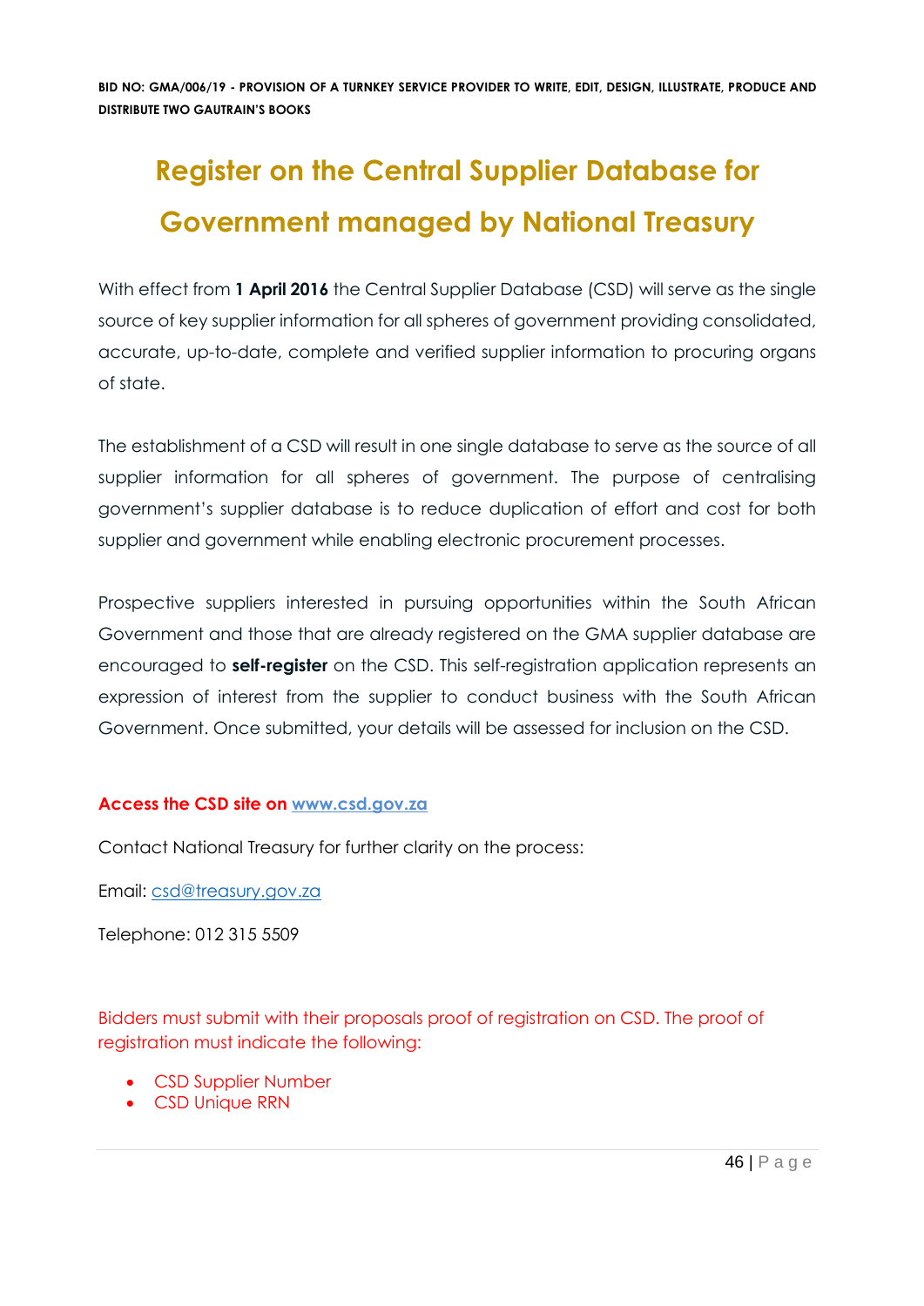# Register on the Central Supplier Database for Government managed by National Treasury

With effect from **1 April 2016** the Central Supplier Database (CSD) will serve as the single source of key supplier information for all spheres of government providing consolidated, accurate, up-to-date, complete and verified supplier information to procuring organs of state.

The establishment of a CSD will result in one single database to serve as the source of all supplier information for all spheres of government. The purpose of centralising government's supplier database is to reduce duplication of effort and cost for both supplier and government while enabling electronic procurement processes.

Prospective suppliers interested in pursuing opportunities within the South African Government and those that are already registered on the GMA supplier database are encouraged to **self-register** on the CSD. This self-registration application represents an expression of interest from the supplier to conduct business with the South African Government. Once submitted, your details will be assessed for inclusion on the CSD.

**Access the CSD site on www.csd.gov.za**

Contact National Treasury for further clarity on the process:

Email: csd@treasury.gov.za

Telephone: 012 315 5509

Bidders must submit with their proposals proof of registration on CSD. The proof of registration must indicate the following:

- CSD Supplier Number
- CSD Unique RRN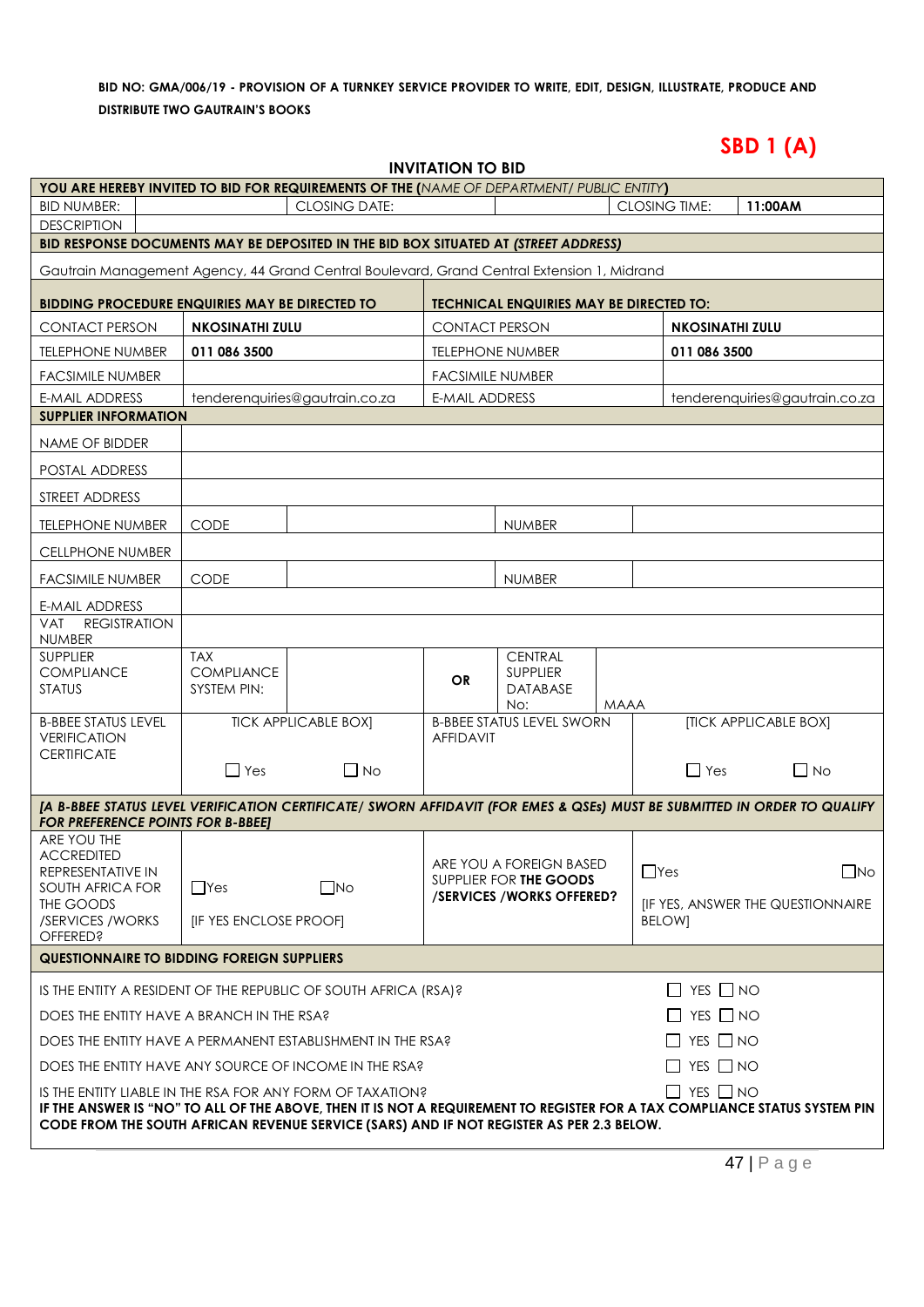**BID NO: GMA/006/19 - PROVISION OF A TURNKEY SERVICE PROVIDER TO WRITE, EDIT, DESIGN, ILLUSTRATE, PRODUCE AND DISTRIBUTE TWO GAUTRAIN'S BOOKS**

# SBD 1 (A)

## INVITATION TO BID

| YOU ARE HEREBY INVITED TO BID FOR REQUIREMENTS OF THE (*NAME OF DEPARTMENT/ PUBLIC ENTITY*) | | | | | |
|---|---|---|---|---|---|
| BID NUMBER: | | CLOSING DATE: | | CLOSING TIME: | 11:00AM |
| DESCRIPTION | | | | | |
| **BID RESPONSE DOCUMENTS MAY BE DEPOSITED IN THE BID BOX SITUATED AT (*STREET ADDRESS*)** | | | | | |
| Gautrain Management Agency, 44 Grand Central Boulevard, Grand Central Extension 1, Midrand | | | | | |

| **BIDDING PROCEDURE ENQUIRIES MAY BE DIRECTED TO** | | **TECHNICAL ENQUIRIES MAY BE DIRECTED TO:** | |
|---|---|---|---|
| CONTACT PERSON | **NKOSINATHI ZULU** | CONTACT PERSON | **NKOSINATHI ZULU** |
| TELEPHONE NUMBER | **011 086 3500** | TELEPHONE NUMBER | **011 086 3500** |
| FACSIMILE NUMBER | | FACSIMILE NUMBER | |
| E-MAIL ADDRESS | tenderenquiries@gautrain.co.za | E-MAIL ADDRESS | tenderenquiries@gautrain.co.za |

| **SUPPLIER INFORMATION** | | | | | |
|---|---|---|---|---|---|
| NAME OF BIDDER | | | | | |
| POSTAL ADDRESS | | | | | |
| STREET ADDRESS | | | | | |
| TELEPHONE NUMBER | CODE | | | NUMBER | |
| CELLPHONE NUMBER | | | | | |
| FACSIMILE NUMBER | CODE | | | NUMBER | |
| E-MAIL ADDRESS | | | | | |
| VAT REGISTRATION NUMBER | | | | | |
| SUPPLIER COMPLIANCE STATUS | TAX COMPLIANCE SYSTEM PIN: | | OR | CENTRAL SUPPLIER DATABASE No: | MAAA |
| B-BBEE STATUS LEVEL VERIFICATION CERTIFICATE | TICK APPLICABLE BOX] ☐ Yes ☐ No | | B-BBEE STATUS LEVEL SWORN AFFIDAVIT | | [TICK APPLICABLE BOX] ☐ Yes ☐ No |

***[A B-BBEE STATUS LEVEL VERIFICATION CERTIFICATE/ SWORN AFFIDAVIT (FOR EMES & QSEs) MUST BE SUBMITTED IN ORDER TO QUALIFY FOR PREFERENCE POINTS FOR B-BBEE]***

| ARE YOU THE ACCREDITED REPRESENTATIVE IN SOUTH AFRICA FOR THE GOODS /SERVICES /WORKS OFFERED? | ☐Yes ☐No [IF YES ENCLOSE PROOF] | ARE YOU A FOREIGN BASED SUPPLIER FOR **THE GOODS /SERVICES /WORKS OFFERED?** | ☐Yes ☐No [IF YES, ANSWER THE QUESTIONNAIRE BELOW] |
|---|---|---|---|

**QUESTIONNAIRE TO BIDDING FOREIGN SUPPLIERS**

| | |
|---|---|
| IS THE ENTITY A RESIDENT OF THE REPUBLIC OF SOUTH AFRICA (RSA)? | ☐ YES ☐ NO |
| DOES THE ENTITY HAVE A BRANCH IN THE RSA? | ☐ YES ☐ NO |
| DOES THE ENTITY HAVE A PERMANENT ESTABLISHMENT IN THE RSA? | ☐ YES ☐ NO |
| DOES THE ENTITY HAVE ANY SOURCE OF INCOME IN THE RSA? | ☐ YES ☐ NO |
| IS THE ENTITY LIABLE IN THE RSA FOR ANY FORM OF TAXATION? | ☐ YES ☐ NO |

**IF THE ANSWER IS "NO" TO ALL OF THE ABOVE, THEN IT IS NOT A REQUIREMENT TO REGISTER FOR A TAX COMPLIANCE STATUS SYSTEM PIN CODE FROM THE SOUTH AFRICAN REVENUE SERVICE (SARS) AND IF NOT REGISTER AS PER 2.3 BELOW.**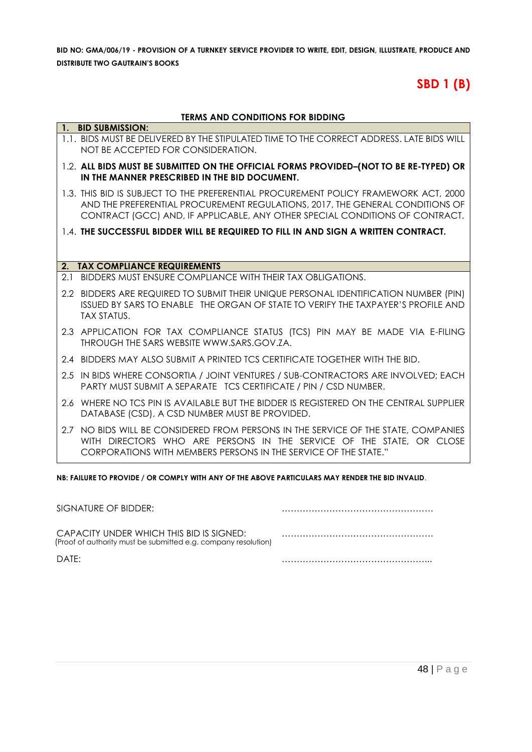**BID NO: GMA/006/19 - PROVISION OF A TURNKEY SERVICE PROVIDER TO WRITE, EDIT, DESIGN, ILLUSTRATE, PRODUCE AND DISTRIBUTE TWO GAUTRAIN'S BOOKS**

# SBD 1 (B)

**TERMS AND CONDITIONS FOR BIDDING**

**1. BID SUBMISSION:**

1.1. BIDS MUST BE DELIVERED BY THE STIPULATED TIME TO THE CORRECT ADDRESS. LATE BIDS WILL NOT BE ACCEPTED FOR CONSIDERATION.

1.2. **ALL BIDS MUST BE SUBMITTED ON THE OFFICIAL FORMS PROVIDED–(NOT TO BE RE-TYPED) OR IN THE MANNER PRESCRIBED IN THE BID DOCUMENT.**

1.3. THIS BID IS SUBJECT TO THE PREFERENTIAL PROCUREMENT POLICY FRAMEWORK ACT, 2000 AND THE PREFERENTIAL PROCUREMENT REGULATIONS, 2017, THE GENERAL CONDITIONS OF CONTRACT (GCC) AND, IF APPLICABLE, ANY OTHER SPECIAL CONDITIONS OF CONTRACT.

1.4. **THE SUCCESSFUL BIDDER WILL BE REQUIRED TO FILL IN AND SIGN A WRITTEN CONTRACT.**

**2. TAX COMPLIANCE REQUIREMENTS**

2.1 BIDDERS MUST ENSURE COMPLIANCE WITH THEIR TAX OBLIGATIONS.

2.2 BIDDERS ARE REQUIRED TO SUBMIT THEIR UNIQUE PERSONAL IDENTIFICATION NUMBER (PIN) ISSUED BY SARS TO ENABLE THE ORGAN OF STATE TO VERIFY THE TAXPAYER'S PROFILE AND TAX STATUS.

2.3 APPLICATION FOR TAX COMPLIANCE STATUS (TCS) PIN MAY BE MADE VIA E-FILING THROUGH THE SARS WEBSITE WWW.SARS.GOV.ZA.

2.4 BIDDERS MAY ALSO SUBMIT A PRINTED TCS CERTIFICATE TOGETHER WITH THE BID.

2.5 IN BIDS WHERE CONSORTIA / JOINT VENTURES / SUB-CONTRACTORS ARE INVOLVED; EACH PARTY MUST SUBMIT A SEPARATE TCS CERTIFICATE / PIN / CSD NUMBER.

2.6 WHERE NO TCS PIN IS AVAILABLE BUT THE BIDDER IS REGISTERED ON THE CENTRAL SUPPLIER DATABASE (CSD), A CSD NUMBER MUST BE PROVIDED.

2.7 NO BIDS WILL BE CONSIDERED FROM PERSONS IN THE SERVICE OF THE STATE, COMPANIES WITH DIRECTORS WHO ARE PERSONS IN THE SERVICE OF THE STATE, OR CLOSE CORPORATIONS WITH MEMBERS PERSONS IN THE SERVICE OF THE STATE."

**NB: FAILURE TO PROVIDE / OR COMPLY WITH ANY OF THE ABOVE PARTICULARS MAY RENDER THE BID INVALID**.

SIGNATURE OF BIDDER: ……………………………………………

CAPACITY UNDER WHICH THIS BID IS SIGNED: ……………………………………………
(Proof of authority must be submitted e.g. company resolution)

DATE: …………………………………………...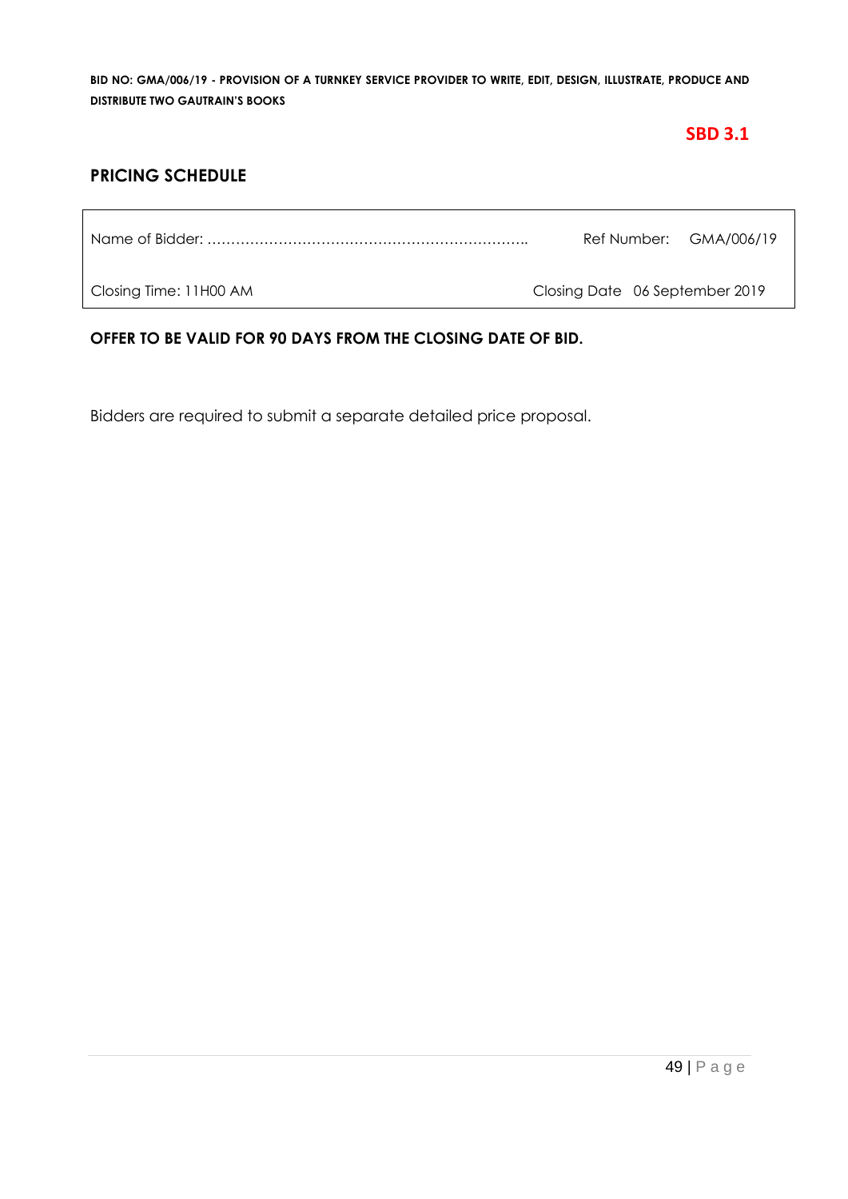**SBD 3.1**

## PRICING SCHEDULE

| Name of Bidder: ………………………………………………………….. | Ref Number: GMA/006/19 |
| --- | --- |
| Closing Time: 11H00 AM | Closing Date 06 September 2019 |

**OFFER TO BE VALID FOR 90 DAYS FROM THE CLOSING DATE OF BID.**

Bidders are required to submit a separate detailed price proposal.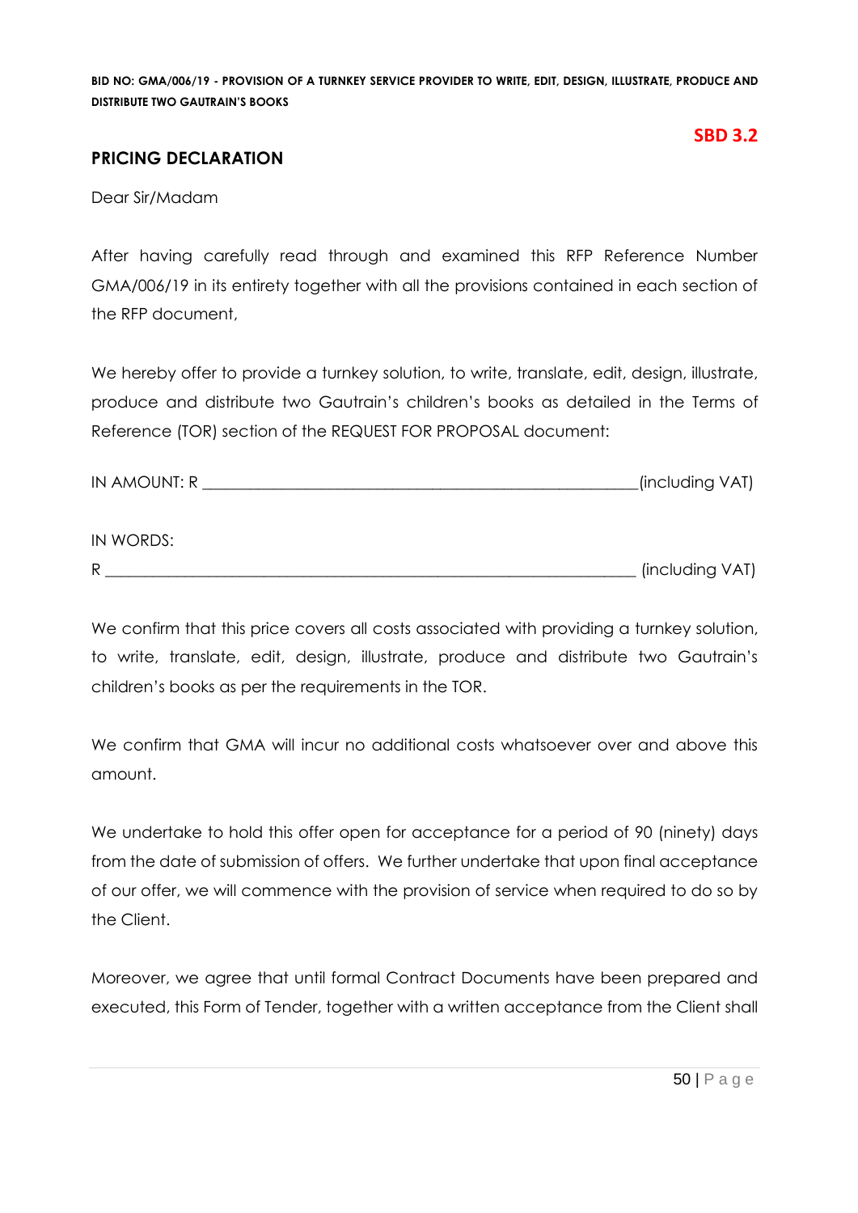**SBD 3.2**

## PRICING DECLARATION

Dear Sir/Madam

After having carefully read through and examined this RFP Reference Number GMA/006/19 in its entirety together with all the provisions contained in each section of the RFP document,

We hereby offer to provide a turnkey solution, to write, translate, edit, design, illustrate, produce and distribute two Gautrain's children's books as detailed in the Terms of Reference (TOR) section of the REQUEST FOR PROPOSAL document:

IN AMOUNT: R ________________________________________________________(including VAT)

IN WORDS:

R ____________________________________________________________________ (including VAT)

We confirm that this price covers all costs associated with providing a turnkey solution, to write, translate, edit, design, illustrate, produce and distribute two Gautrain's children's books as per the requirements in the TOR.

We confirm that GMA will incur no additional costs whatsoever over and above this amount.

We undertake to hold this offer open for acceptance for a period of 90 (ninety) days from the date of submission of offers. We further undertake that upon final acceptance of our offer, we will commence with the provision of service when required to do so by the Client.

Moreover, we agree that until formal Contract Documents have been prepared and executed, this Form of Tender, together with a written acceptance from the Client shall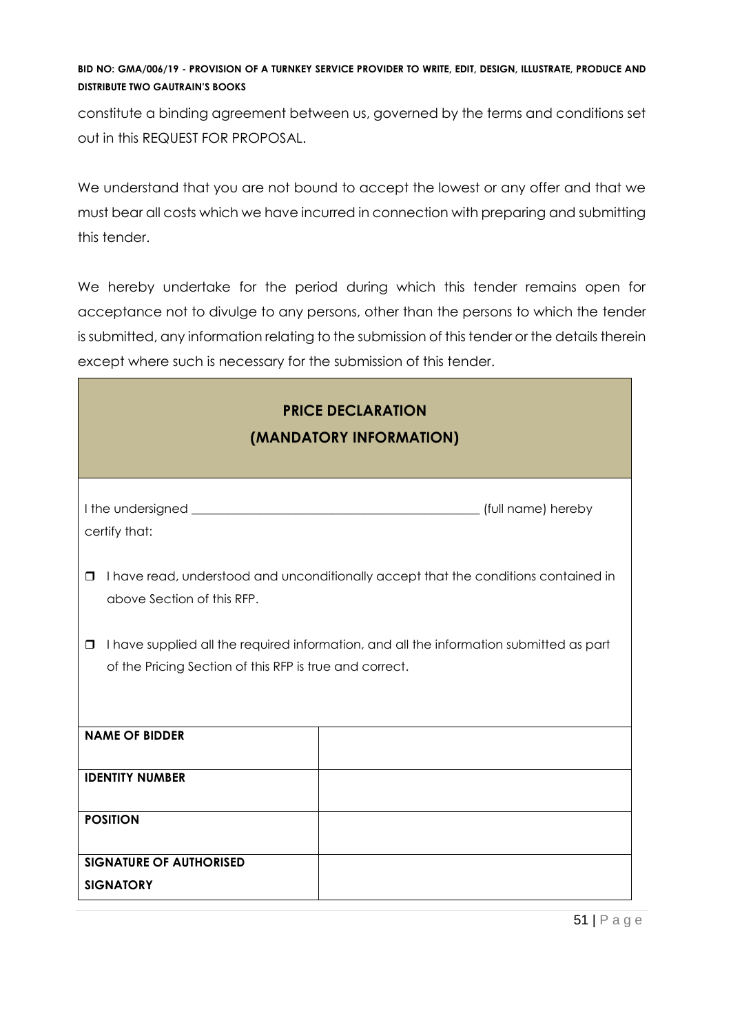constitute a binding agreement between us, governed by the terms and conditions set out in this REQUEST FOR PROPOSAL.

We understand that you are not bound to accept the lowest or any offer and that we must bear all costs which we have incurred in connection with preparing and submitting this tender.

We hereby undertake for the period during which this tender remains open for acceptance not to divulge to any persons, other than the persons to which the tender is submitted, any information relating to the submission of this tender or the details therein except where such is necessary for the submission of this tender.

**PRICE DECLARATION**
**(MANDATORY INFORMATION)**

I the undersigned _____________________________________________ (full name) hereby certify that:

- ❒ I have read, understood and unconditionally accept that the conditions contained in above Section of this RFP.
- ❒ I have supplied all the required information, and all the information submitted as part of the Pricing Section of this RFP is true and correct.

| | |
|---|---|
| **NAME OF BIDDER** | |
| **IDENTITY NUMBER** | |
| **POSITION** | |
| **SIGNATURE OF AUTHORISED SIGNATORY** | |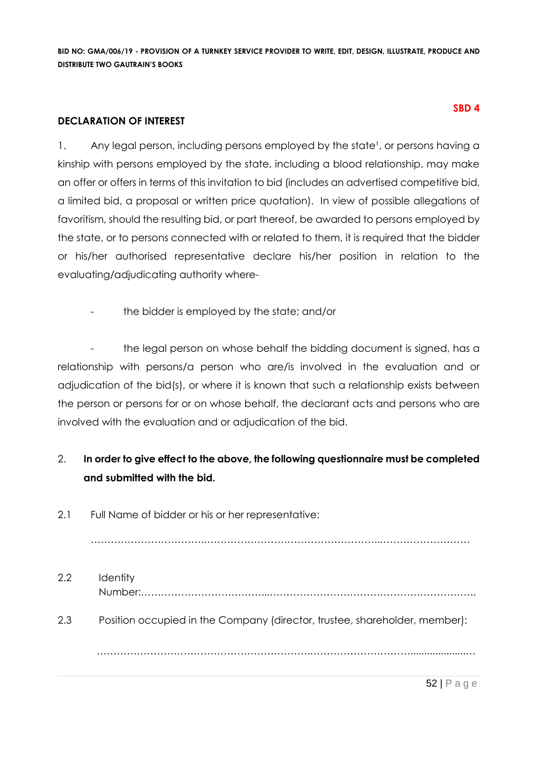**SBD 4**

## DECLARATION OF INTEREST

1. Any legal person, including persons employed by the state[1], or persons having a kinship with persons employed by the state, including a blood relationship, may make an offer or offers in terms of this invitation to bid (includes an advertised competitive bid, a limited bid, a proposal or written price quotation). In view of possible allegations of favoritism, should the resulting bid, or part thereof, be awarded to persons employed by the state, or to persons connected with or related to them, it is required that the bidder or his/her authorised representative declare his/her position in relation to the evaluating/adjudicating authority where-

   - the bidder is employed by the state; and/or

   - the legal person on whose behalf the bidding document is signed, has a relationship with persons/a person who are/is involved in the evaluation and or adjudication of the bid(s), or where it is known that such a relationship exists between the person or persons for or on whose behalf, the declarant acts and persons who are involved with the evaluation and or adjudication of the bid.

2. **In order to give effect to the above, the following questionnaire must be completed and submitted with the bid.**

2.1 Full Name of bidder or his or her representative:

…………………………………………………………………………………………………………

2.2 Identity Number:………………………………………………………………………………………….

2.3 Position occupied in the Company (director, trustee, shareholder, member):

…………………………………………………………………………………………………………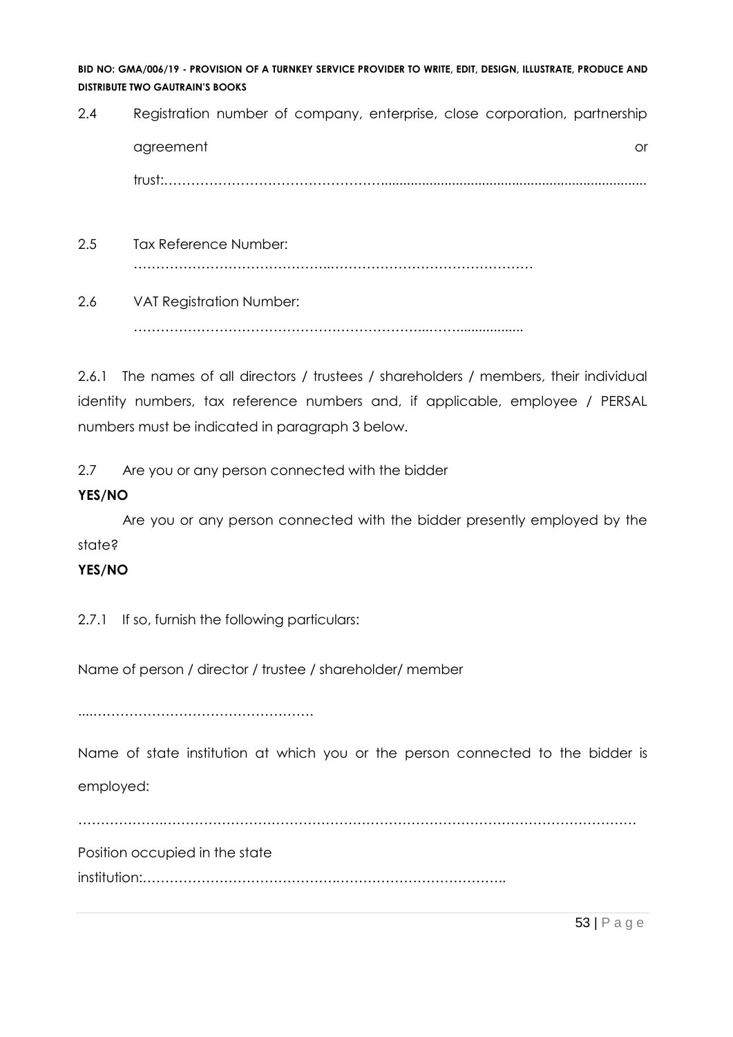2.4 Registration number of company, enterprise, close corporation, partnership agreement or trust:…………………………………………......................................................................

2.5 Tax Reference Number: ……………………………………..………………………………………

2.6 VAT Registration Number: ………………………………………………………..……..................

2.6.1 The names of all directors / trustees / shareholders / members, their individual identity numbers, tax reference numbers and, if applicable, employee / PERSAL numbers must be indicated in paragraph 3 below.

2.7 Are you or any person connected with the bidder

**YES/NO**

Are you or any person connected with the bidder presently employed by the state?

**YES/NO**

2.7.1 If so, furnish the following particulars:

Name of person / director / trustee / shareholder/ member

....……………………………………………

Name of state institution at which you or the person connected to the bidder is employed:

……………….……………………………………………………………………………………

Position occupied in the state institution:……………………………….…………………………………..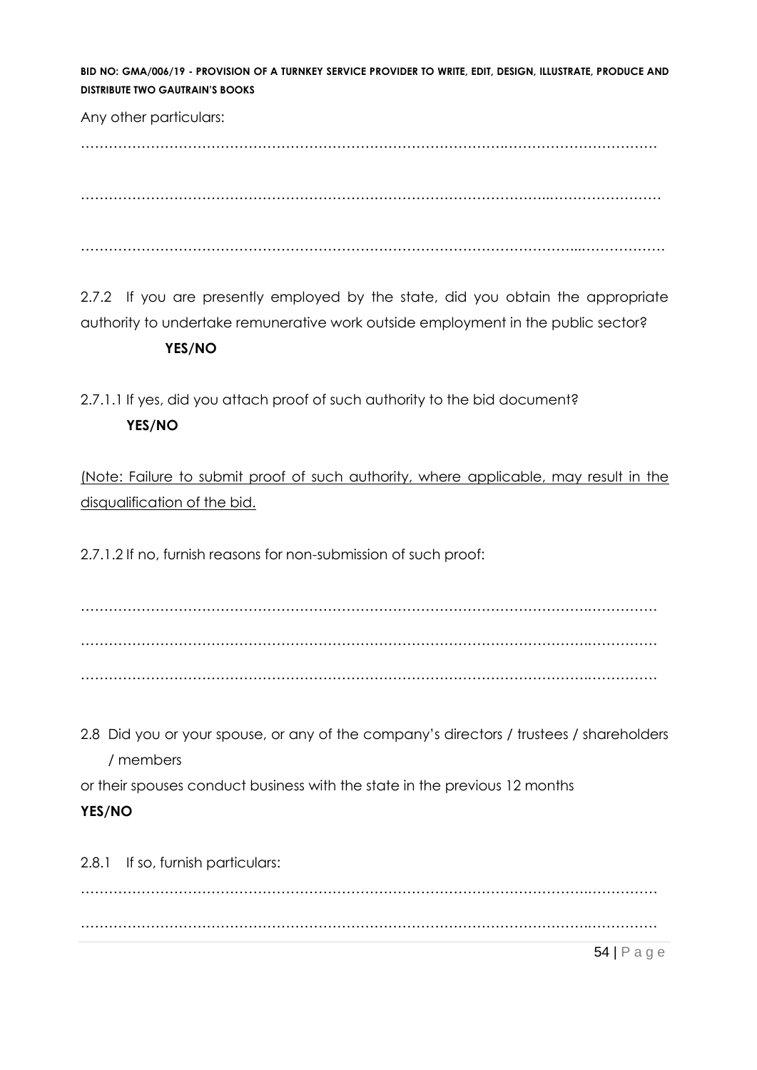Any other particulars:

…………………………………………………………………………………………………………………

…………………………………………………………………………………………………………………

…………………………………………………………………………………………………………………

2.7.2 If you are presently employed by the state, did you obtain the appropriate authority to undertake remunerative work outside employment in the public sector? **YES/NO**

2.7.1.1 If yes, did you attach proof of such authority to the bid document? **YES/NO**

(Note: Failure to submit proof of such authority, where applicable, may result in the disqualification of the bid.

2.7.1.2 If no, furnish reasons for non-submission of such proof:

…………………………………………………………………………………………………………………

…………………………………………………………………………………………………………………

…………………………………………………………………………………………………………………

2.8 Did you or your spouse, or any of the company's directors / trustees / shareholders / members or their spouses conduct business with the state in the previous 12 months

**YES/NO**

2.8.1 If so, furnish particulars:

…………………………………………………………………………………………………………………

…………………………………………………………………………………………………………………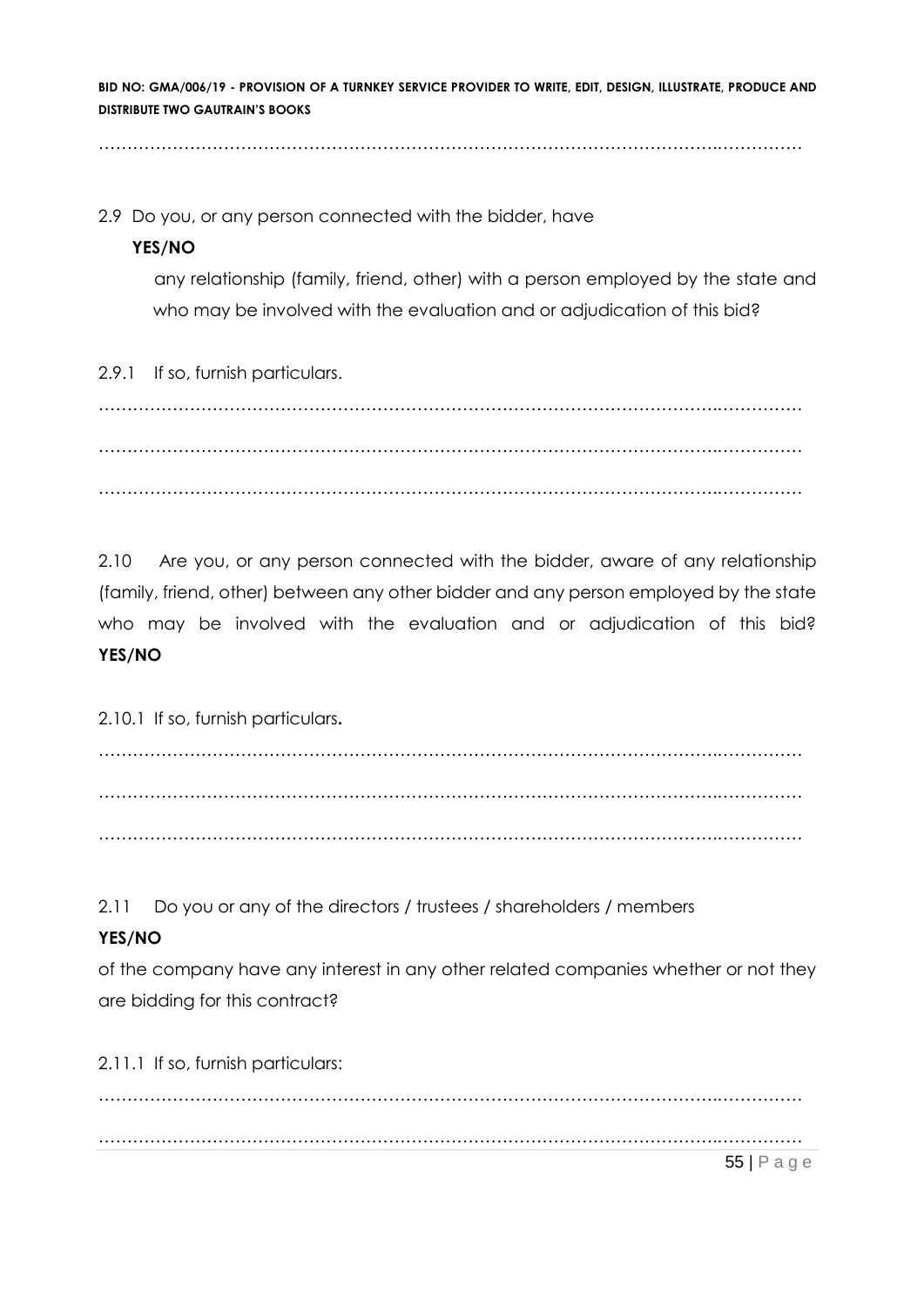…………………………………………………………………………………………………………

2.9 Do you, or any person connected with the bidder, have **YES/NO**

any relationship (family, friend, other) with a person employed by the state and who may be involved with the evaluation and or adjudication of this bid?

2.9.1 If so, furnish particulars.

…………………………………………………………………………………………………………

…………………………………………………………………………………………………………

…………………………………………………………………………………………………………

2.10 Are you, or any person connected with the bidder, aware of any relationship (family, friend, other) between any other bidder and any person employed by the state who may be involved with the evaluation and or adjudication of this bid? **YES/NO**

2.10.1 If so, furnish particulars.

…………………………………………………………………………………………………………

…………………………………………………………………………………………………………

…………………………………………………………………………………………………………

2.11 Do you or any of the directors / trustees / shareholders / members **YES/NO**

of the company have any interest in any other related companies whether or not they are bidding for this contract?

2.11.1 If so, furnish particulars:

…………………………………………………………………………………………………………

…………………………………………………………………………………………………………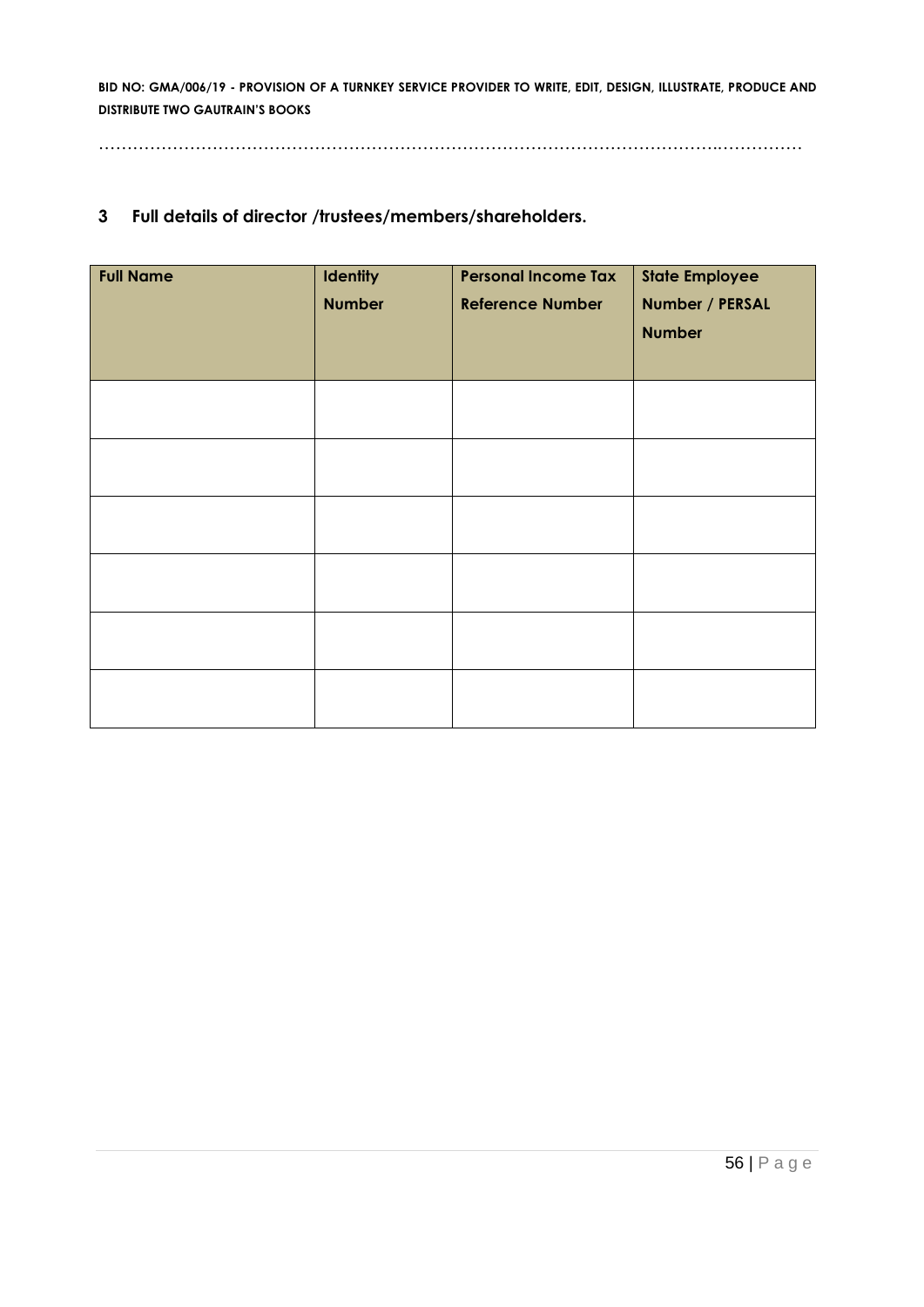…………………………………………………………………………………………………….……………

## 3 Full details of director /trustees/members/shareholders.

| Full Name | Identity Number | Personal Income Tax Reference Number | State Employee Number / PERSAL Number |
|---|---|---|---|
| | | | |
| | | | |
| | | | |
| | | | |
| | | | |
| | | | |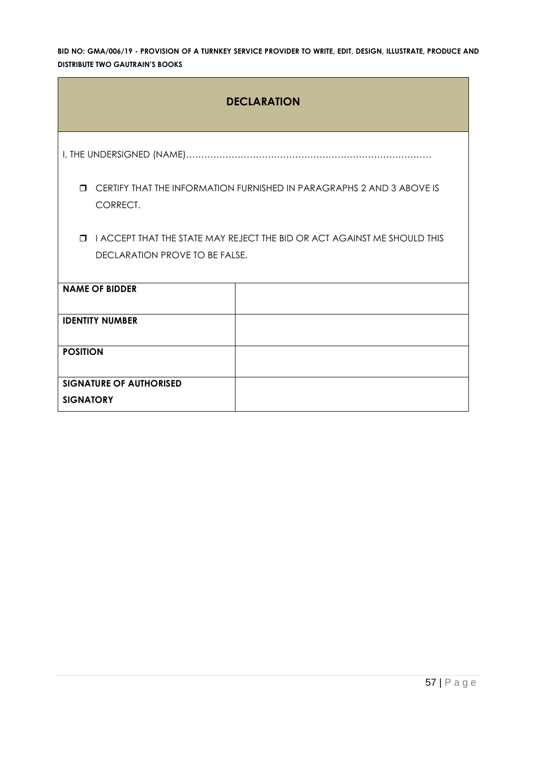**BID NO: GMA/006/19 - PROVISION OF A TURNKEY SERVICE PROVIDER TO WRITE, EDIT, DESIGN, ILLUSTRATE, PRODUCE AND DISTRIBUTE TWO GAUTRAIN'S BOOKS**

## DECLARATION

I, THE UNDERSIGNED (NAME)……………………………………………………………………

- ❒ CERTIFY THAT THE INFORMATION FURNISHED IN PARAGRAPHS 2 AND 3 ABOVE IS CORRECT.
- ❒ I ACCEPT THAT THE STATE MAY REJECT THE BID OR ACT AGAINST ME SHOULD THIS DECLARATION PROVE TO BE FALSE.

| | |
|---|---|
| **NAME OF BIDDER** | |
| **IDENTITY NUMBER** | |
| **POSITION** | |
| **SIGNATURE OF AUTHORISED SIGNATORY** | |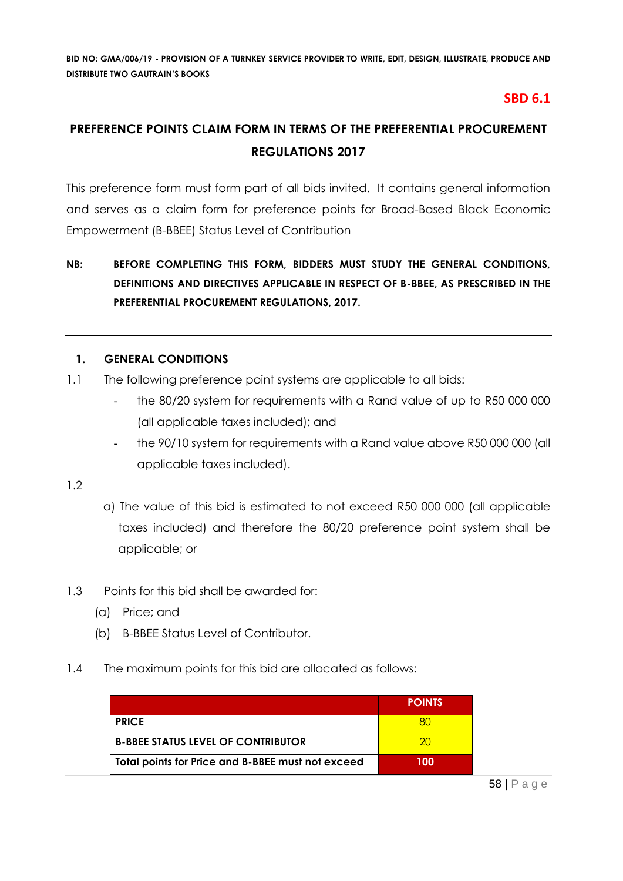**SBD 6.1**

# PREFERENCE POINTS CLAIM FORM IN TERMS OF THE PREFERENTIAL PROCUREMENT REGULATIONS 2017

This preference form must form part of all bids invited. It contains general information and serves as a claim form for preference points for Broad-Based Black Economic Empowerment (B-BBEE) Status Level of Contribution

**NB: BEFORE COMPLETING THIS FORM, BIDDERS MUST STUDY THE GENERAL CONDITIONS, DEFINITIONS AND DIRECTIVES APPLICABLE IN RESPECT OF B-BBEE, AS PRESCRIBED IN THE PREFERENTIAL PROCUREMENT REGULATIONS, 2017.**

---

## 1. GENERAL CONDITIONS

1.1 The following preference point systems are applicable to all bids:

- the 80/20 system for requirements with a Rand value of up to R50 000 000 (all applicable taxes included); and
- the 90/10 system for requirements with a Rand value above R50 000 000 (all applicable taxes included).

1.2

a) The value of this bid is estimated to not exceed R50 000 000 (all applicable taxes included) and therefore the 80/20 preference point system shall be applicable; or

1.3 Points for this bid shall be awarded for:

(a) Price; and

(b) B-BBEE Status Level of Contributor.

1.4 The maximum points for this bid are allocated as follows:

| | POINTS |
|---|---|
| **PRICE** | 80 |
| **B-BBEE STATUS LEVEL OF CONTRIBUTOR** | 20 |
| **Total points for Price and B-BBEE must not exceed** | **100** |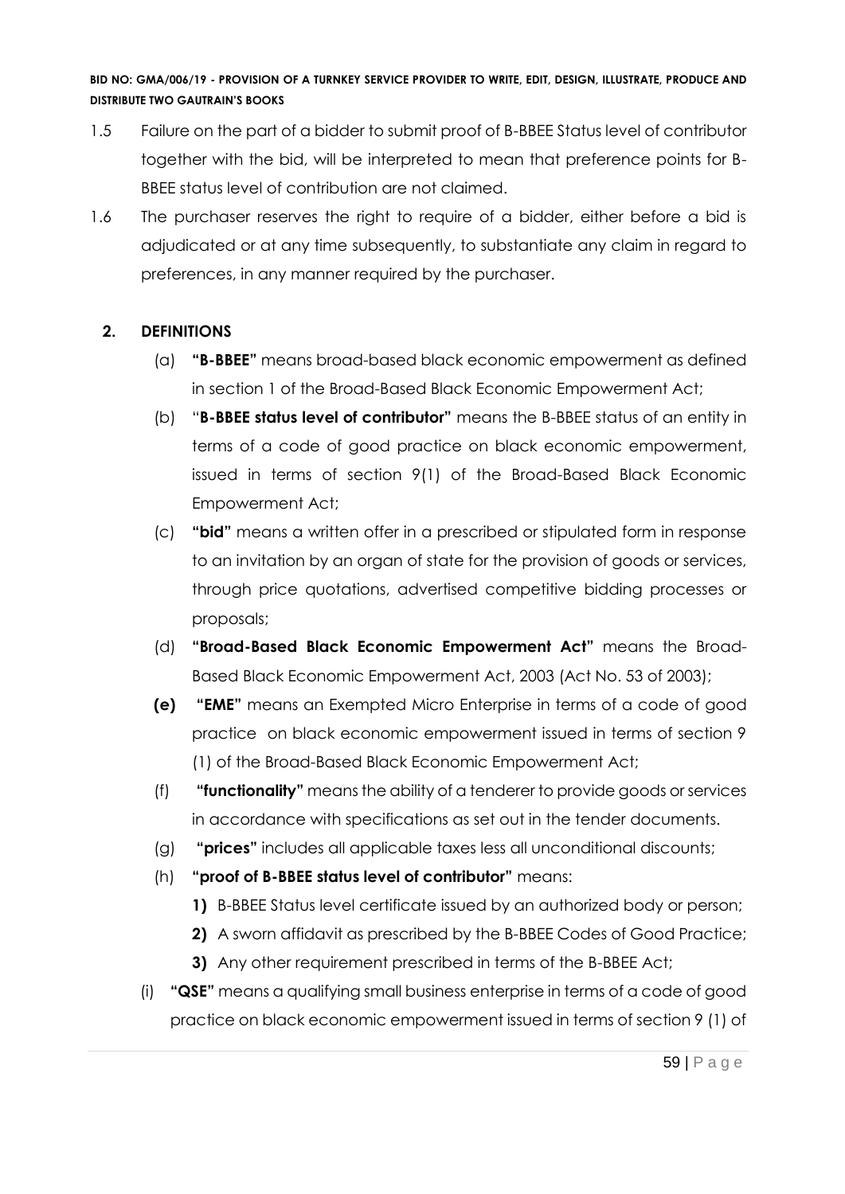1.5 Failure on the part of a bidder to submit proof of B-BBEE Status level of contributor together with the bid, will be interpreted to mean that preference points for B-BBEE status level of contribution are not claimed.

1.6 The purchaser reserves the right to require of a bidder, either before a bid is adjudicated or at any time subsequently, to substantiate any claim in regard to preferences, in any manner required by the purchaser.

## 2. DEFINITIONS

(a) **"B-BBEE"** means broad-based black economic empowerment as defined in section 1 of the Broad-Based Black Economic Empowerment Act;

(b) "**B-BBEE status level of contributor"** means the B-BBEE status of an entity in terms of a code of good practice on black economic empowerment, issued in terms of section 9(1) of the Broad-Based Black Economic Empowerment Act;

(c) **"bid"** means a written offer in a prescribed or stipulated form in response to an invitation by an organ of state for the provision of goods or services, through price quotations, advertised competitive bidding processes or proposals;

(d) **"Broad-Based Black Economic Empowerment Act"** means the Broad-Based Black Economic Empowerment Act, 2003 (Act No. 53 of 2003);

**(e)** **"EME"** means an Exempted Micro Enterprise in terms of a code of good practice on black economic empowerment issued in terms of section 9 (1) of the Broad-Based Black Economic Empowerment Act;

(f) **"functionality"** means the ability of a tenderer to provide goods or services in accordance with specifications as set out in the tender documents.

(g) **"prices"** includes all applicable taxes less all unconditional discounts;

(h) **"proof of B-BBEE status level of contributor"** means:

**1)** B-BBEE Status level certificate issued by an authorized body or person;

**2)** A sworn affidavit as prescribed by the B-BBEE Codes of Good Practice;

**3)** Any other requirement prescribed in terms of the B-BBEE Act;

(i) **"QSE"** means a qualifying small business enterprise in terms of a code of good practice on black economic empowerment issued in terms of section 9 (1) of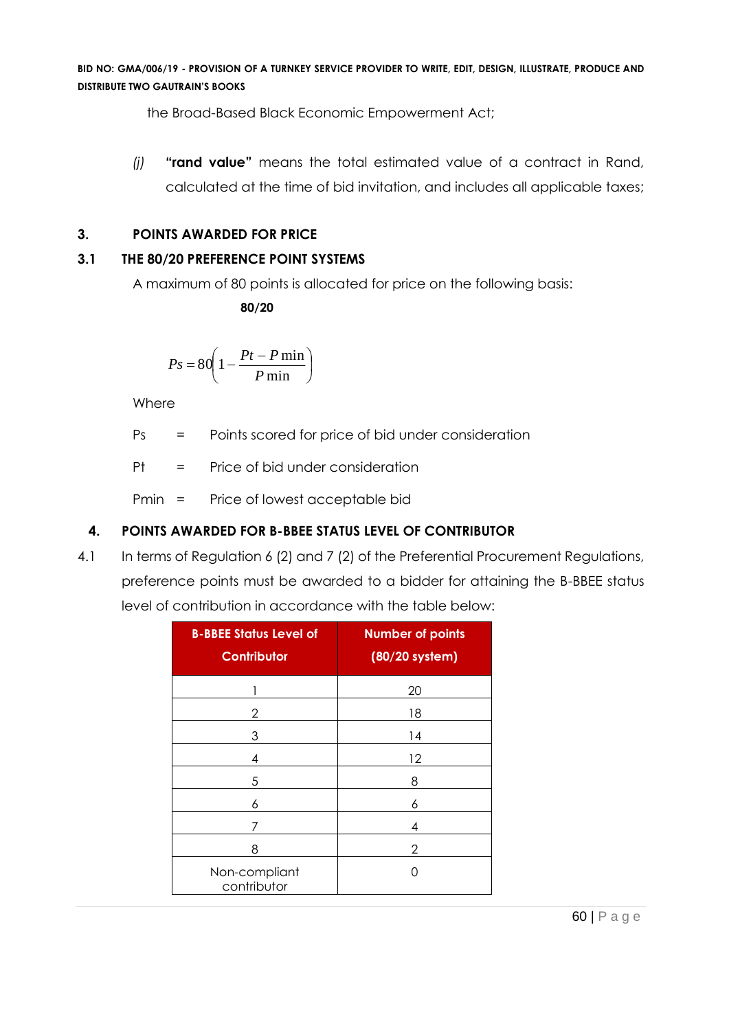the Broad-Based Black Economic Empowerment Act;

*(j)* **"rand value"** means the total estimated value of a contract in Rand, calculated at the time of bid invitation, and includes all applicable taxes;

## 3. POINTS AWARDED FOR PRICE

### 3.1 THE 80/20 PREFERENCE POINT SYSTEMS

A maximum of 80 points is allocated for price on the following basis:

**80/20**

$$Ps = 80\left(1 - \frac{Pt - P\min}{P\min}\right)$$

Where

Ps = Points scored for price of bid under consideration

Pt = Price of bid under consideration

Pmin = Price of lowest acceptable bid

## 4. POINTS AWARDED FOR B-BBEE STATUS LEVEL OF CONTRIBUTOR

4.1 In terms of Regulation 6 (2) and 7 (2) of the Preferential Procurement Regulations, preference points must be awarded to a bidder for attaining the B-BBEE status level of contribution in accordance with the table below:

| B-BBEE Status Level of Contributor | Number of points (80/20 system) |
|---|---|
| 1 | 20 |
| 2 | 18 |
| 3 | 14 |
| 4 | 12 |
| 5 | 8 |
| 6 | 6 |
| 7 | 4 |
| 8 | 2 |
| Non-compliant contributor | 0 |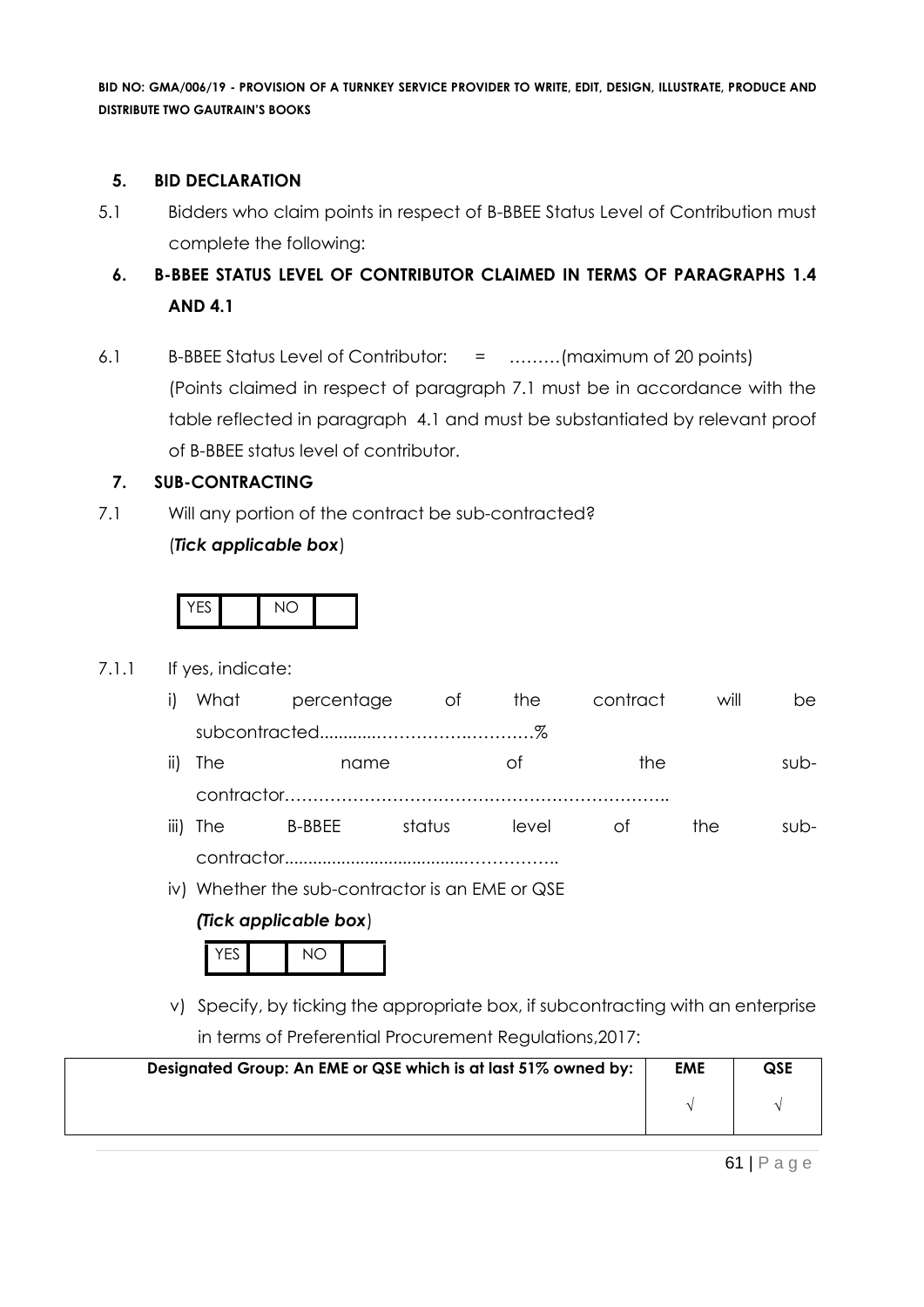## 5. BID DECLARATION

5.1 Bidders who claim points in respect of B-BBEE Status Level of Contribution must complete the following:

## 6. B-BBEE STATUS LEVEL OF CONTRIBUTOR CLAIMED IN TERMS OF PARAGRAPHS 1.4 AND 4.1

6.1 B-BBEE Status Level of Contributor: = ………(maximum of 20 points)

(Points claimed in respect of paragraph 7.1 must be in accordance with the table reflected in paragraph 4.1 and must be substantiated by relevant proof of B-BBEE status level of contributor.

## 7. SUB-CONTRACTING

7.1 Will any portion of the contract be sub-contracted?

(***Tick applicable box***)

| YES | | NO | |
|---|---|---|---|

7.1.1 If yes, indicate:

i) What percentage of the contract will be subcontracted............……………….……….%

ii) The name of the sub-contractor…………………………………………………………..

iii) The B-BBEE status level of the sub-contractor......................................……………..

iv) Whether the sub-contractor is an EME or QSE

***(Tick applicable box***)

| YES | | NO | |
|---|---|---|---|

v) Specify, by ticking the appropriate box, if subcontracting with an enterprise in terms of Preferential Procurement Regulations,2017:

| Designated Group: An EME or QSE which is at last 51% owned by: | EME | QSE |
|---|---|---|
| | √ | √ |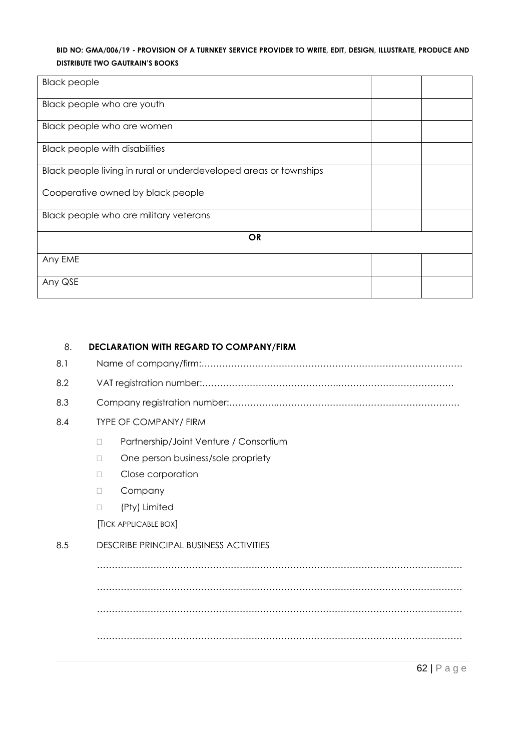| | | |
|---|---|---|
| Black people | | |
| Black people who are youth | | |
| Black people who are women | | |
| Black people with disabilities | | |
| Black people living in rural or underdeveloped areas or townships | | |
| Cooperative owned by black people | | |
| Black people who are military veterans | | |
| **OR** | | |
| Any EME | | |
| Any QSE | | |

8. **DECLARATION WITH REGARD TO COMPANY/FIRM**

8.1 Name of company/firm:…………………………………………………………………………….

8.2 VAT registration number:……………………………………..……………………………………

8.3 Company registration number:…………….……………………….……………………………

8.4 TYPE OF COMPANY/ FIRM

- Partnership/Joint Venture / Consortium
- One person business/sole propriety
- Close corporation
- Company
- (Pty) Limited

[TICK APPLICABLE BOX]

8.5 DESCRIBE PRINCIPAL BUSINESS ACTIVITIES

……………………………………………………………………………………………………………

……………………………………………………………………………………………………………

……………………………………………………………………………………………………………

……………………………………………………………………………………………………………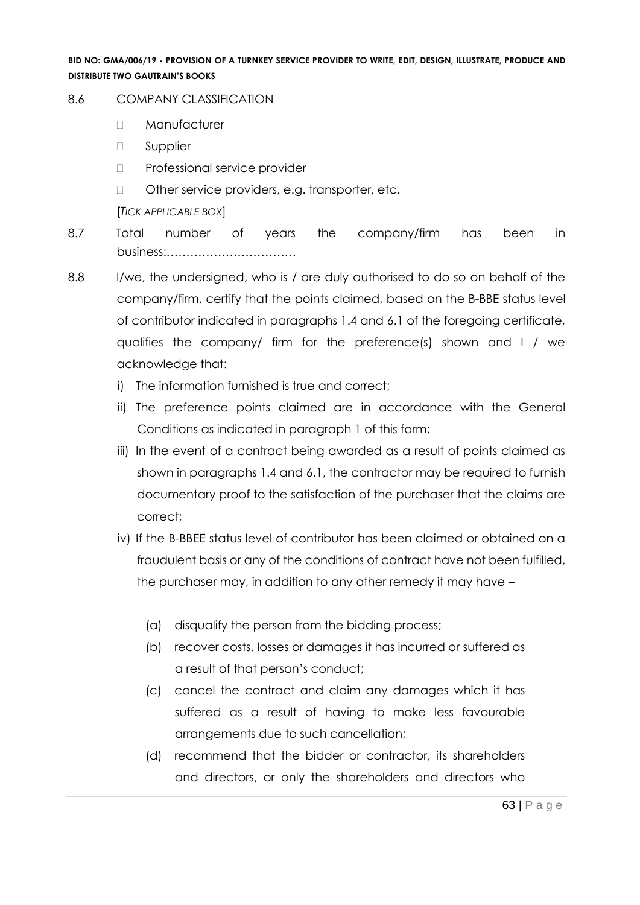8.6 COMPANY CLASSIFICATION

- Manufacturer
- Supplier
- Professional service provider
- Other service providers, e.g. transporter, etc.

[*TICK APPLICABLE BOX*]

8.7 Total number of years the company/firm has been in business:……………………………

8.8 I/we, the undersigned, who is / are duly authorised to do so on behalf of the company/firm, certify that the points claimed, based on the B-BBE status level of contributor indicated in paragraphs 1.4 and 6.1 of the foregoing certificate, qualifies the company/ firm for the preference(s) shown and I / we acknowledge that:

i) The information furnished is true and correct;

ii) The preference points claimed are in accordance with the General Conditions as indicated in paragraph 1 of this form;

iii) In the event of a contract being awarded as a result of points claimed as shown in paragraphs 1.4 and 6.1, the contractor may be required to furnish documentary proof to the satisfaction of the purchaser that the claims are correct;

iv) If the B-BBEE status level of contributor has been claimed or obtained on a fraudulent basis or any of the conditions of contract have not been fulfilled, the purchaser may, in addition to any other remedy it may have –

(a) disqualify the person from the bidding process;

(b) recover costs, losses or damages it has incurred or suffered as a result of that person's conduct;

(c) cancel the contract and claim any damages which it has suffered as a result of having to make less favourable arrangements due to such cancellation;

(d) recommend that the bidder or contractor, its shareholders and directors, or only the shareholders and directors who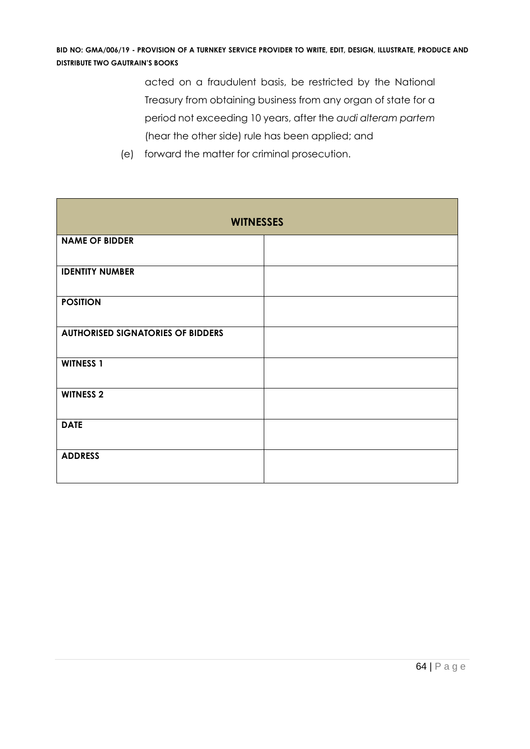acted on a fraudulent basis, be restricted by the National Treasury from obtaining business from any organ of state for a period not exceeding 10 years, after the *audi alteram partem* (hear the other side) rule has been applied; and

(e) forward the matter for criminal prosecution.

| WITNESSES | |
|---|---|
| **NAME OF BIDDER** | |
| **IDENTITY NUMBER** | |
| **POSITION** | |
| **AUTHORISED SIGNATORIES OF BIDDERS** | |
| **WITNESS 1** | |
| **WITNESS 2** | |
| **DATE** | |
| **ADDRESS** | |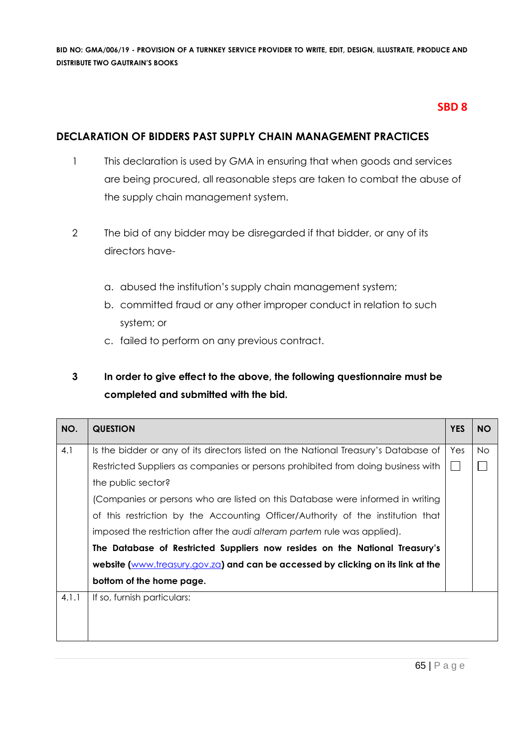**BID NO: GMA/006/19 - PROVISION OF A TURNKEY SERVICE PROVIDER TO WRITE, EDIT, DESIGN, ILLUSTRATE, PRODUCE AND DISTRIBUTE TWO GAUTRAIN'S BOOKS**

**SBD 8**

## DECLARATION OF BIDDERS PAST SUPPLY CHAIN MANAGEMENT PRACTICES

1. This declaration is used by GMA in ensuring that when goods and services are being procured, all reasonable steps are taken to combat the abuse of the supply chain management system.

2. The bid of any bidder may be disregarded if that bidder, or any of its directors have-

   a. abused the institution's supply chain management system;
   b. committed fraud or any other improper conduct in relation to such system; or
   c. failed to perform on any previous contract.

3. **In order to give effect to the above, the following questionnaire must be completed and submitted with the bid.**

| NO. | QUESTION | YES | NO |
|---|---|---|---|
| 4.1 | Is the bidder or any of its directors listed on the National Treasury's Database of Restricted Suppliers as companies or persons prohibited from doing business with the public sector? (Companies or persons who are listed on this Database were informed in writing of this restriction by the Accounting Officer/Authority of the institution that imposed the restriction after the *audi alteram partem* rule was applied). **The Database of Restricted Suppliers now resides on the National Treasury's website (www.treasury.gov.za) and can be accessed by clicking on its link at the bottom of the home page.** | Yes ☐ | No ☐ |
| 4.1.1 | If so, furnish particulars: | | |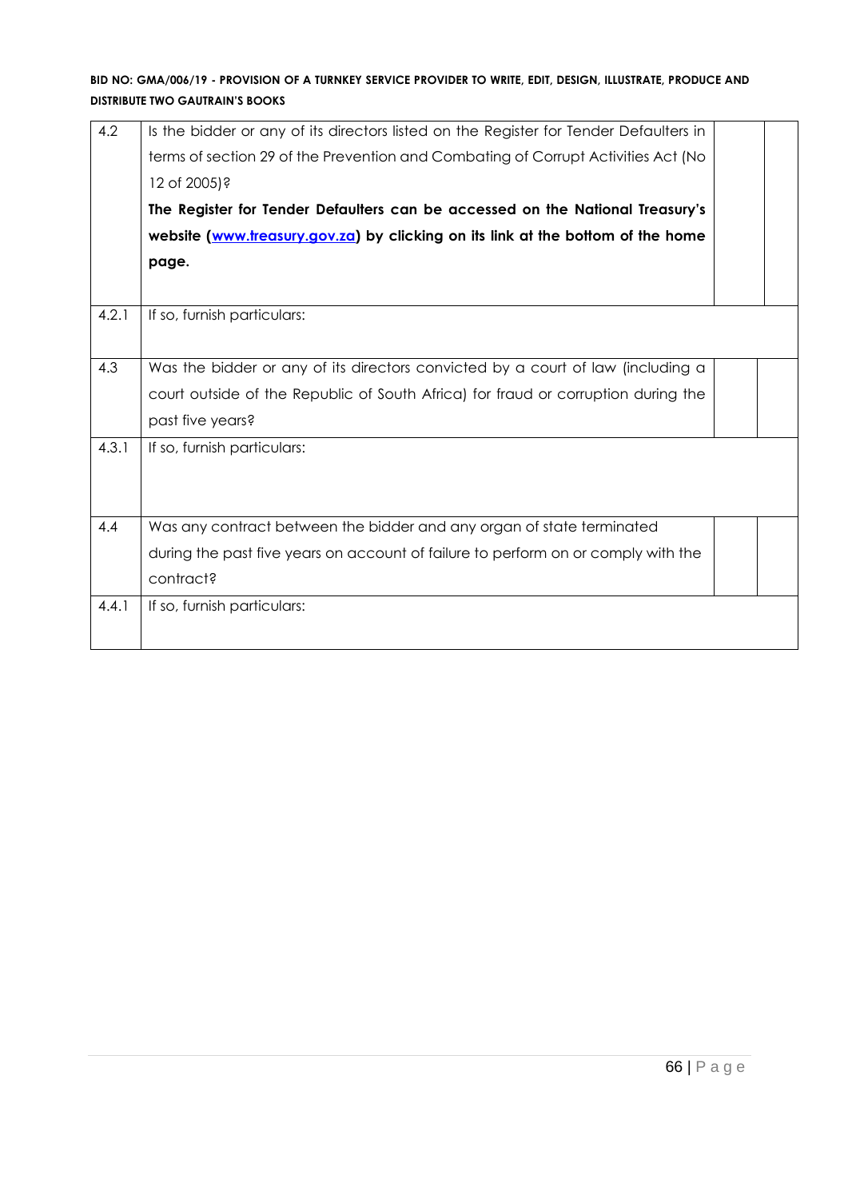**BID NO: GMA/006/19 - PROVISION OF A TURNKEY SERVICE PROVIDER TO WRITE, EDIT, DESIGN, ILLUSTRATE, PRODUCE AND DISTRIBUTE TWO GAUTRAIN'S BOOKS**

| | | | |
|---|---|---|---|
| 4.2 | Is the bidder or any of its directors listed on the Register for Tender Defaulters in terms of section 29 of the Prevention and Combating of Corrupt Activities Act (No 12 of 2005)? **The Register for Tender Defaulters can be accessed on the National Treasury's website ([www.treasury.gov.za](http://www.treasury.gov.za)) by clicking on its link at the bottom of the home page.** | | |
| 4.2.1 | If so, furnish particulars: | | |
| 4.3 | Was the bidder or any of its directors convicted by a court of law (including a court outside of the Republic of South Africa) for fraud or corruption during the past five years? | | |
| 4.3.1 | If so, furnish particulars: | | |
| 4.4 | Was any contract between the bidder and any organ of state terminated during the past five years on account of failure to perform on or comply with the contract? | | |
| 4.4.1 | If so, furnish particulars: | | |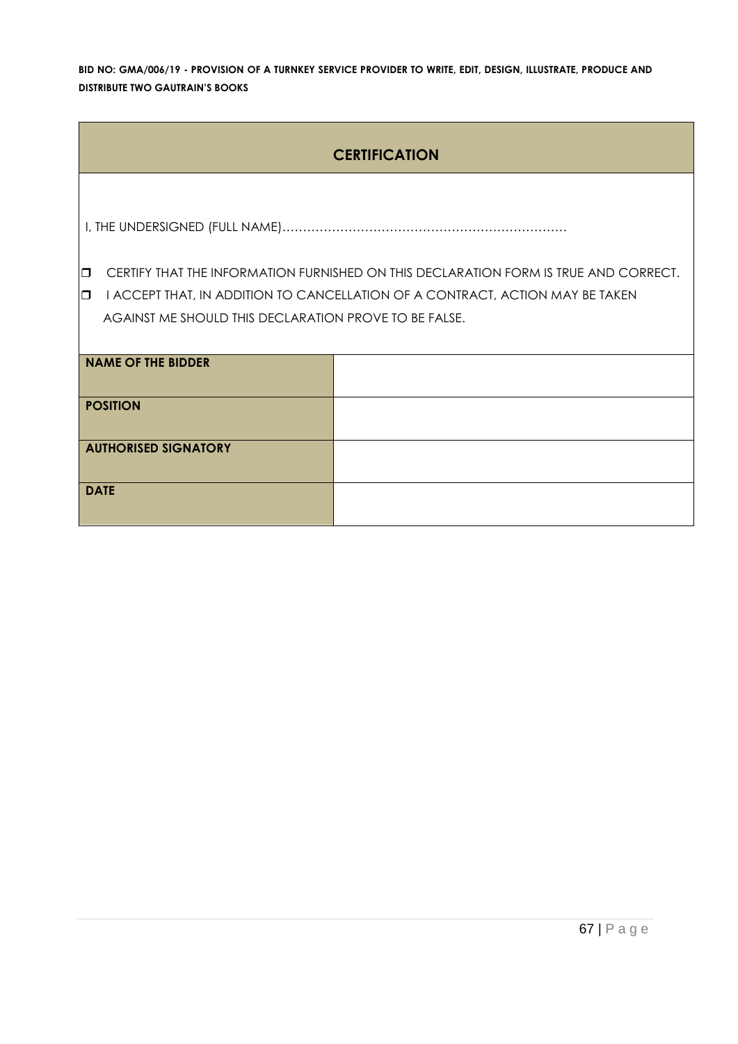## CERTIFICATION

I, THE UNDERSIGNED (FULL NAME)……………………………………………………………

- ❐ CERTIFY THAT THE INFORMATION FURNISHED ON THIS DECLARATION FORM IS TRUE AND CORRECT.
- ❐ I ACCEPT THAT, IN ADDITION TO CANCELLATION OF A CONTRACT, ACTION MAY BE TAKEN AGAINST ME SHOULD THIS DECLARATION PROVE TO BE FALSE.

| | |
|---|---|
| **NAME OF THE BIDDER** | |
| **POSITION** | |
| **AUTHORISED SIGNATORY** | |
| **DATE** | |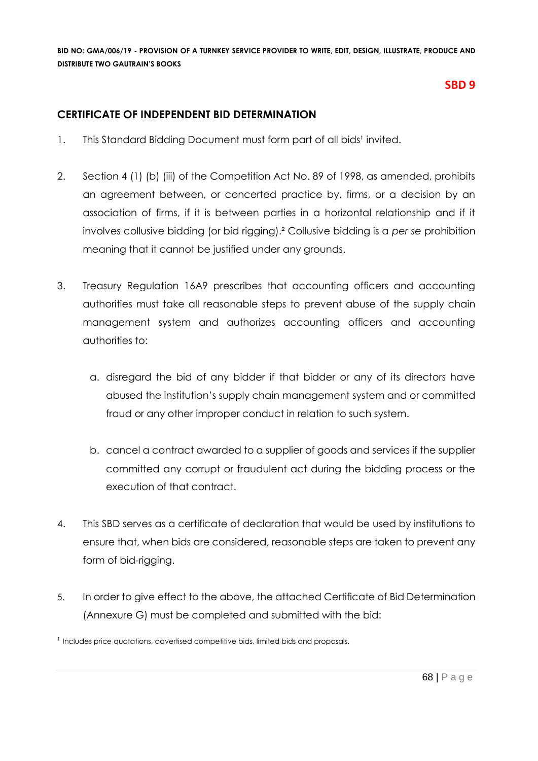**SBD 9**

## CERTIFICATE OF INDEPENDENT BID DETERMINATION

1. This Standard Bidding Document must form part of all bids[1] invited.

2. Section 4 (1) (b) (iii) of the Competition Act No. 89 of 1998, as amended, prohibits an agreement between, or concerted practice by, firms, or a decision by an association of firms, if it is between parties in a horizontal relationship and if it involves collusive bidding (or bid rigging).[2] Collusive bidding is a *per se* prohibition meaning that it cannot be justified under any grounds.

3. Treasury Regulation 16A9 prescribes that accounting officers and accounting authorities must take all reasonable steps to prevent abuse of the supply chain management system and authorizes accounting officers and accounting authorities to:

   a. disregard the bid of any bidder if that bidder or any of its directors have abused the institution's supply chain management system and or committed fraud or any other improper conduct in relation to such system.

   b. cancel a contract awarded to a supplier of goods and services if the supplier committed any corrupt or fraudulent act during the bidding process or the execution of that contract.

4. This SBD serves as a certificate of declaration that would be used by institutions to ensure that, when bids are considered, reasonable steps are taken to prevent any form of bid-rigging.

5. In order to give effect to the above, the attached Certificate of Bid Determination (Annexure G) must be completed and submitted with the bid:

[1] Includes price quotations, advertised competitive bids, limited bids and proposals.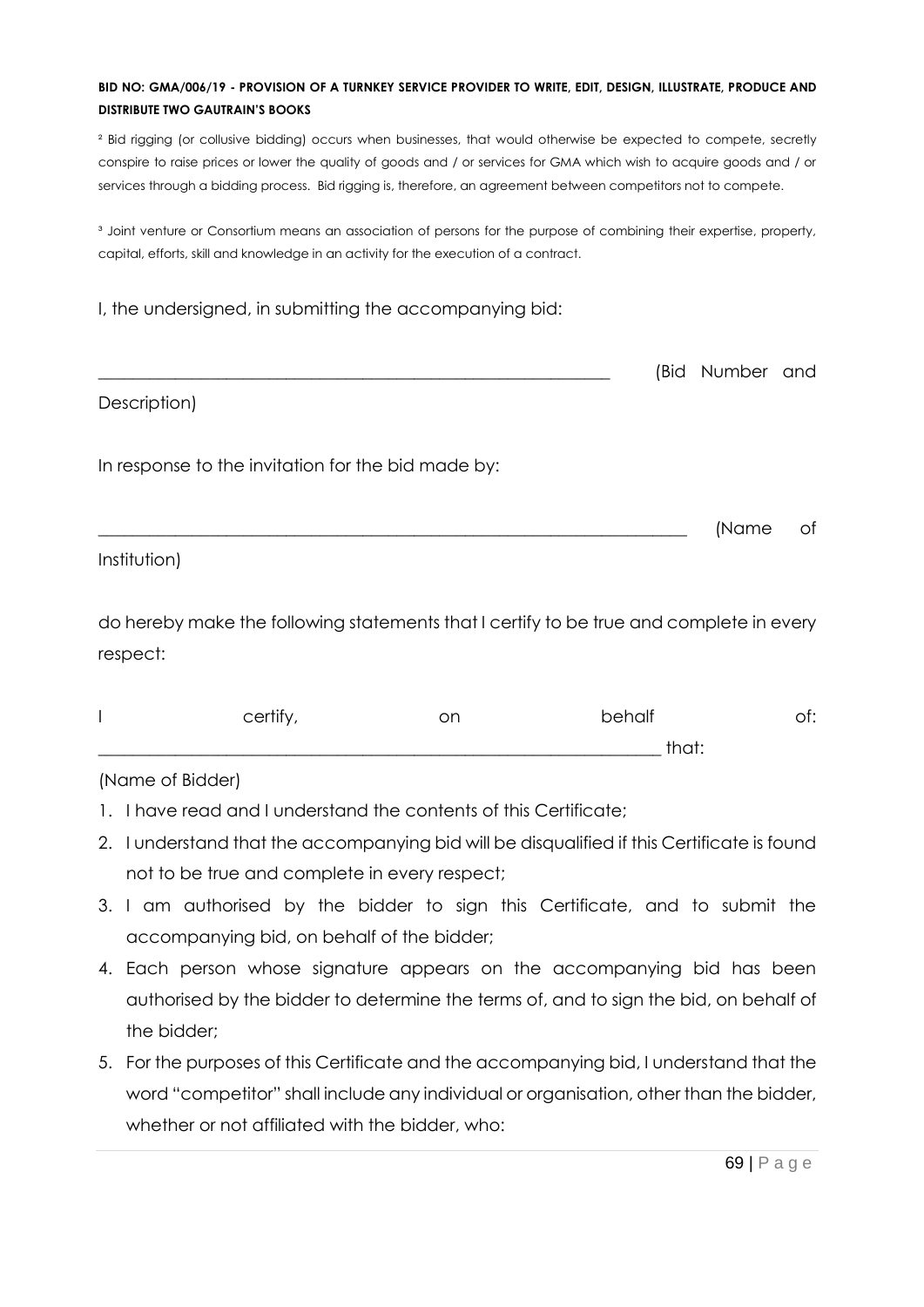² Bid rigging (or collusive bidding) occurs when businesses, that would otherwise be expected to compete, secretly conspire to raise prices or lower the quality of goods and / or services for GMA which wish to acquire goods and / or services through a bidding process. Bid rigging is, therefore, an agreement between competitors not to compete.

³ Joint venture or Consortium means an association of persons for the purpose of combining their expertise, property, capital, efforts, skill and knowledge in an activity for the execution of a contract.

I, the undersigned, in submitting the accompanying bid:

_____________________________________________________________ (Bid Number and Description)

In response to the invitation for the bid made by:

_____________________________________________________________________ (Name of Institution)

do hereby make the following statements that I certify to be true and complete in every respect:

I certify, on behalf of: _________________________________________________________________ that:

(Name of Bidder)

1. I have read and I understand the contents of this Certificate;
2. I understand that the accompanying bid will be disqualified if this Certificate is found not to be true and complete in every respect;
3. I am authorised by the bidder to sign this Certificate, and to submit the accompanying bid, on behalf of the bidder;
4. Each person whose signature appears on the accompanying bid has been authorised by the bidder to determine the terms of, and to sign the bid, on behalf of the bidder;
5. For the purposes of this Certificate and the accompanying bid, I understand that the word "competitor" shall include any individual or organisation, other than the bidder, whether or not affiliated with the bidder, who: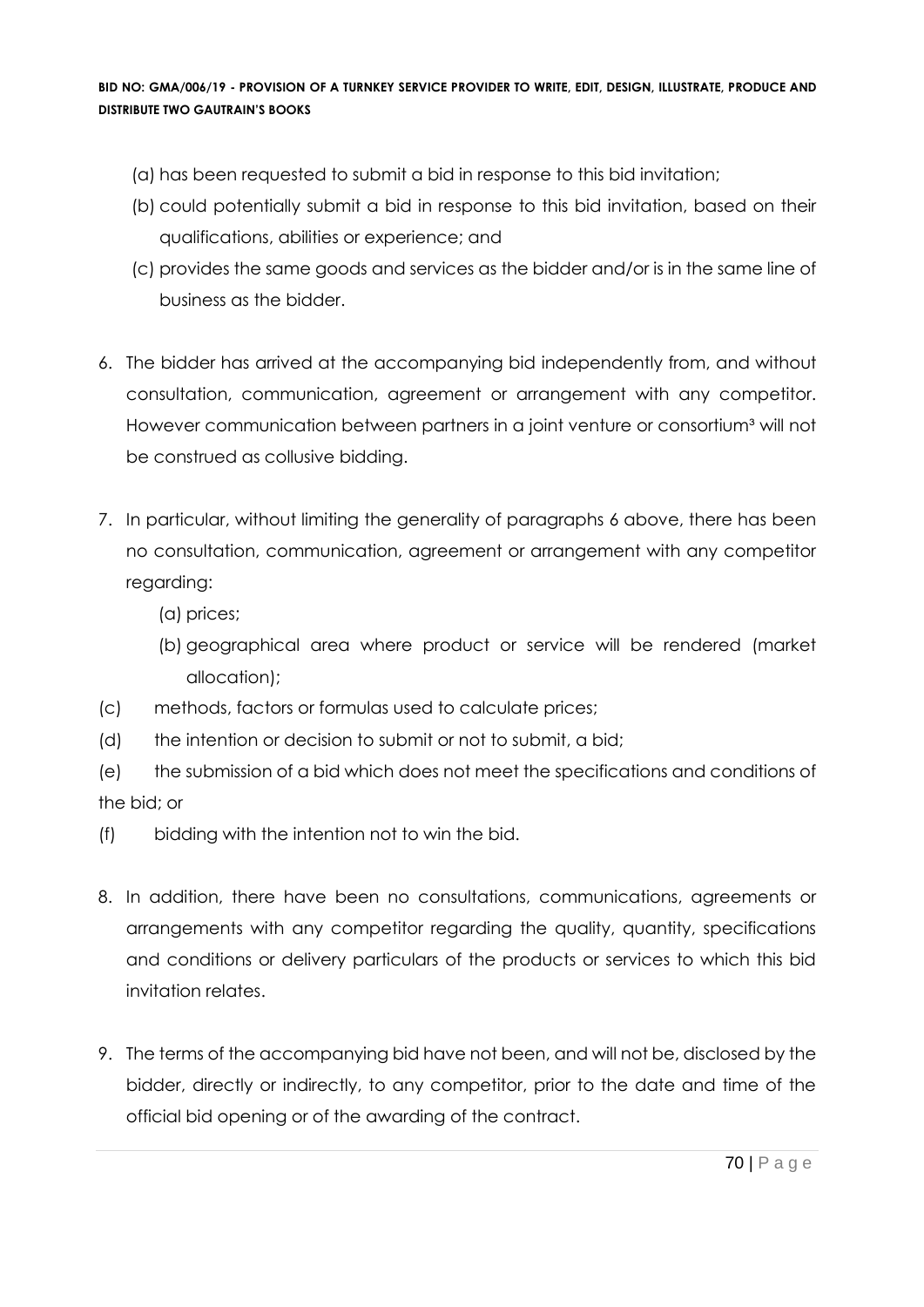(a) has been requested to submit a bid in response to this bid invitation;

(b) could potentially submit a bid in response to this bid invitation, based on their qualifications, abilities or experience; and

(c) provides the same goods and services as the bidder and/or is in the same line of business as the bidder.

6. The bidder has arrived at the accompanying bid independently from, and without consultation, communication, agreement or arrangement with any competitor. However communication between partners in a joint venture or consortium[3] will not be construed as collusive bidding.

7. In particular, without limiting the generality of paragraphs 6 above, there has been no consultation, communication, agreement or arrangement with any competitor regarding:

   (a) prices;

   (b) geographical area where product or service will be rendered (market allocation);

(c) methods, factors or formulas used to calculate prices;

(d) the intention or decision to submit or not to submit, a bid;

(e) the submission of a bid which does not meet the specifications and conditions of the bid; or

(f) bidding with the intention not to win the bid.

8. In addition, there have been no consultations, communications, agreements or arrangements with any competitor regarding the quality, quantity, specifications and conditions or delivery particulars of the products or services to which this bid invitation relates.

9. The terms of the accompanying bid have not been, and will not be, disclosed by the bidder, directly or indirectly, to any competitor, prior to the date and time of the official bid opening or of the awarding of the contract.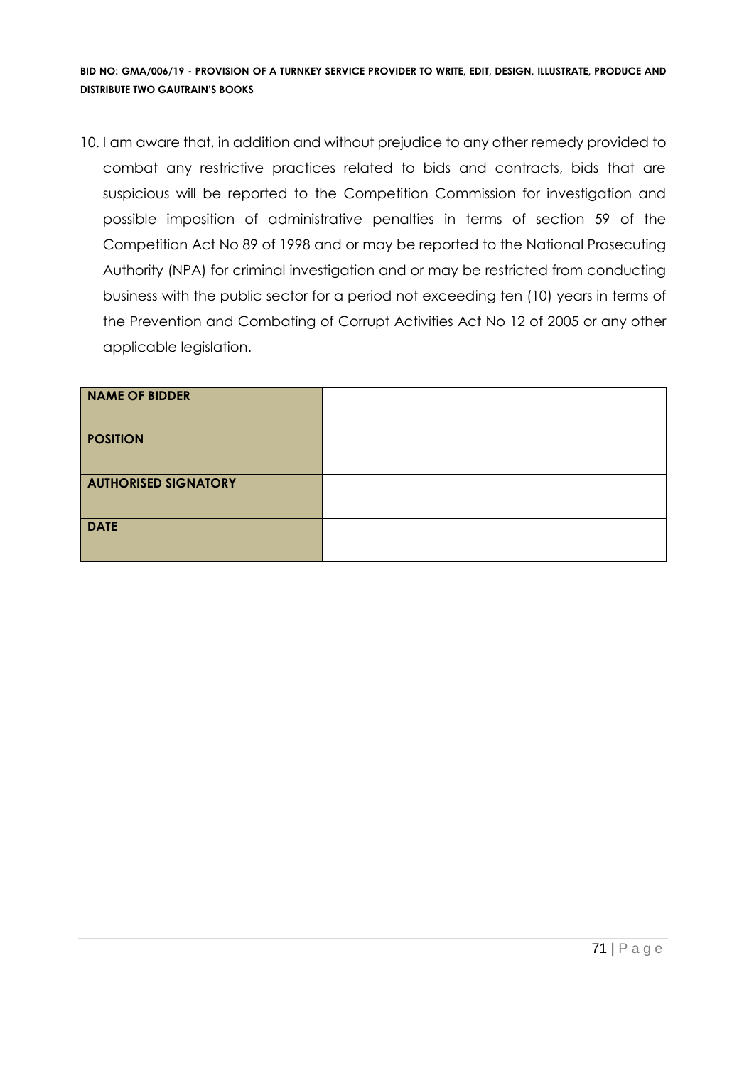10. I am aware that, in addition and without prejudice to any other remedy provided to combat any restrictive practices related to bids and contracts, bids that are suspicious will be reported to the Competition Commission for investigation and possible imposition of administrative penalties in terms of section 59 of the Competition Act No 89 of 1998 and or may be reported to the National Prosecuting Authority (NPA) for criminal investigation and or may be restricted from conducting business with the public sector for a period not exceeding ten (10) years in terms of the Prevention and Combating of Corrupt Activities Act No 12 of 2005 or any other applicable legislation.

| **NAME OF BIDDER** | |
|---|---|
| **POSITION** | |
| **AUTHORISED SIGNATORY** | |
| **DATE** | |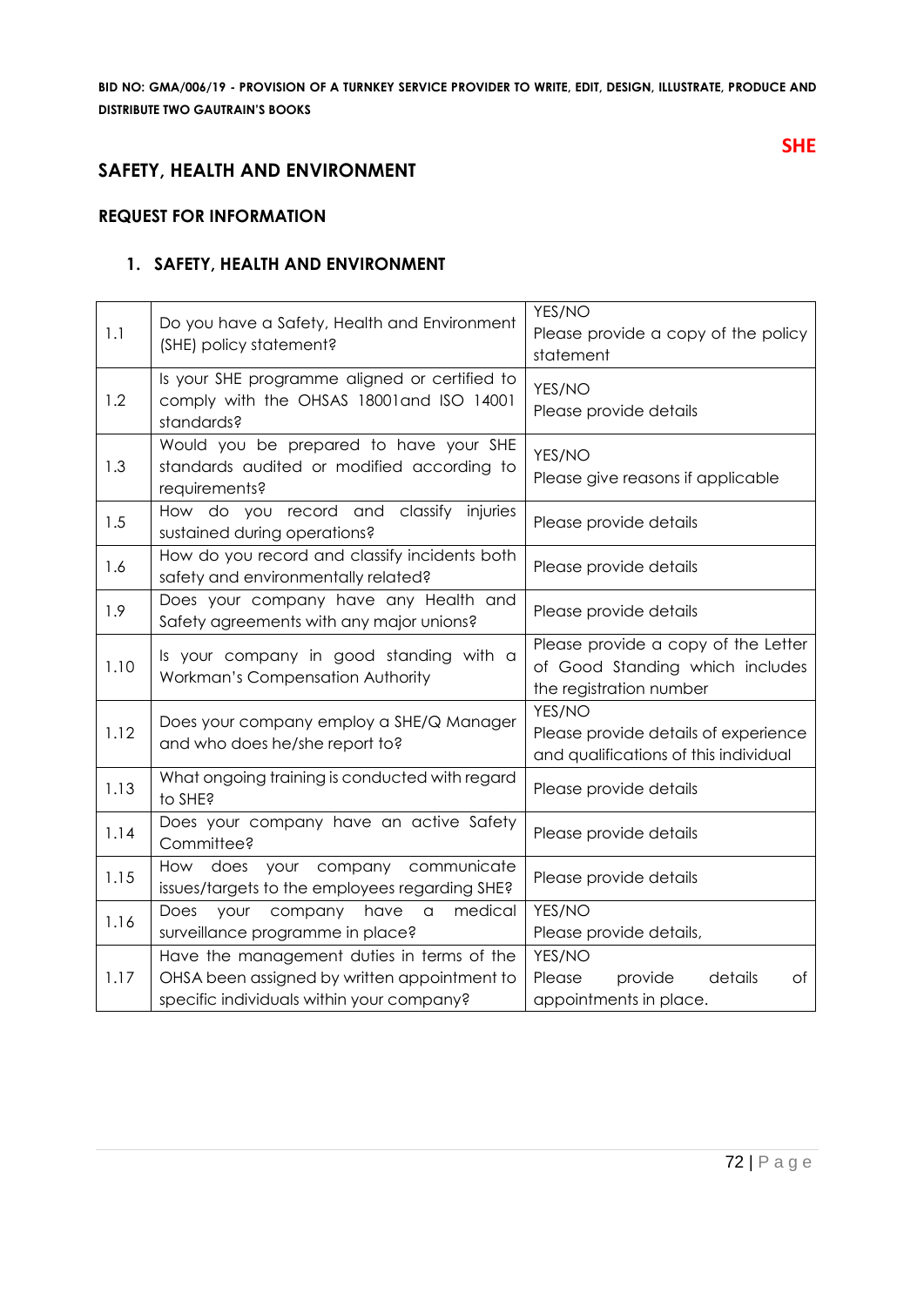**SHE**

## SAFETY, HEALTH AND ENVIRONMENT

### REQUEST FOR INFORMATION

### 1. SAFETY, HEALTH AND ENVIRONMENT

| | | |
|---|---|---|
| 1.1 | Do you have a Safety, Health and Environment (SHE) policy statement? | YES/NO<br>Please provide a copy of the policy statement |
| 1.2 | Is your SHE programme aligned or certified to comply with the OHSAS 18001and ISO 14001 standards? | YES/NO<br>Please provide details |
| 1.3 | Would you be prepared to have your SHE standards audited or modified according to requirements? | YES/NO<br>Please give reasons if applicable |
| 1.5 | How do you record and classify injuries sustained during operations? | Please provide details |
| 1.6 | How do you record and classify incidents both safety and environmentally related? | Please provide details |
| 1.9 | Does your company have any Health and Safety agreements with any major unions? | Please provide details |
| 1.10 | Is your company in good standing with a Workman's Compensation Authority | Please provide a copy of the Letter of Good Standing which includes the registration number |
| 1.12 | Does your company employ a SHE/Q Manager and who does he/she report to? | YES/NO<br>Please provide details of experience and qualifications of this individual |
| 1.13 | What ongoing training is conducted with regard to SHE? | Please provide details |
| 1.14 | Does your company have an active Safety Committee? | Please provide details |
| 1.15 | How does your company communicate issues/targets to the employees regarding SHE? | Please provide details |
| 1.16 | Does your company have a medical surveillance programme in place? | YES/NO<br>Please provide details, |
| 1.17 | Have the management duties in terms of the OHSA been assigned by written appointment to specific individuals within your company? | YES/NO<br>Please provide details of appointments in place. |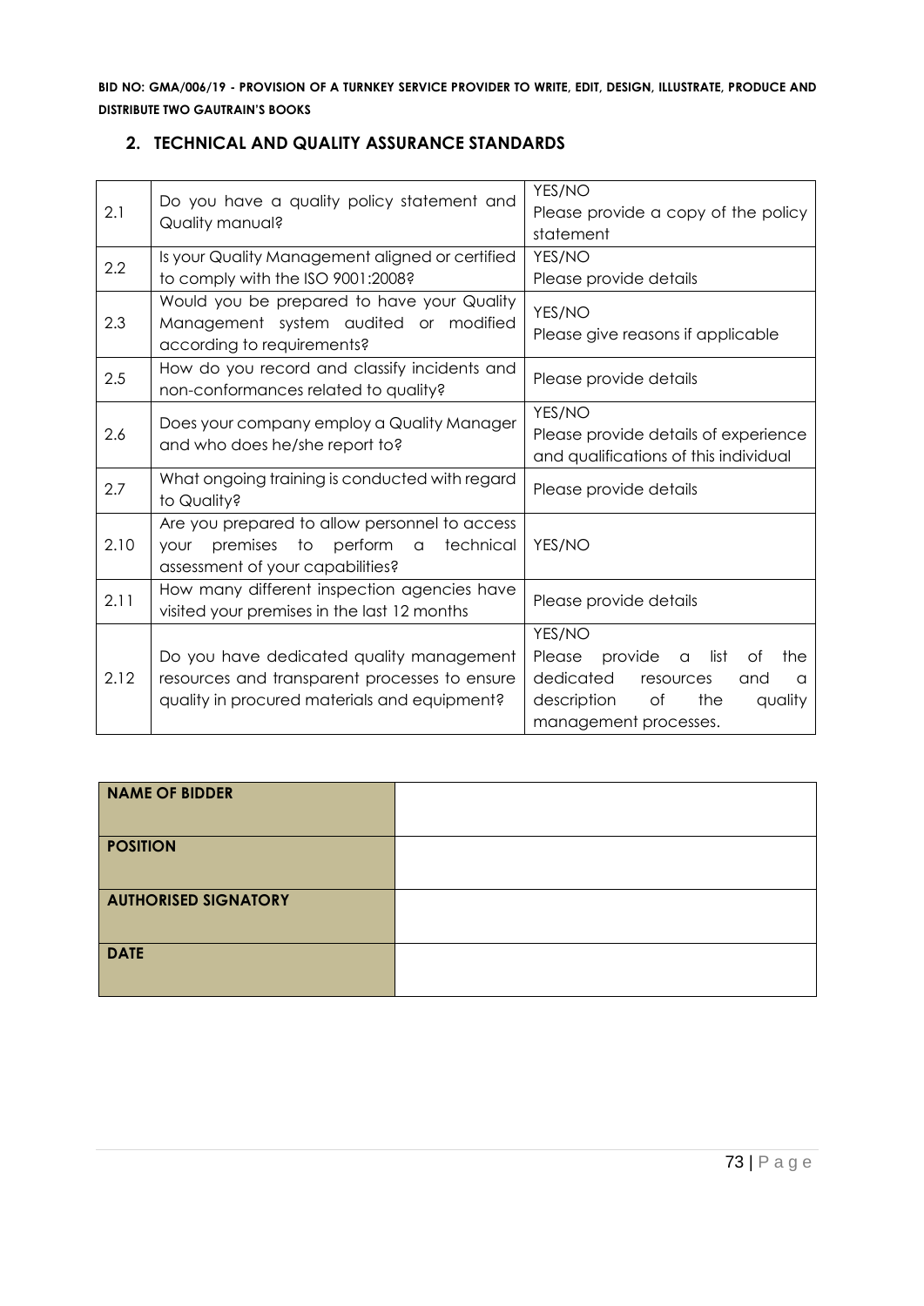**BID NO: GMA/006/19 - PROVISION OF A TURNKEY SERVICE PROVIDER TO WRITE, EDIT, DESIGN, ILLUSTRATE, PRODUCE AND DISTRIBUTE TWO GAUTRAIN'S BOOKS**

## 2. TECHNICAL AND QUALITY ASSURANCE STANDARDS

| | | |
|---|---|---|
| 2.1 | Do you have a quality policy statement and Quality manual? | YES/NO<br>Please provide a copy of the policy statement |
| 2.2 | Is your Quality Management aligned or certified to comply with the ISO 9001:2008? | YES/NO<br>Please provide details |
| 2.3 | Would you be prepared to have your Quality Management system audited or modified according to requirements? | YES/NO<br>Please give reasons if applicable |
| 2.5 | How do you record and classify incidents and non-conformances related to quality? | Please provide details |
| 2.6 | Does your company employ a Quality Manager and who does he/she report to? | YES/NO<br>Please provide details of experience and qualifications of this individual |
| 2.7 | What ongoing training is conducted with regard to Quality? | Please provide details |
| 2.10 | Are you prepared to allow personnel to access your premises to perform a technical assessment of your capabilities? | YES/NO |
| 2.11 | How many different inspection agencies have visited your premises in the last 12 months | Please provide details |
| 2.12 | Do you have dedicated quality management resources and transparent processes to ensure quality in procured materials and equipment? | YES/NO<br>Please provide a list of the dedicated resources and a description of the quality management processes. |

| | |
|---|---|
| **NAME OF BIDDER** | |
| **POSITION** | |
| **AUTHORISED SIGNATORY** | |
| **DATE** | |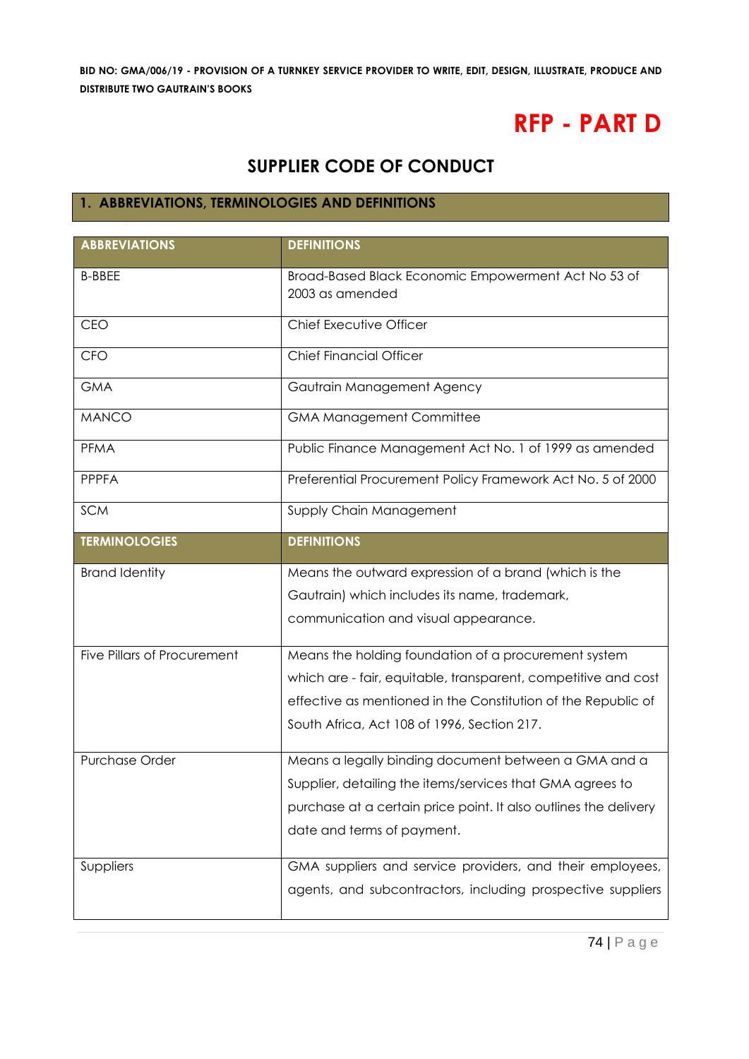# RFP - PART D

## SUPPLIER CODE OF CONDUCT

### 1. ABBREVIATIONS, TERMINOLOGIES AND DEFINITIONS

| ABBREVIATIONS | DEFINITIONS |
|---|---|
| B-BBEE | Broad-Based Black Economic Empowerment Act No 53 of 2003 as amended |
| CEO | Chief Executive Officer |
| CFO | Chief Financial Officer |
| GMA | Gautrain Management Agency |
| MANCO | GMA Management Committee |
| PFMA | Public Finance Management Act No. 1 of 1999 as amended |
| PPPFA | Preferential Procurement Policy Framework Act No. 5 of 2000 |
| SCM | Supply Chain Management |
| **TERMINOLOGIES** | **DEFINITIONS** |
| Brand Identity | Means the outward expression of a brand (which is the Gautrain) which includes its name, trademark, communication and visual appearance. |
| Five Pillars of Procurement | Means the holding foundation of a procurement system which are - fair, equitable, transparent, competitive and cost effective as mentioned in the Constitution of the Republic of South Africa, Act 108 of 1996, Section 217. |
| Purchase Order | Means a legally binding document between a GMA and a Supplier, detailing the items/services that GMA agrees to purchase at a certain price point. It also outlines the delivery date and terms of payment. |
| Suppliers | GMA suppliers and service providers, and their employees, agents, and subcontractors, including prospective suppliers |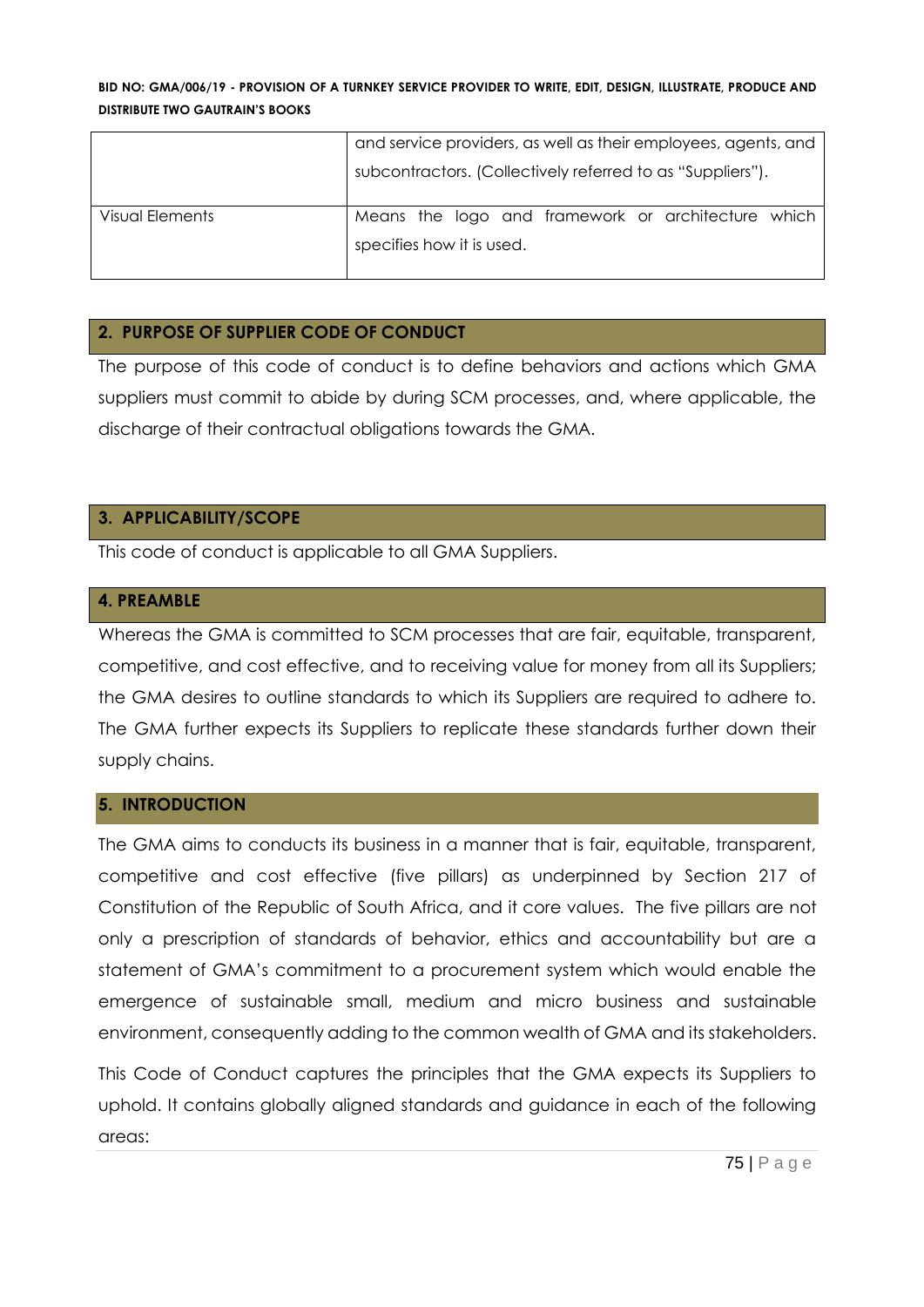| | |
|---|---|
| | and service providers, as well as their employees, agents, and subcontractors. (Collectively referred to as "Suppliers"). |
| Visual Elements | Means the logo and framework or architecture which specifies how it is used. |

## 2. PURPOSE OF SUPPLIER CODE OF CONDUCT

The purpose of this code of conduct is to define behaviors and actions which GMA suppliers must commit to abide by during SCM processes, and, where applicable, the discharge of their contractual obligations towards the GMA.

## 3. APPLICABILITY/SCOPE

This code of conduct is applicable to all GMA Suppliers.

## 4. PREAMBLE

Whereas the GMA is committed to SCM processes that are fair, equitable, transparent, competitive, and cost effective, and to receiving value for money from all its Suppliers; the GMA desires to outline standards to which its Suppliers are required to adhere to. The GMA further expects its Suppliers to replicate these standards further down their supply chains.

## 5. INTRODUCTION

The GMA aims to conducts its business in a manner that is fair, equitable, transparent, competitive and cost effective (five pillars) as underpinned by Section 217 of Constitution of the Republic of South Africa, and it core values. The five pillars are not only a prescription of standards of behavior, ethics and accountability but are a statement of GMA's commitment to a procurement system which would enable the emergence of sustainable small, medium and micro business and sustainable environment, consequently adding to the common wealth of GMA and its stakeholders.

This Code of Conduct captures the principles that the GMA expects its Suppliers to uphold. It contains globally aligned standards and guidance in each of the following areas: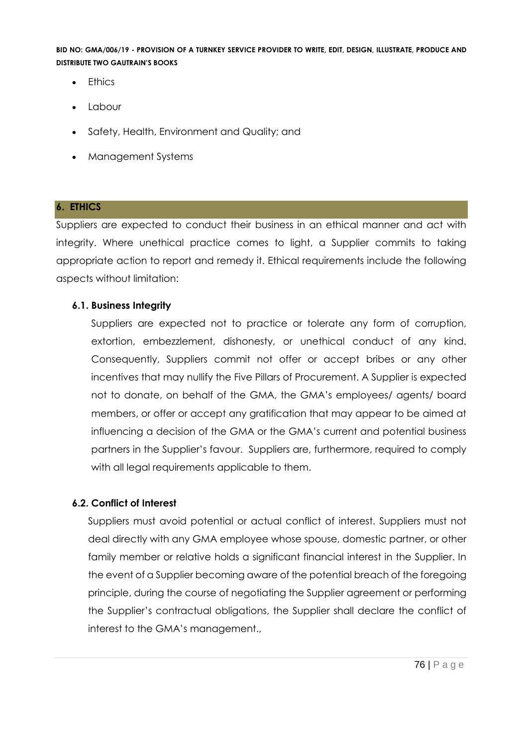- Ethics
- Labour
- Safety, Health, Environment and Quality; and
- Management Systems

## 6. ETHICS

Suppliers are expected to conduct their business in an ethical manner and act with integrity. Where unethical practice comes to light, a Supplier commits to taking appropriate action to report and remedy it. Ethical requirements include the following aspects without limitation:

### 6.1. Business Integrity

Suppliers are expected not to practice or tolerate any form of corruption, extortion, embezzlement, dishonesty, or unethical conduct of any kind. Consequently, Suppliers commit not offer or accept bribes or any other incentives that may nullify the Five Pillars of Procurement. A Supplier is expected not to donate, on behalf of the GMA, the GMA's employees/ agents/ board members, or offer or accept any gratification that may appear to be aimed at influencing a decision of the GMA or the GMA's current and potential business partners in the Supplier's favour. Suppliers are, furthermore, required to comply with all legal requirements applicable to them.

### 6.2. Conflict of Interest

Suppliers must avoid potential or actual conflict of interest. Suppliers must not deal directly with any GMA employee whose spouse, domestic partner, or other family member or relative holds a significant financial interest in the Supplier. In the event of a Supplier becoming aware of the potential breach of the foregoing principle, during the course of negotiating the Supplier agreement or performing the Supplier's contractual obligations, the Supplier shall declare the conflict of interest to the GMA's management.,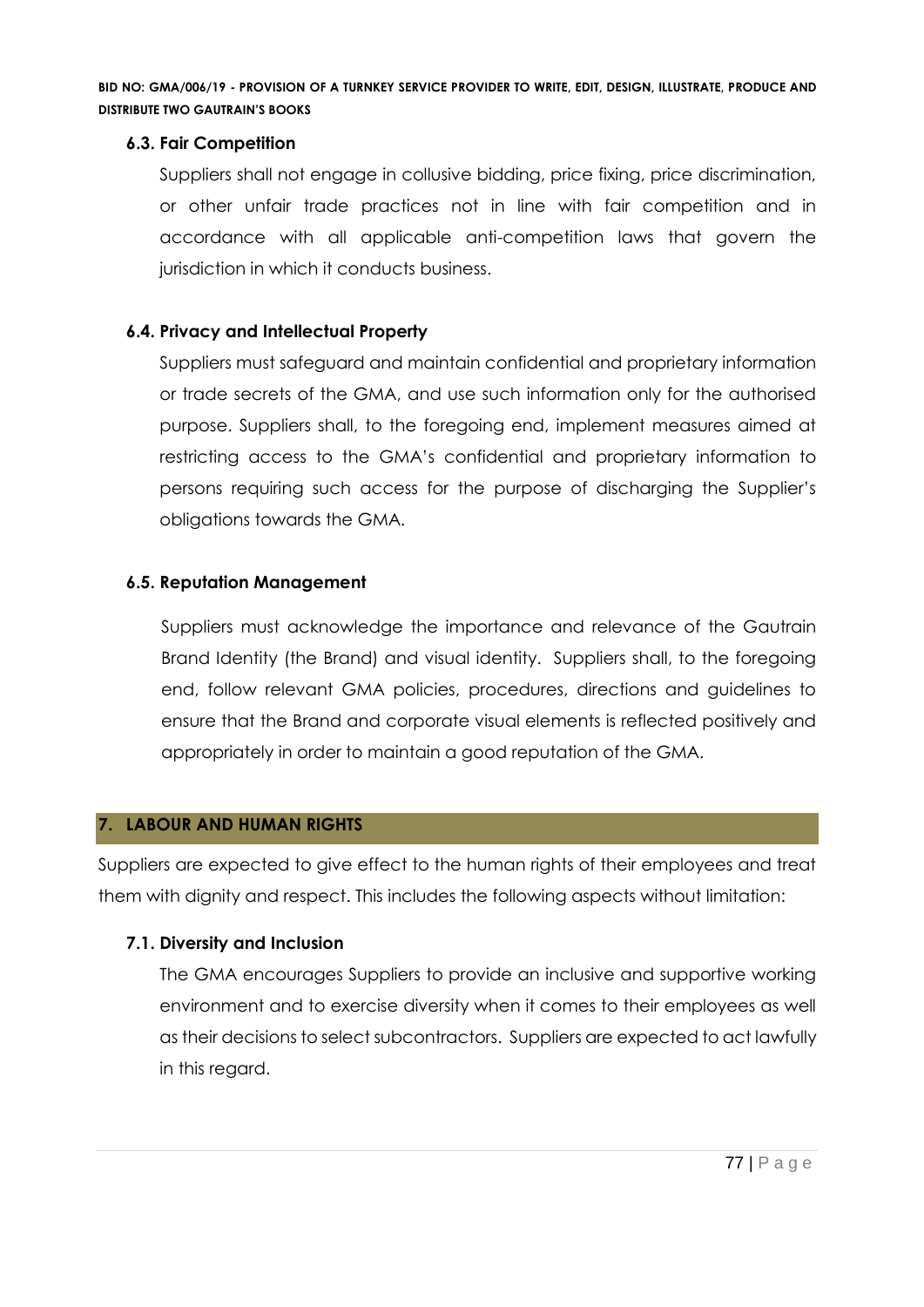### 6.3. Fair Competition

Suppliers shall not engage in collusive bidding, price fixing, price discrimination, or other unfair trade practices not in line with fair competition and in accordance with all applicable anti-competition laws that govern the jurisdiction in which it conducts business.

### 6.4. Privacy and Intellectual Property

Suppliers must safeguard and maintain confidential and proprietary information or trade secrets of the GMA, and use such information only for the authorised purpose. Suppliers shall, to the foregoing end, implement measures aimed at restricting access to the GMA's confidential and proprietary information to persons requiring such access for the purpose of discharging the Supplier's obligations towards the GMA.

### 6.5. Reputation Management

Suppliers must acknowledge the importance and relevance of the Gautrain Brand Identity (the Brand) and visual identity. Suppliers shall, to the foregoing end, follow relevant GMA policies, procedures, directions and guidelines to ensure that the Brand and corporate visual elements is reflected positively and appropriately in order to maintain a good reputation of the GMA.

## 7. LABOUR AND HUMAN RIGHTS

Suppliers are expected to give effect to the human rights of their employees and treat them with dignity and respect. This includes the following aspects without limitation:

### 7.1. Diversity and Inclusion

The GMA encourages Suppliers to provide an inclusive and supportive working environment and to exercise diversity when it comes to their employees as well as their decisions to select subcontractors. Suppliers are expected to act lawfully in this regard.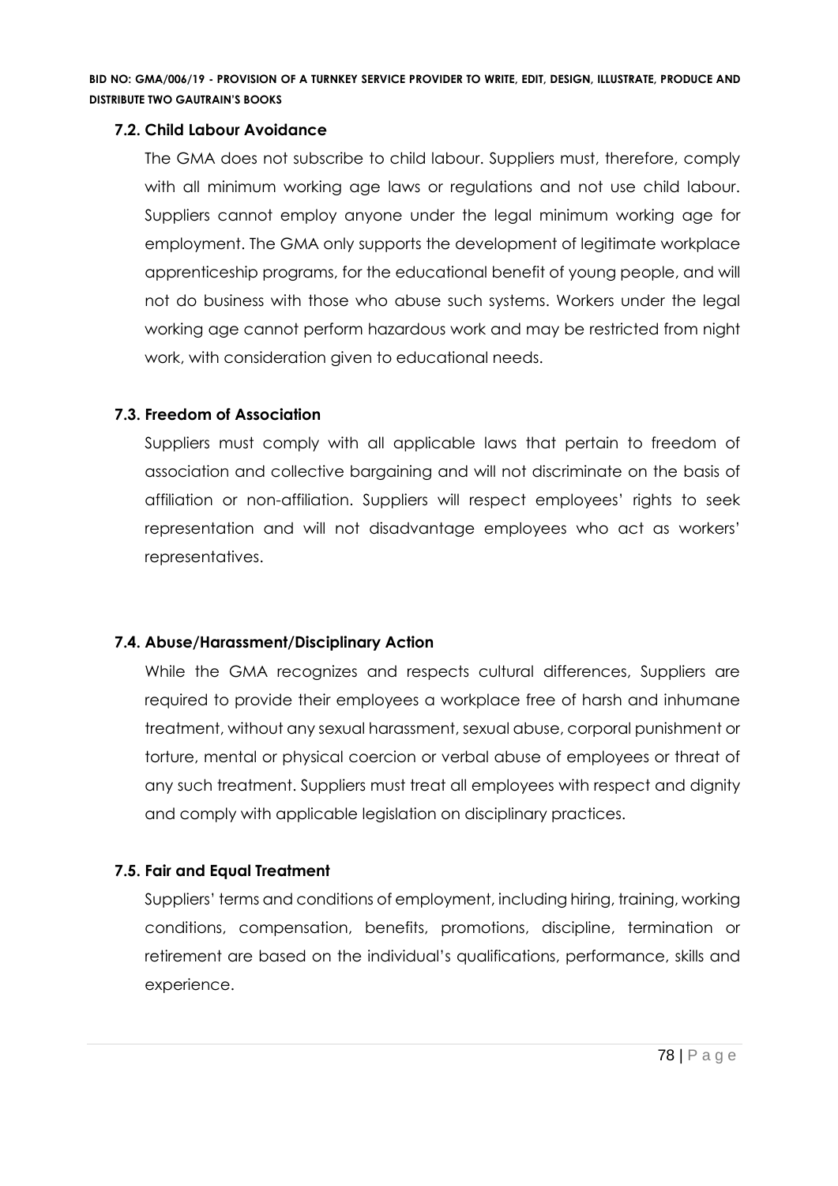### 7.2. Child Labour Avoidance

The GMA does not subscribe to child labour. Suppliers must, therefore, comply with all minimum working age laws or regulations and not use child labour. Suppliers cannot employ anyone under the legal minimum working age for employment. The GMA only supports the development of legitimate workplace apprenticeship programs, for the educational benefit of young people, and will not do business with those who abuse such systems. Workers under the legal working age cannot perform hazardous work and may be restricted from night work, with consideration given to educational needs.

### 7.3. Freedom of Association

Suppliers must comply with all applicable laws that pertain to freedom of association and collective bargaining and will not discriminate on the basis of affiliation or non-affiliation. Suppliers will respect employees' rights to seek representation and will not disadvantage employees who act as workers' representatives.

### 7.4. Abuse/Harassment/Disciplinary Action

While the GMA recognizes and respects cultural differences, Suppliers are required to provide their employees a workplace free of harsh and inhumane treatment, without any sexual harassment, sexual abuse, corporal punishment or torture, mental or physical coercion or verbal abuse of employees or threat of any such treatment. Suppliers must treat all employees with respect and dignity and comply with applicable legislation on disciplinary practices.

### 7.5. Fair and Equal Treatment

Suppliers' terms and conditions of employment, including hiring, training, working conditions, compensation, benefits, promotions, discipline, termination or retirement are based on the individual's qualifications, performance, skills and experience.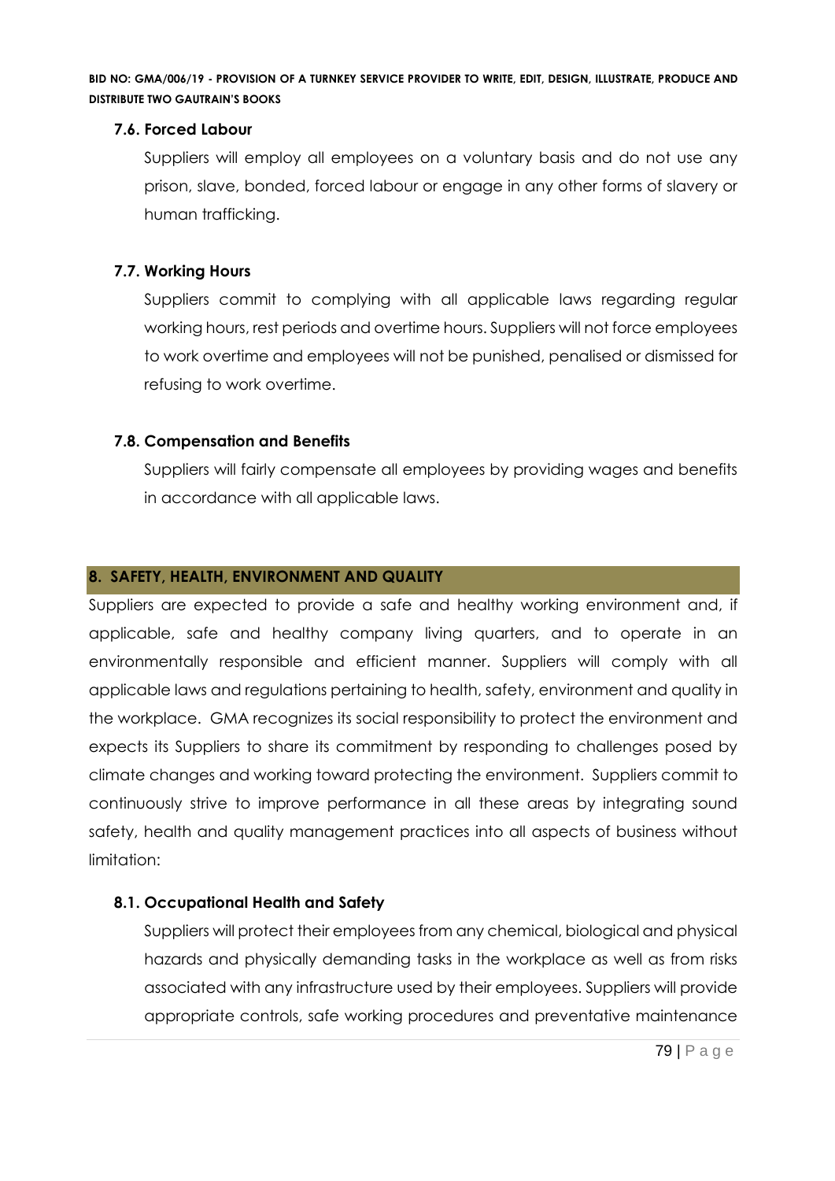### 7.6. Forced Labour

Suppliers will employ all employees on a voluntary basis and do not use any prison, slave, bonded, forced labour or engage in any other forms of slavery or human trafficking.

### 7.7. Working Hours

Suppliers commit to complying with all applicable laws regarding regular working hours, rest periods and overtime hours. Suppliers will not force employees to work overtime and employees will not be punished, penalised or dismissed for refusing to work overtime.

### 7.8. Compensation and Benefits

Suppliers will fairly compensate all employees by providing wages and benefits in accordance with all applicable laws.

## 8. SAFETY, HEALTH, ENVIRONMENT AND QUALITY

Suppliers are expected to provide a safe and healthy working environment and, if applicable, safe and healthy company living quarters, and to operate in an environmentally responsible and efficient manner. Suppliers will comply with all applicable laws and regulations pertaining to health, safety, environment and quality in the workplace. GMA recognizes its social responsibility to protect the environment and expects its Suppliers to share its commitment by responding to challenges posed by climate changes and working toward protecting the environment. Suppliers commit to continuously strive to improve performance in all these areas by integrating sound safety, health and quality management practices into all aspects of business without limitation:

### 8.1. Occupational Health and Safety

Suppliers will protect their employees from any chemical, biological and physical hazards and physically demanding tasks in the workplace as well as from risks associated with any infrastructure used by their employees. Suppliers will provide appropriate controls, safe working procedures and preventative maintenance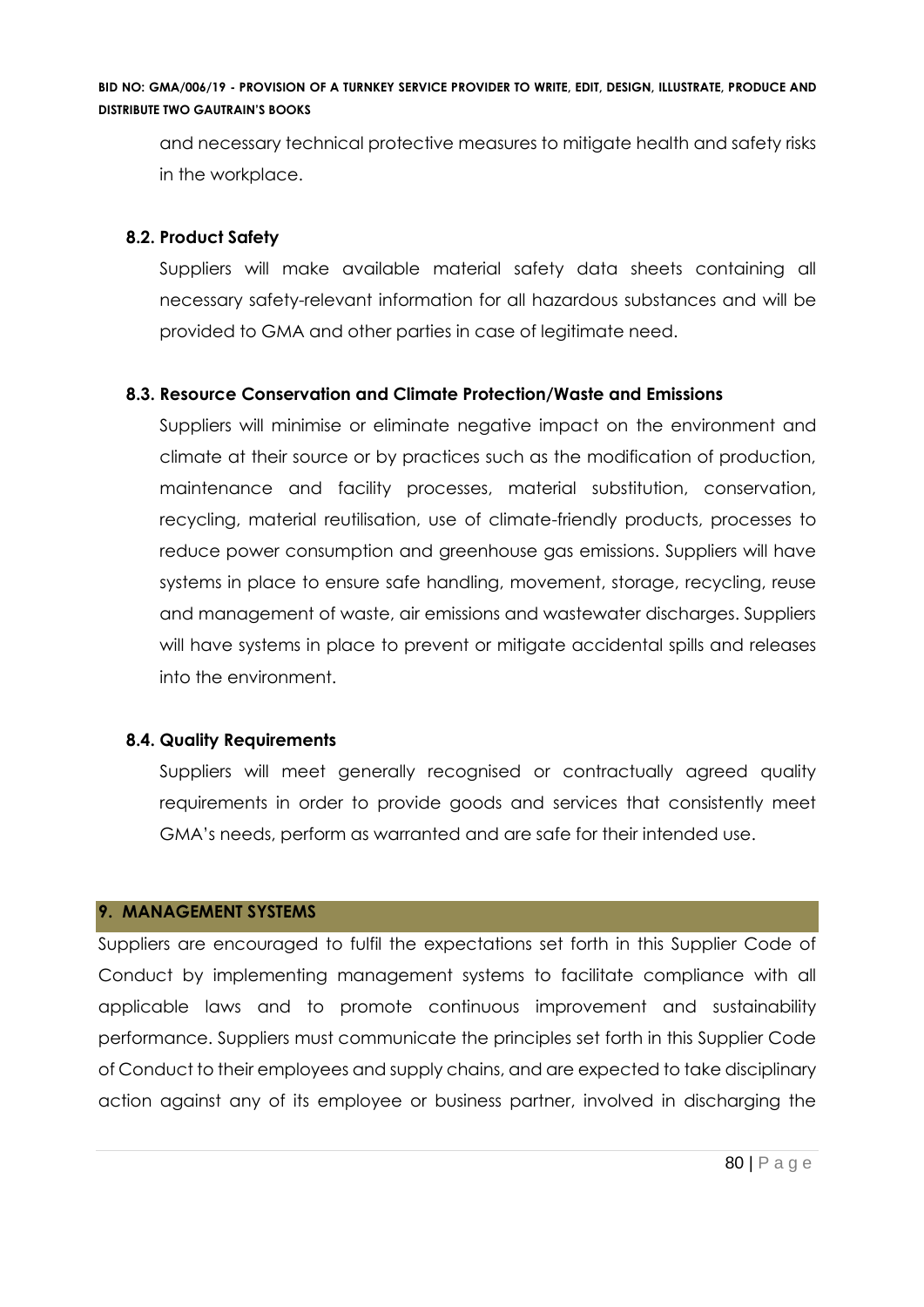and necessary technical protective measures to mitigate health and safety risks in the workplace.

### 8.2. Product Safety

Suppliers will make available material safety data sheets containing all necessary safety-relevant information for all hazardous substances and will be provided to GMA and other parties in case of legitimate need.

### 8.3. Resource Conservation and Climate Protection/Waste and Emissions

Suppliers will minimise or eliminate negative impact on the environment and climate at their source or by practices such as the modification of production, maintenance and facility processes, material substitution, conservation, recycling, material reutilisation, use of climate-friendly products, processes to reduce power consumption and greenhouse gas emissions. Suppliers will have systems in place to ensure safe handling, movement, storage, recycling, reuse and management of waste, air emissions and wastewater discharges. Suppliers will have systems in place to prevent or mitigate accidental spills and releases into the environment.

### 8.4. Quality Requirements

Suppliers will meet generally recognised or contractually agreed quality requirements in order to provide goods and services that consistently meet GMA's needs, perform as warranted and are safe for their intended use.

## 9. MANAGEMENT SYSTEMS

Suppliers are encouraged to fulfil the expectations set forth in this Supplier Code of Conduct by implementing management systems to facilitate compliance with all applicable laws and to promote continuous improvement and sustainability performance. Suppliers must communicate the principles set forth in this Supplier Code of Conduct to their employees and supply chains, and are expected to take disciplinary action against any of its employee or business partner, involved in discharging the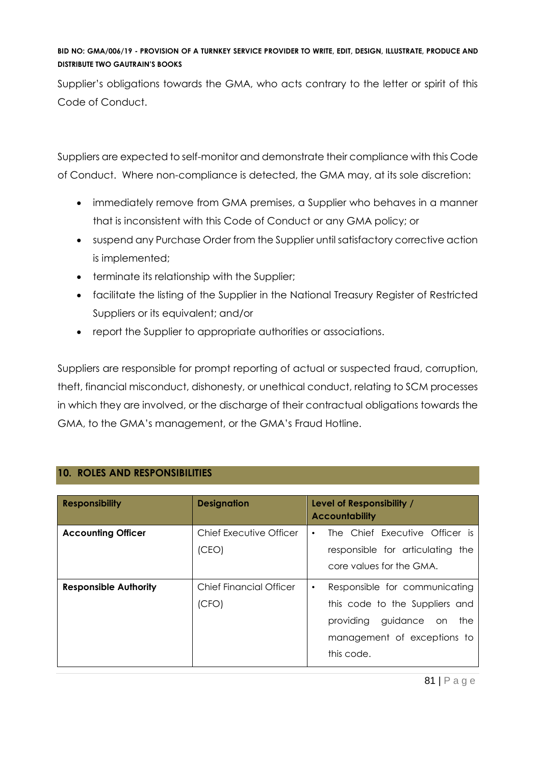Supplier's obligations towards the GMA, who acts contrary to the letter or spirit of this Code of Conduct.

Suppliers are expected to self-monitor and demonstrate their compliance with this Code of Conduct. Where non-compliance is detected, the GMA may, at its sole discretion:

- immediately remove from GMA premises, a Supplier who behaves in a manner that is inconsistent with this Code of Conduct or any GMA policy; or
- suspend any Purchase Order from the Supplier until satisfactory corrective action is implemented;
- terminate its relationship with the Supplier;
- facilitate the listing of the Supplier in the National Treasury Register of Restricted Suppliers or its equivalent; and/or
- report the Supplier to appropriate authorities or associations.

Suppliers are responsible for prompt reporting of actual or suspected fraud, corruption, theft, financial misconduct, dishonesty, or unethical conduct, relating to SCM processes in which they are involved, or the discharge of their contractual obligations towards the GMA, to the GMA's management, or the GMA's Fraud Hotline.

## 10. ROLES AND RESPONSIBILITIES

| Responsibility | Designation | Level of Responsibility / Accountability |
|---|---|---|
| **Accounting Officer** | Chief Executive Officer (CEO) | • The Chief Executive Officer is responsible for articulating the core values for the GMA. |
| **Responsible Authority** | Chief Financial Officer (CFO) | • Responsible for communicating this code to the Suppliers and providing guidance on the management of exceptions to this code. |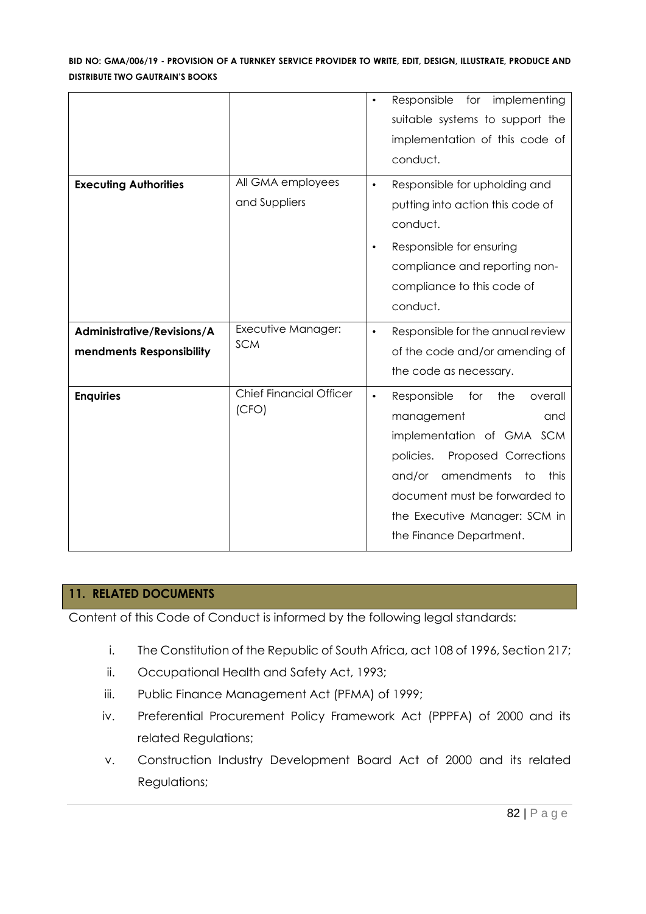| | | • Responsible for implementing suitable systems to support the implementation of this code of conduct. |
|---|---|---|
| **Executing Authorities** | All GMA employees and Suppliers | • Responsible for upholding and putting into action this code of conduct.<br>• Responsible for ensuring compliance and reporting non-compliance to this code of conduct. |
| **Administrative/Revisions/Amendments Responsibility** | Executive Manager: SCM | • Responsible for the annual review of the code and/or amending of the code as necessary. |
| **Enquiries** | Chief Financial Officer (CFO) | • Responsible for the overall management and implementation of GMA SCM policies. Proposed Corrections and/or amendments to this document must be forwarded to the Executive Manager: SCM in the Finance Department. |

## 11. RELATED DOCUMENTS

Content of this Code of Conduct is informed by the following legal standards:

i. The Constitution of the Republic of South Africa, act 108 of 1996, Section 217;
ii. Occupational Health and Safety Act, 1993;
iii. Public Finance Management Act (PFMA) of 1999;
iv. Preferential Procurement Policy Framework Act (PPPFA) of 2000 and its related Regulations;
v. Construction Industry Development Board Act of 2000 and its related Regulations;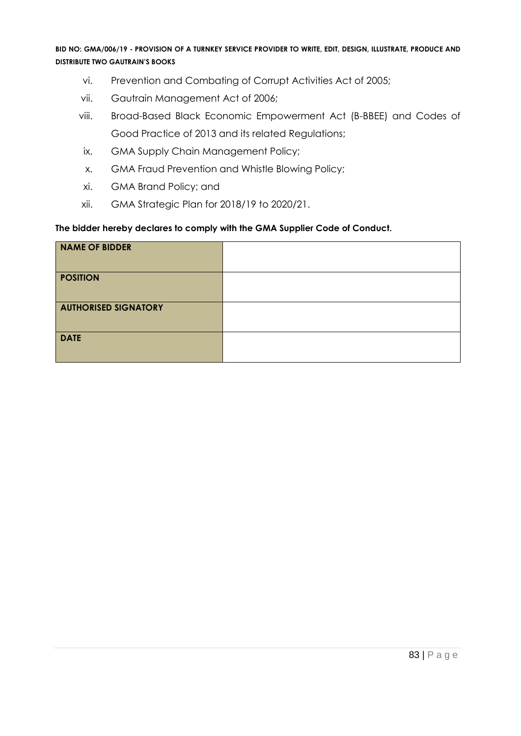vi. Prevention and Combating of Corrupt Activities Act of 2005;

vii. Gautrain Management Act of 2006;

viii. Broad-Based Black Economic Empowerment Act (B-BBEE) and Codes of Good Practice of 2013 and its related Regulations;

ix. GMA Supply Chain Management Policy;

x. GMA Fraud Prevention and Whistle Blowing Policy;

xi. GMA Brand Policy; and

xii. GMA Strategic Plan for 2018/19 to 2020/21.

**The bidder hereby declares to comply with the GMA Supplier Code of Conduct.**

| | |
|---|---|
| **NAME OF BIDDER** | |
| **POSITION** | |
| **AUTHORISED SIGNATORY** | |
| **DATE** | |